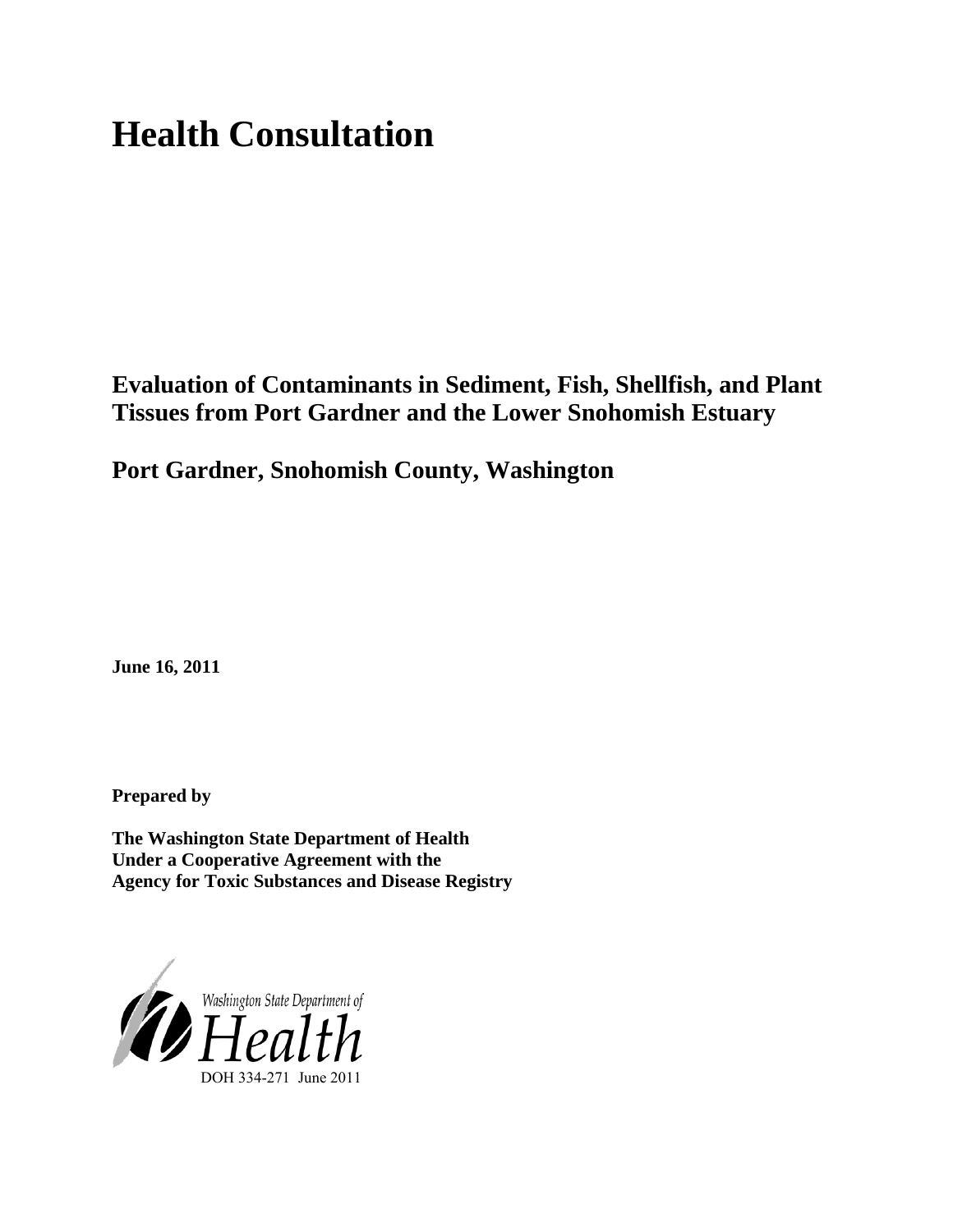# Health Consultation

## Evaluation of Contaminants in Sediment, Fish, Shellfish, and Plant Tissues from Port Gardner and the Lower Snohomish Estuary

## Port Gardner, Snohomish County, Washington

**June 16, 2011**

**Prepared by**

**The Washington State Department of Health**
**Under a Cooperative Agreement with the**
**Agency for Toxic Substances and Disease Registry**

Washington State Department of Health

DOH 334-271 June 2011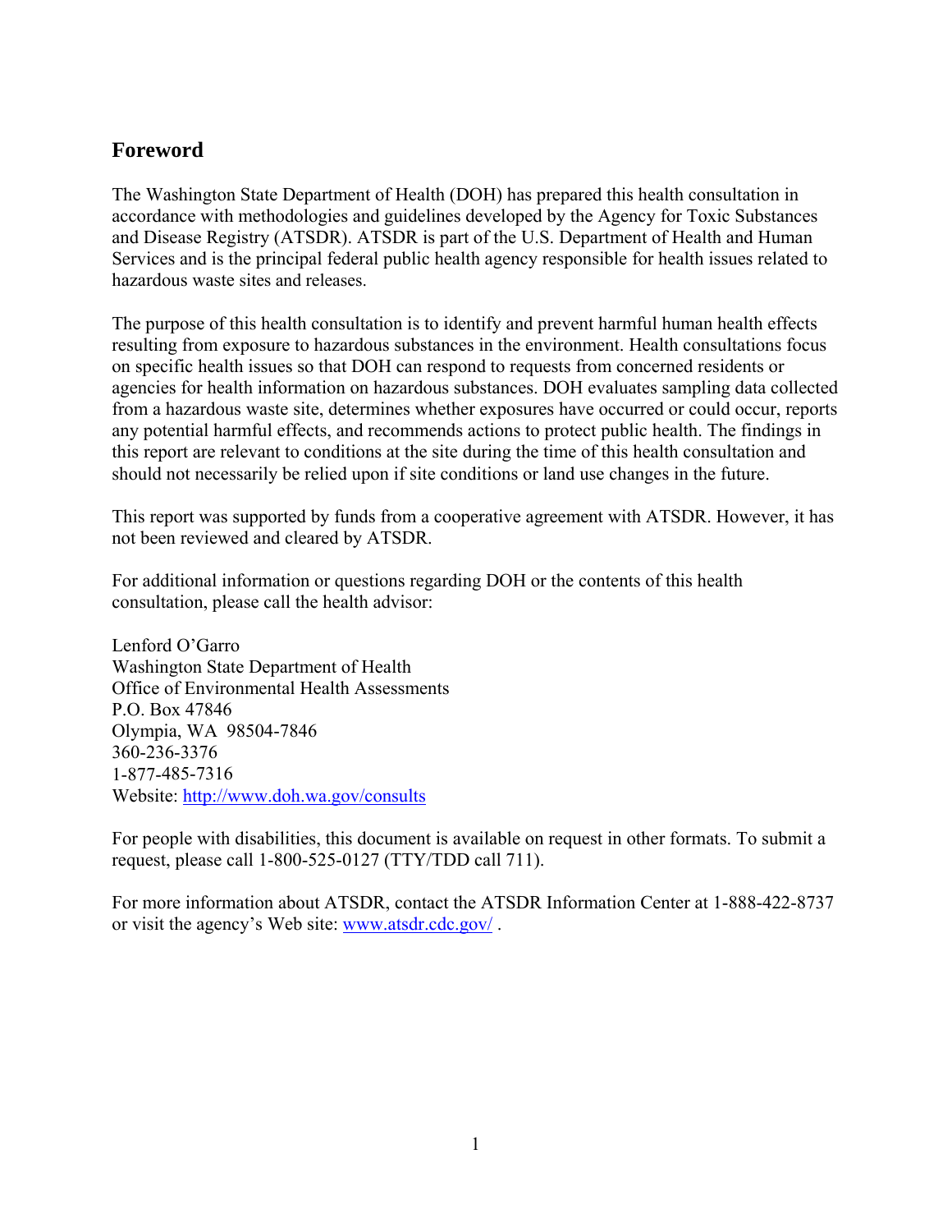## Foreword

The Washington State Department of Health (DOH) has prepared this health consultation in accordance with methodologies and guidelines developed by the Agency for Toxic Substances and Disease Registry (ATSDR). ATSDR is part of the U.S. Department of Health and Human Services and is the principal federal public health agency responsible for health issues related to hazardous waste sites and releases.

The purpose of this health consultation is to identify and prevent harmful human health effects resulting from exposure to hazardous substances in the environment. Health consultations focus on specific health issues so that DOH can respond to requests from concerned residents or agencies for health information on hazardous substances. DOH evaluates sampling data collected from a hazardous waste site, determines whether exposures have occurred or could occur, reports any potential harmful effects, and recommends actions to protect public health. The findings in this report are relevant to conditions at the site during the time of this health consultation and should not necessarily be relied upon if site conditions or land use changes in the future.

This report was supported by funds from a cooperative agreement with ATSDR. However, it has not been reviewed and cleared by ATSDR.

For additional information or questions regarding DOH or the contents of this health consultation, please call the health advisor:

Lenford O'Garro  
Washington State Department of Health  
Office of Environmental Health Assessments  
P.O. Box 47846  
Olympia, WA 98504-7846  
360-236-3376  
1-877-485-7316  
Website: [http://www.doh.wa.gov/consults](http://www.doh.wa.gov/consults)

For people with disabilities, this document is available on request in other formats. To submit a request, please call 1-800-525-0127 (TTY/TDD call 711).

For more information about ATSDR, contact the ATSDR Information Center at 1-888-422-8737 or visit the agency's Web site: [www.atsdr.cdc.gov/](http://www.atsdr.cdc.gov/) .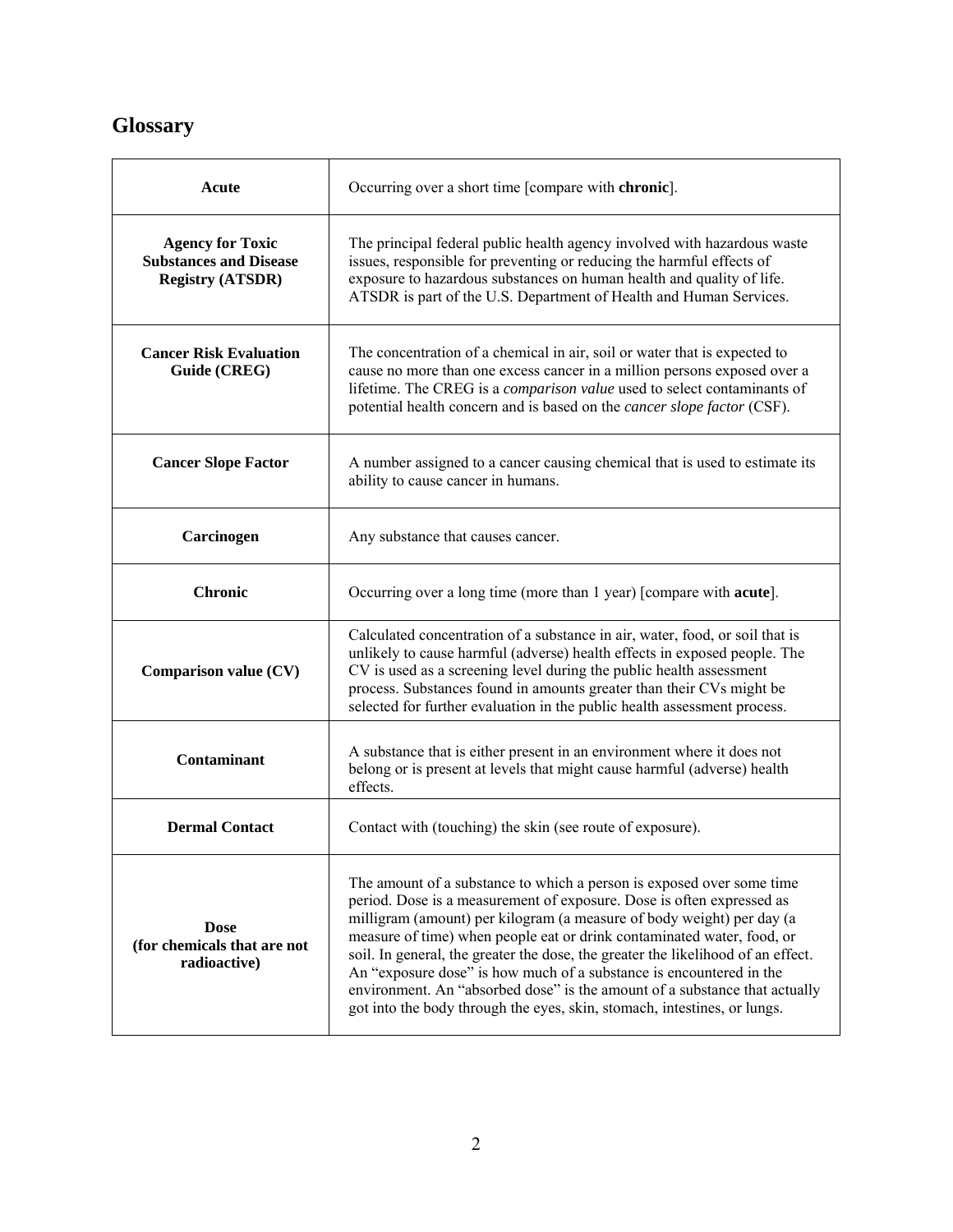## Glossary

| | |
|---|---|
| **Acute** | Occurring over a short time [compare with **chronic**]. |
| **Agency for Toxic Substances and Disease Registry (ATSDR)** | The principal federal public health agency involved with hazardous waste issues, responsible for preventing or reducing the harmful effects of exposure to hazardous substances on human health and quality of life. ATSDR is part of the U.S. Department of Health and Human Services. |
| **Cancer Risk Evaluation Guide (CREG)** | The concentration of a chemical in air, soil or water that is expected to cause no more than one excess cancer in a million persons exposed over a lifetime. The CREG is a *comparison value* used to select contaminants of potential health concern and is based on the *cancer slope factor* (CSF). |
| **Cancer Slope Factor** | A number assigned to a cancer causing chemical that is used to estimate its ability to cause cancer in humans. |
| **Carcinogen** | Any substance that causes cancer. |
| **Chronic** | Occurring over a long time (more than 1 year) [compare with **acute**]. |
| **Comparison value (CV)** | Calculated concentration of a substance in air, water, food, or soil that is unlikely to cause harmful (adverse) health effects in exposed people. The CV is used as a screening level during the public health assessment process. Substances found in amounts greater than their CVs might be selected for further evaluation in the public health assessment process. |
| **Contaminant** | A substance that is either present in an environment where it does not belong or is present at levels that might cause harmful (adverse) health effects. |
| **Dermal Contact** | Contact with (touching) the skin (see route of exposure). |
| **Dose (for chemicals that are not radioactive)** | The amount of a substance to which a person is exposed over some time period. Dose is a measurement of exposure. Dose is often expressed as milligram (amount) per kilogram (a measure of body weight) per day (a measure of time) when people eat or drink contaminated water, food, or soil. In general, the greater the dose, the greater the likelihood of an effect. An "exposure dose" is how much of a substance is encountered in the environment. An "absorbed dose" is the amount of a substance that actually got into the body through the eyes, skin, stomach, intestines, or lungs. |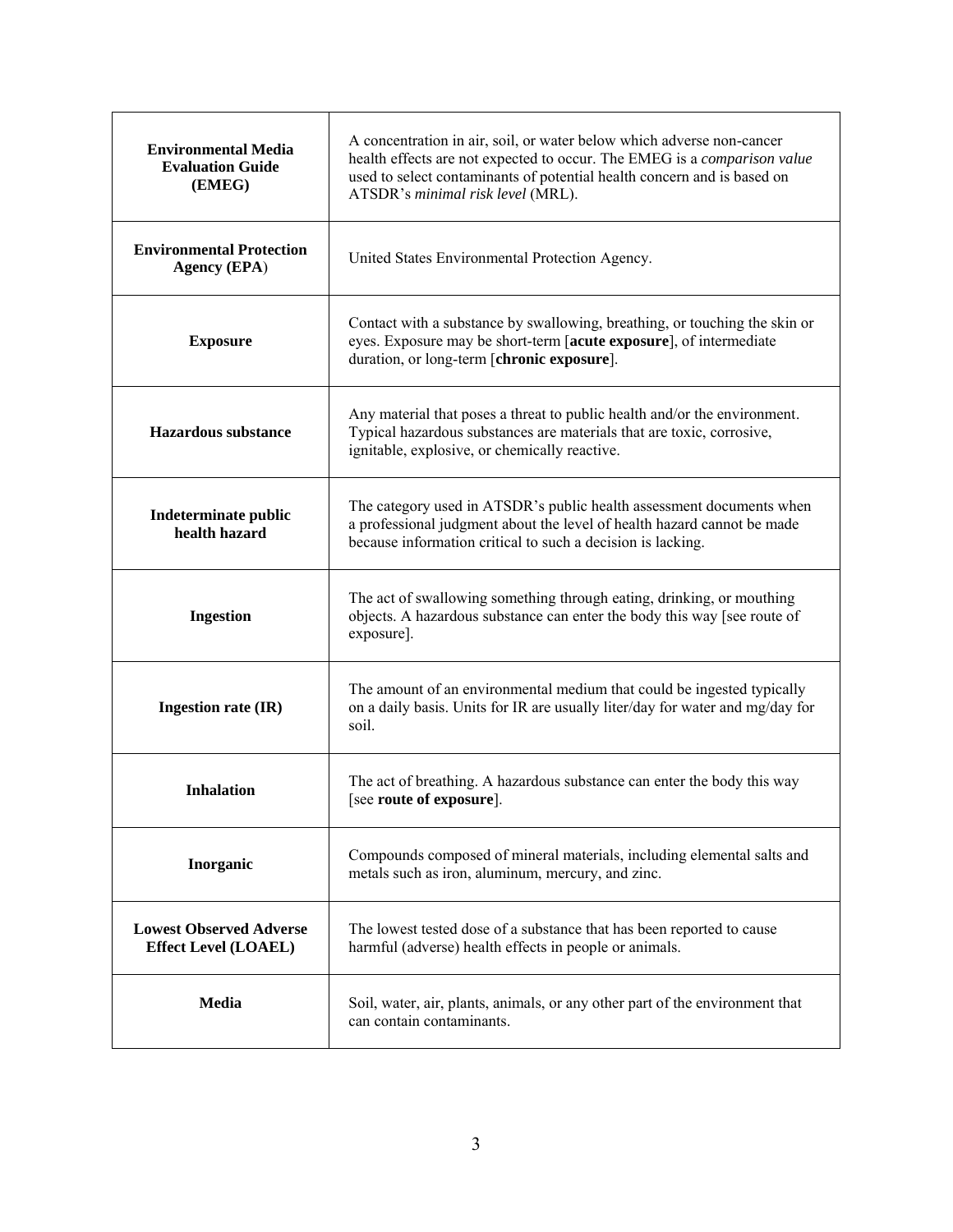| | |
|---|---|
| **Environmental Media Evaluation Guide (EMEG)** | A concentration in air, soil, or water below which adverse non-cancer health effects are not expected to occur. The EMEG is a *comparison value* used to select contaminants of potential health concern and is based on ATSDR's *minimal risk level* (MRL). |
| **Environmental Protection Agency (EPA)** | United States Environmental Protection Agency. |
| **Exposure** | Contact with a substance by swallowing, breathing, or touching the skin or eyes. Exposure may be short-term [**acute exposure**], of intermediate duration, or long-term [**chronic exposure**]. |
| **Hazardous substance** | Any material that poses a threat to public health and/or the environment. Typical hazardous substances are materials that are toxic, corrosive, ignitable, explosive, or chemically reactive. |
| **Indeterminate public health hazard** | The category used in ATSDR's public health assessment documents when a professional judgment about the level of health hazard cannot be made because information critical to such a decision is lacking. |
| **Ingestion** | The act of swallowing something through eating, drinking, or mouthing objects. A hazardous substance can enter the body this way [see route of exposure]. |
| **Ingestion rate (IR)** | The amount of an environmental medium that could be ingested typically on a daily basis. Units for IR are usually liter/day for water and mg/day for soil. |
| **Inhalation** | The act of breathing. A hazardous substance can enter the body this way [see **route of exposure**]. |
| **Inorganic** | Compounds composed of mineral materials, including elemental salts and metals such as iron, aluminum, mercury, and zinc. |
| **Lowest Observed Adverse Effect Level (LOAEL)** | The lowest tested dose of a substance that has been reported to cause harmful (adverse) health effects in people or animals. |
| **Media** | Soil, water, air, plants, animals, or any other part of the environment that can contain contaminants. |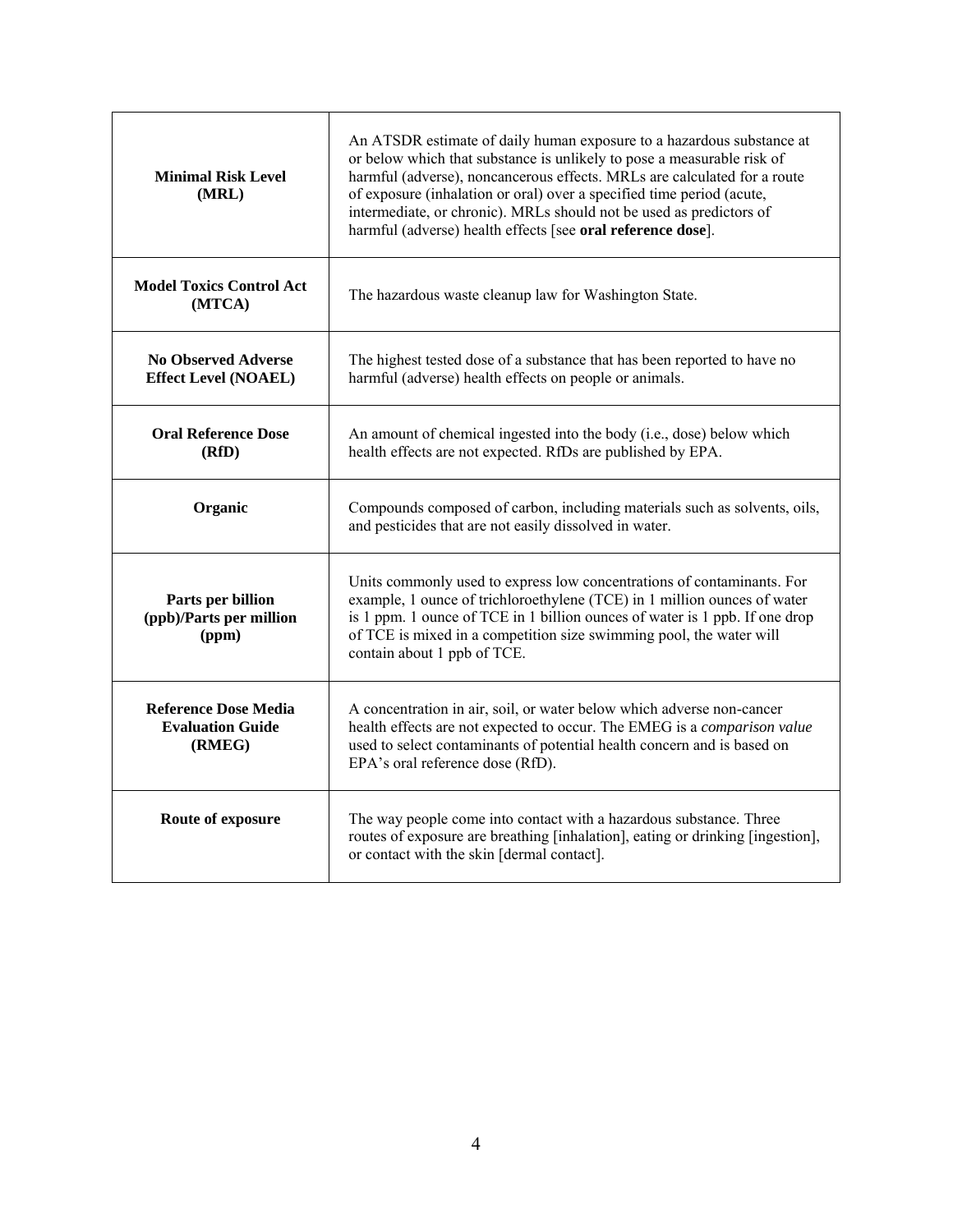| | |
|---|---|
| **Minimal Risk Level (MRL)** | An ATSDR estimate of daily human exposure to a hazardous substance at or below which that substance is unlikely to pose a measurable risk of harmful (adverse), noncancerous effects. MRLs are calculated for a route of exposure (inhalation or oral) over a specified time period (acute, intermediate, or chronic). MRLs should not be used as predictors of harmful (adverse) health effects [see **oral reference dose**]. |
| **Model Toxics Control Act (MTCA)** | The hazardous waste cleanup law for Washington State. |
| **No Observed Adverse Effect Level (NOAEL)** | The highest tested dose of a substance that has been reported to have no harmful (adverse) health effects on people or animals. |
| **Oral Reference Dose (RfD)** | An amount of chemical ingested into the body (i.e., dose) below which health effects are not expected. RfDs are published by EPA. |
| **Organic** | Compounds composed of carbon, including materials such as solvents, oils, and pesticides that are not easily dissolved in water. |
| **Parts per billion (ppb)/Parts per million (ppm)** | Units commonly used to express low concentrations of contaminants. For example, 1 ounce of trichloroethylene (TCE) in 1 million ounces of water is 1 ppm. 1 ounce of TCE in 1 billion ounces of water is 1 ppb. If one drop of TCE is mixed in a competition size swimming pool, the water will contain about 1 ppb of TCE. |
| **Reference Dose Media Evaluation Guide (RMEG)** | A concentration in air, soil, or water below which adverse non-cancer health effects are not expected to occur. The EMEG is a *comparison value* used to select contaminants of potential health concern and is based on EPA's oral reference dose (RfD). |
| **Route of exposure** | The way people come into contact with a hazardous substance. Three routes of exposure are breathing [inhalation], eating or drinking [ingestion], or contact with the skin [dermal contact]. |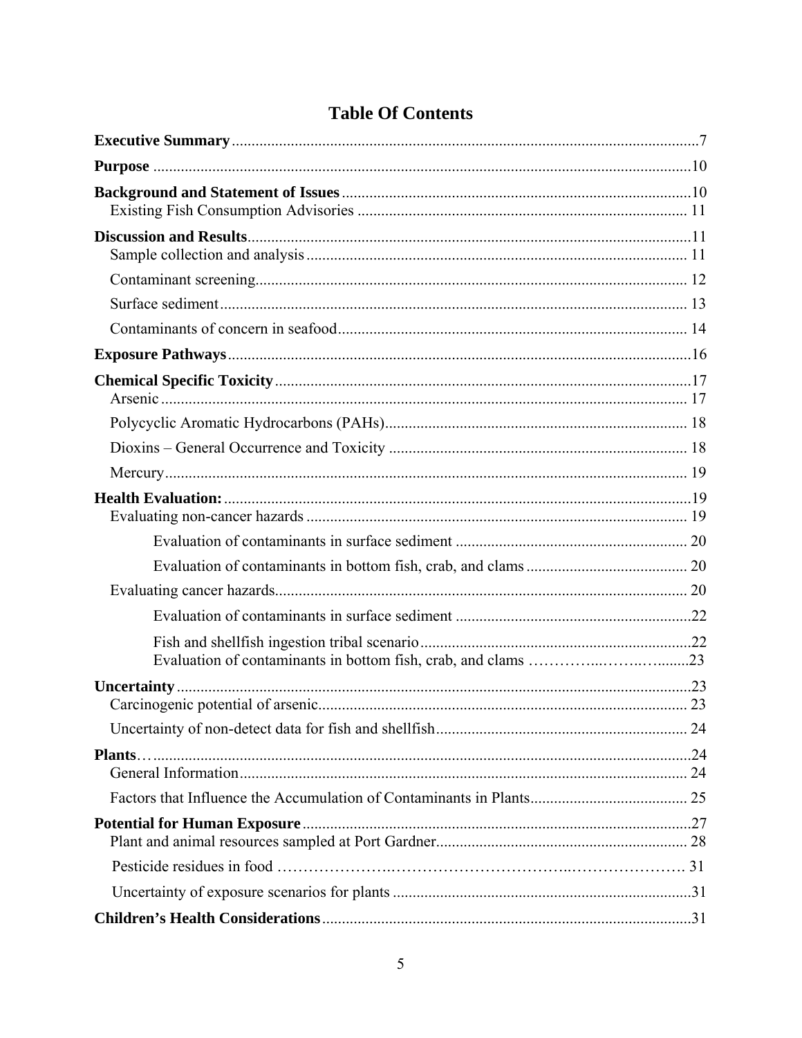# Table Of Contents

**Executive Summary** ....................................................................................................7

**Purpose** ......................................................................................................................10

**Background and Statement of Issues** .......................................................................10
 Existing Fish Consumption Advisories ................................................................... 11

**Discussion and Results**...............................................................................................11
 Sample collection and analysis ................................................................................ 11

 Contaminant screening............................................................................................. 12

 Surface sediment ...................................................................................................... 13

 Contaminants of concern in seafood ........................................................................ 14

**Exposure Pathways** ....................................................................................................16

**Chemical Specific Toxicity** ........................................................................................17
 Arsenic ..................................................................................................................... 17

 Polycyclic Aromatic Hydrocarbons (PAHs)............................................................ 18

 Dioxins – General Occurrence and Toxicity ........................................................... 18

 Mercury.................................................................................................................... 19

**Health Evaluation:** .....................................................................................................19
 Evaluating non-cancer hazards ................................................................................ 19

  Evaluation of contaminants in surface sediment ........................................................... 20

  Evaluation of contaminants in bottom fish, crab, and clams ......................................... 20

 Evaluating cancer hazards........................................................................................ 20

  Evaluation of contaminants in surface sediment ............................................................22

  Fish and shellfish ingestion tribal scenario.....................................................................22
  Evaluation of contaminants in bottom fish, crab, and clams …………...……..….......23

**Uncertainty** .................................................................................................................23
 Carcinogenic potential of arsenic............................................................................. 23

 Uncertainty of non-detect data for fish and shellfish............................................... 24

**Plants**… ......................................................................................................................24
 General Information................................................................................................. 24

 Factors that Influence the Accumulation of Contaminants in Plants....................... 25

**Potential for Human Exposure** ..................................................................................27
 Plant and animal resources sampled at Port Gardner............................................... 28

 Pesticide residues in food ………………….…………………………..…………………. 31

 Uncertainty of exposure scenarios for plants ...........................................................31

**Children's Health Considerations** .............................................................................31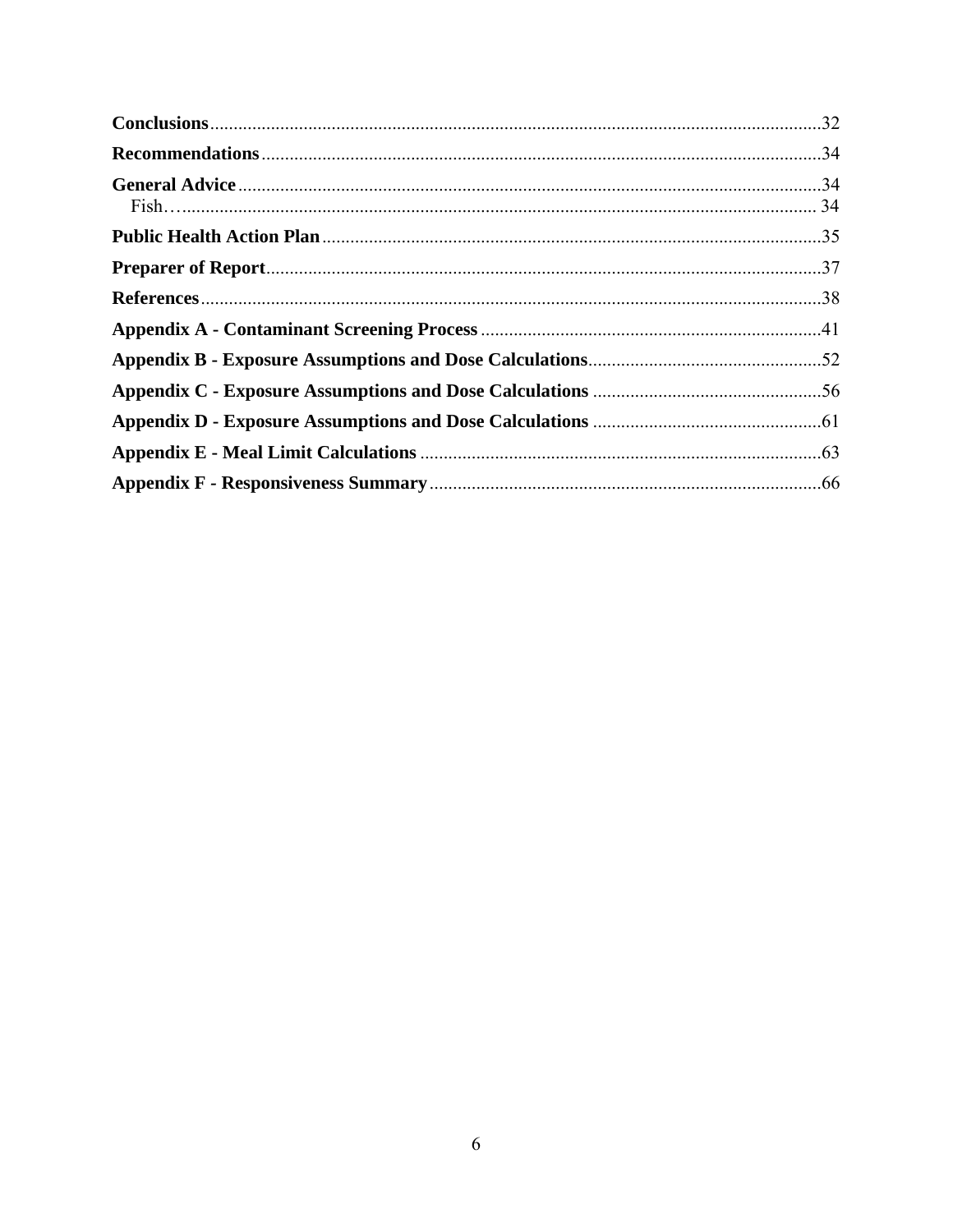**Conclusions**....................................................................................................................32

**Recommendations**.........................................................................................................34

**General Advice**...............................................................................................................34

Fish……........................................................................................................................ 34

**Public Health Action Plan**...........................................................................................35

**Preparer of Report**.......................................................................................................37

**References**.....................................................................................................................38

**Appendix A - Contaminant Screening Process**.........................................................41

**Appendix B - Exposure Assumptions and Dose Calculations**..................................52

**Appendix C - Exposure Assumptions and Dose Calculations**..................................56

**Appendix D - Exposure Assumptions and Dose Calculations**..................................61

**Appendix E - Meal Limit Calculations**......................................................................63

**Appendix F - Responsiveness Summary**....................................................................66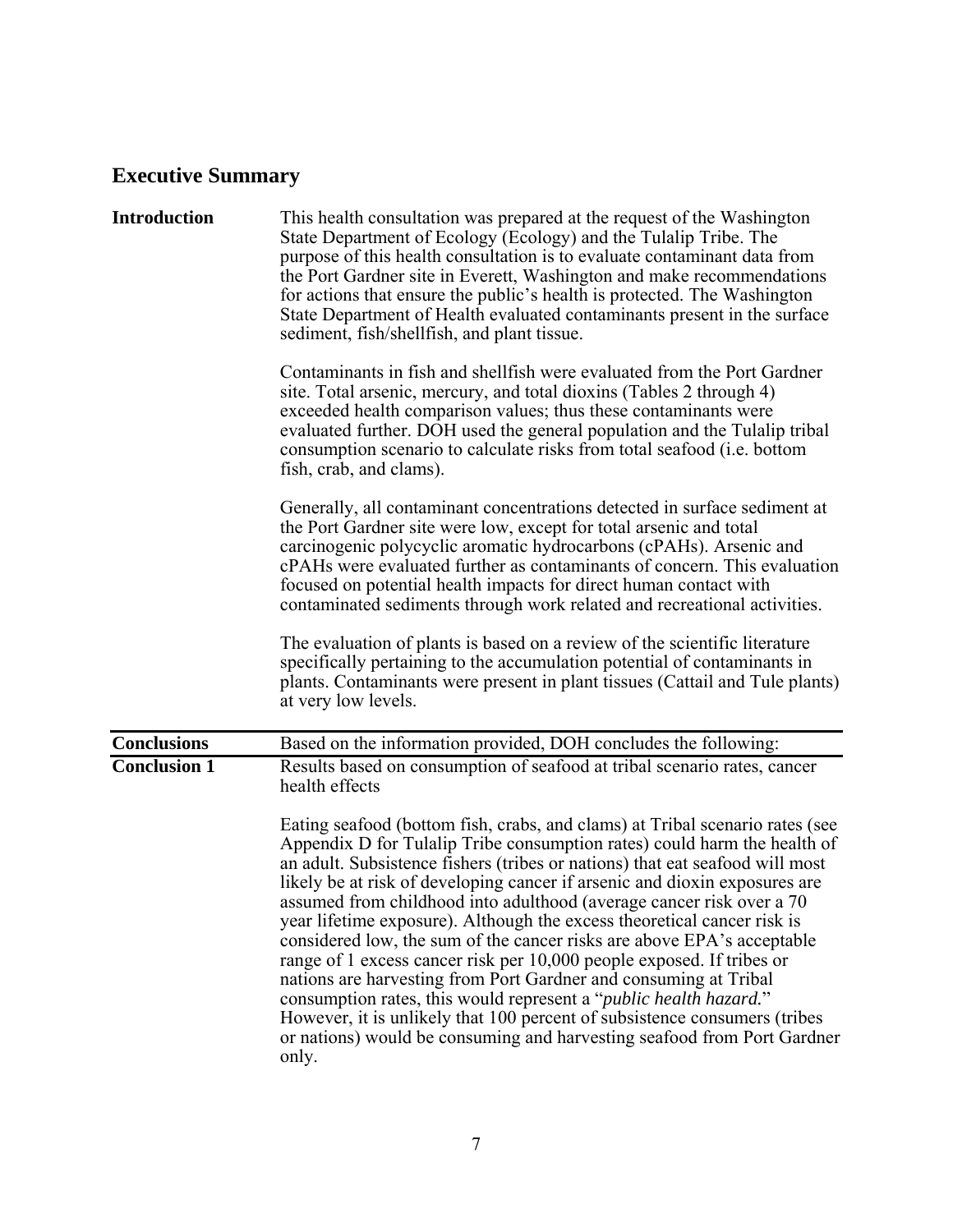## Executive Summary

**Introduction**

This health consultation was prepared at the request of the Washington State Department of Ecology (Ecology) and the Tulalip Tribe. The purpose of this health consultation is to evaluate contaminant data from the Port Gardner site in Everett, Washington and make recommendations for actions that ensure the public's health is protected. The Washington State Department of Health evaluated contaminants present in the surface sediment, fish/shellfish, and plant tissue.

Contaminants in fish and shellfish were evaluated from the Port Gardner site. Total arsenic, mercury, and total dioxins (Tables 2 through 4) exceeded health comparison values; thus these contaminants were evaluated further. DOH used the general population and the Tulalip tribal consumption scenario to calculate risks from total seafood (i.e. bottom fish, crab, and clams).

Generally, all contaminant concentrations detected in surface sediment at the Port Gardner site were low, except for total arsenic and total carcinogenic polycyclic aromatic hydrocarbons (cPAHs). Arsenic and cPAHs were evaluated further as contaminants of concern. This evaluation focused on potential health impacts for direct human contact with contaminated sediments through work related and recreational activities.

The evaluation of plants is based on a review of the scientific literature specifically pertaining to the accumulation potential of contaminants in plants. Contaminants were present in plant tissues (Cattail and Tule plants) at very low levels.

**Conclusions**

Based on the information provided, DOH concludes the following:

**Conclusion 1**

Results based on consumption of seafood at tribal scenario rates, cancer health effects

Eating seafood (bottom fish, crabs, and clams) at Tribal scenario rates (see Appendix D for Tulalip Tribe consumption rates) could harm the health of an adult. Subsistence fishers (tribes or nations) that eat seafood will most likely be at risk of developing cancer if arsenic and dioxin exposures are assumed from childhood into adulthood (average cancer risk over a 70 year lifetime exposure). Although the excess theoretical cancer risk is considered low, the sum of the cancer risks are above EPA's acceptable range of 1 excess cancer risk per 10,000 people exposed. If tribes or nations are harvesting from Port Gardner and consuming at Tribal consumption rates, this would represent a "*public health hazard.*" However, it is unlikely that 100 percent of subsistence consumers (tribes or nations) would be consuming and harvesting seafood from Port Gardner only.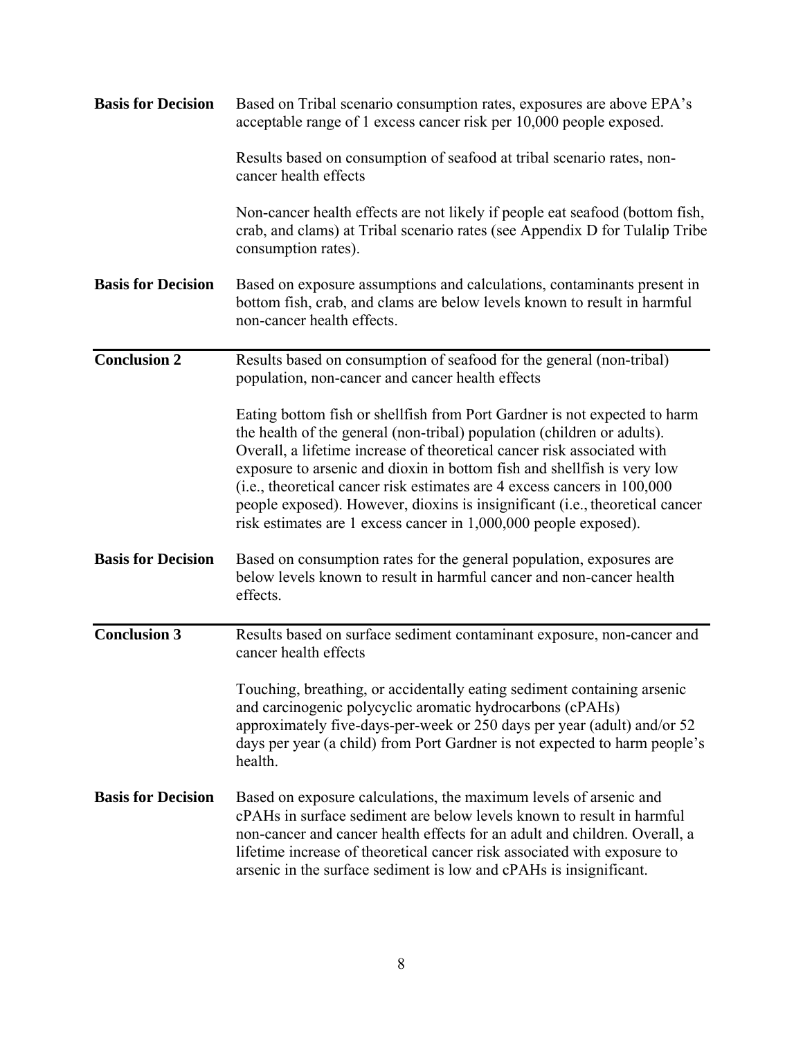**Basis for Decision** Based on Tribal scenario consumption rates, exposures are above EPA's acceptable range of 1 excess cancer risk per 10,000 people exposed.

Results based on consumption of seafood at tribal scenario rates, non-cancer health effects

Non-cancer health effects are not likely if people eat seafood (bottom fish, crab, and clams) at Tribal scenario rates (see Appendix D for Tulalip Tribe consumption rates).

**Basis for Decision** Based on exposure assumptions and calculations, contaminants present in bottom fish, crab, and clams are below levels known to result in harmful non-cancer health effects.

---

**Conclusion 2** Results based on consumption of seafood for the general (non-tribal) population, non-cancer and cancer health effects

Eating bottom fish or shellfish from Port Gardner is not expected to harm the health of the general (non-tribal) population (children or adults). Overall, a lifetime increase of theoretical cancer risk associated with exposure to arsenic and dioxin in bottom fish and shellfish is very low (i.e., theoretical cancer risk estimates are 4 excess cancers in 100,000 people exposed). However, dioxins is insignificant (i.e., theoretical cancer risk estimates are 1 excess cancer in 1,000,000 people exposed).

**Basis for Decision** Based on consumption rates for the general population, exposures are below levels known to result in harmful cancer and non-cancer health effects.

---

**Conclusion 3** Results based on surface sediment contaminant exposure, non-cancer and cancer health effects

Touching, breathing, or accidentally eating sediment containing arsenic and carcinogenic polycyclic aromatic hydrocarbons (cPAHs) approximately five-days-per-week or 250 days per year (adult) and/or 52 days per year (a child) from Port Gardner is not expected to harm people's health.

**Basis for Decision** Based on exposure calculations, the maximum levels of arsenic and cPAHs in surface sediment are below levels known to result in harmful non-cancer and cancer health effects for an adult and children. Overall, a lifetime increase of theoretical cancer risk associated with exposure to arsenic in the surface sediment is low and cPAHs is insignificant.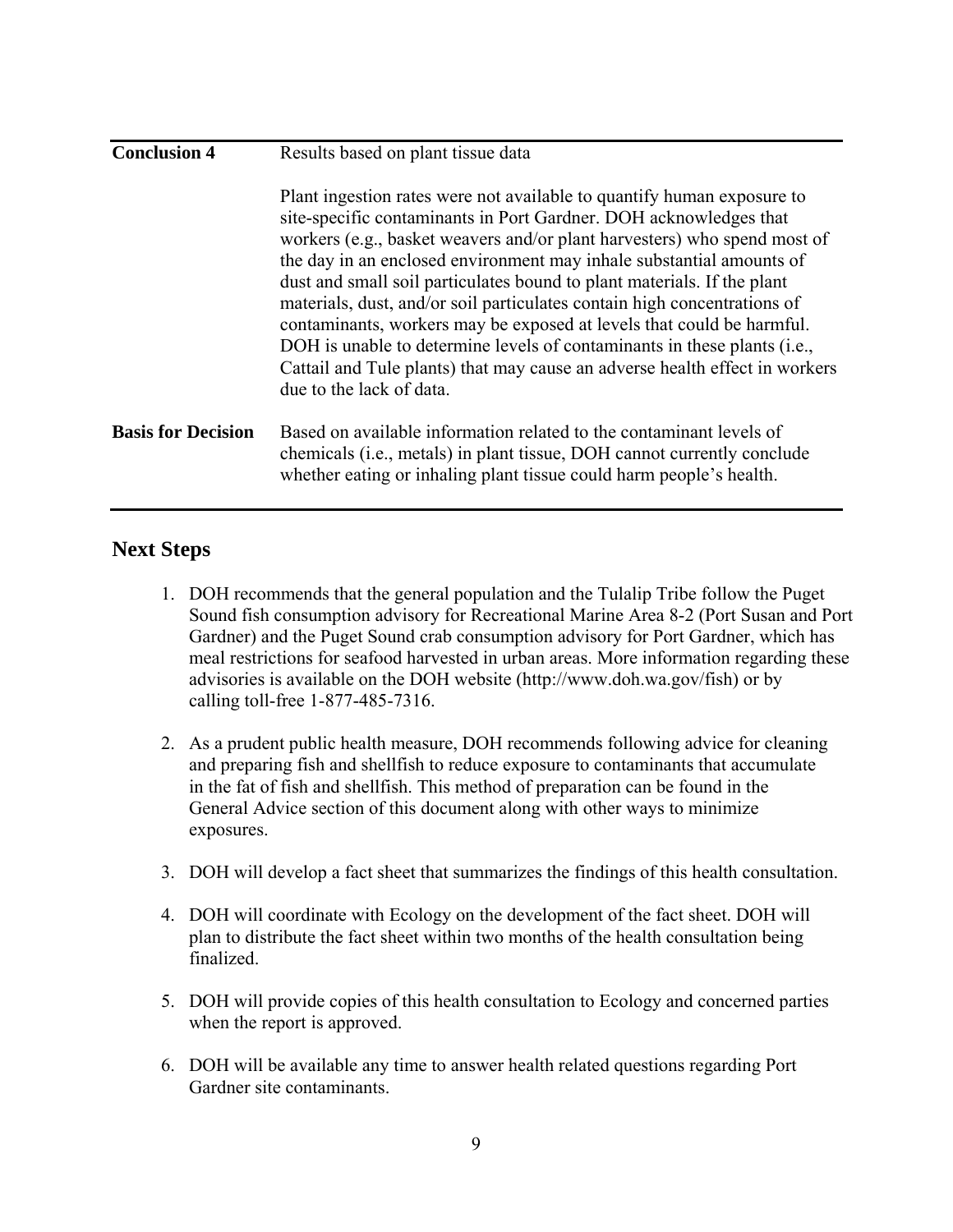| **Conclusion 4** | Results based on plant tissue data<br><br>Plant ingestion rates were not available to quantify human exposure to site-specific contaminants in Port Gardner. DOH acknowledges that workers (e.g., basket weavers and/or plant harvesters) who spend most of the day in an enclosed environment may inhale substantial amounts of dust and small soil particulates bound to plant materials. If the plant materials, dust, and/or soil particulates contain high concentrations of contaminants, workers may be exposed at levels that could be harmful. DOH is unable to determine levels of contaminants in these plants (i.e., Cattail and Tule plants) that may cause an adverse health effect in workers due to the lack of data. |
|---|---|
| **Basis for Decision** | Based on available information related to the contaminant levels of chemicals (i.e., metals) in plant tissue, DOH cannot currently conclude whether eating or inhaling plant tissue could harm people's health. |

## Next Steps

1. DOH recommends that the general population and the Tulalip Tribe follow the Puget Sound fish consumption advisory for Recreational Marine Area 8-2 (Port Susan and Port Gardner) and the Puget Sound crab consumption advisory for Port Gardner, which has meal restrictions for seafood harvested in urban areas. More information regarding these advisories is available on the DOH website (http://www.doh.wa.gov/fish) or by calling toll-free 1-877-485-7316.

2. As a prudent public health measure, DOH recommends following advice for cleaning and preparing fish and shellfish to reduce exposure to contaminants that accumulate in the fat of fish and shellfish. This method of preparation can be found in the General Advice section of this document along with other ways to minimize exposures.

3. DOH will develop a fact sheet that summarizes the findings of this health consultation.

4. DOH will coordinate with Ecology on the development of the fact sheet. DOH will plan to distribute the fact sheet within two months of the health consultation being finalized.

5. DOH will provide copies of this health consultation to Ecology and concerned parties when the report is approved.

6. DOH will be available any time to answer health related questions regarding Port Gardner site contaminants.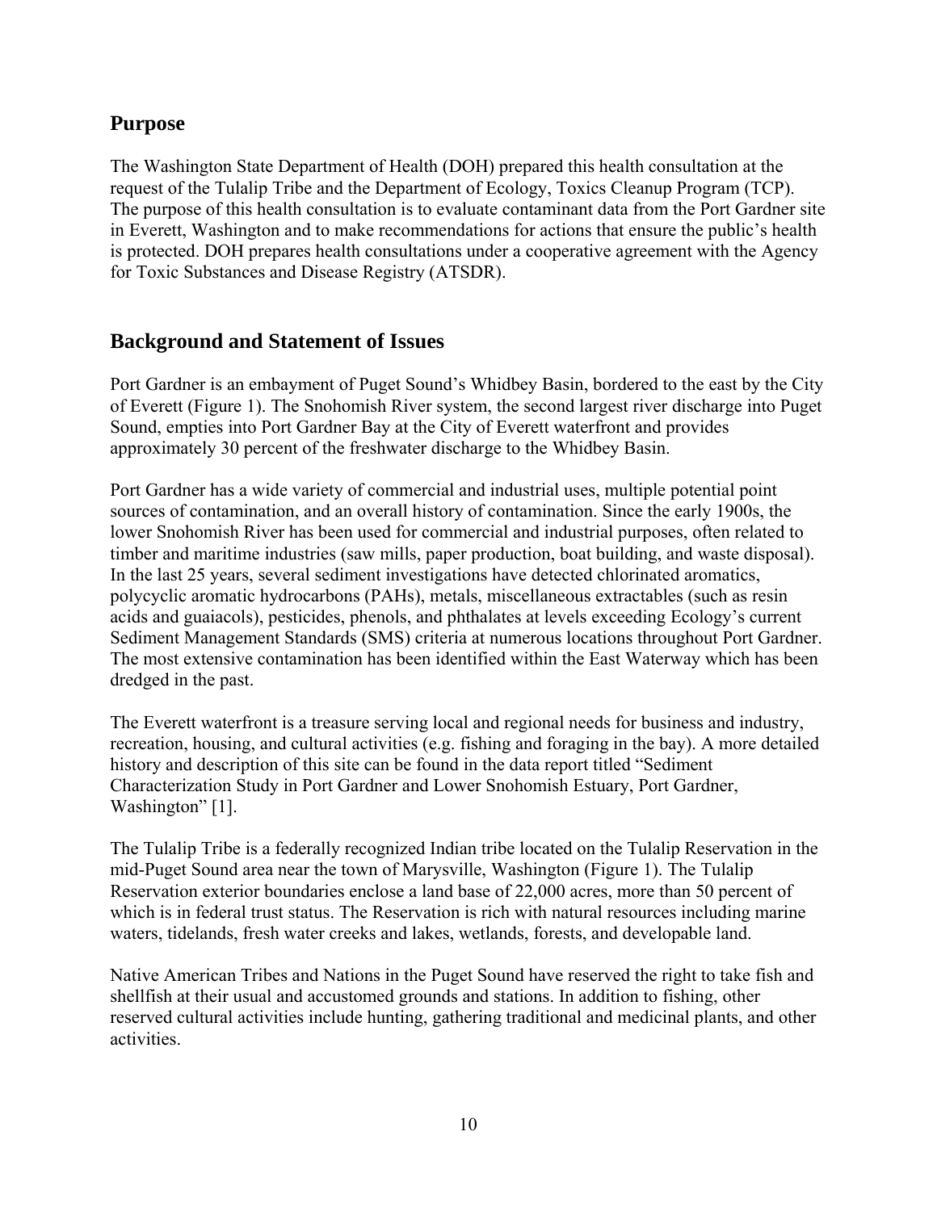## Purpose

The Washington State Department of Health (DOH) prepared this health consultation at the request of the Tulalip Tribe and the Department of Ecology, Toxics Cleanup Program (TCP). The purpose of this health consultation is to evaluate contaminant data from the Port Gardner site in Everett, Washington and to make recommendations for actions that ensure the public's health is protected. DOH prepares health consultations under a cooperative agreement with the Agency for Toxic Substances and Disease Registry (ATSDR).

## Background and Statement of Issues

Port Gardner is an embayment of Puget Sound's Whidbey Basin, bordered to the east by the City of Everett (Figure 1). The Snohomish River system, the second largest river discharge into Puget Sound, empties into Port Gardner Bay at the City of Everett waterfront and provides approximately 30 percent of the freshwater discharge to the Whidbey Basin.

Port Gardner has a wide variety of commercial and industrial uses, multiple potential point sources of contamination, and an overall history of contamination. Since the early 1900s, the lower Snohomish River has been used for commercial and industrial purposes, often related to timber and maritime industries (saw mills, paper production, boat building, and waste disposal). In the last 25 years, several sediment investigations have detected chlorinated aromatics, polycyclic aromatic hydrocarbons (PAHs), metals, miscellaneous extractables (such as resin acids and guaiacols), pesticides, phenols, and phthalates at levels exceeding Ecology's current Sediment Management Standards (SMS) criteria at numerous locations throughout Port Gardner. The most extensive contamination has been identified within the East Waterway which has been dredged in the past.

The Everett waterfront is a treasure serving local and regional needs for business and industry, recreation, housing, and cultural activities (e.g. fishing and foraging in the bay). A more detailed history and description of this site can be found in the data report titled "Sediment Characterization Study in Port Gardner and Lower Snohomish Estuary, Port Gardner, Washington" [1].

The Tulalip Tribe is a federally recognized Indian tribe located on the Tulalip Reservation in the mid-Puget Sound area near the town of Marysville, Washington (Figure 1). The Tulalip Reservation exterior boundaries enclose a land base of 22,000 acres, more than 50 percent of which is in federal trust status. The Reservation is rich with natural resources including marine waters, tidelands, fresh water creeks and lakes, wetlands, forests, and developable land.

Native American Tribes and Nations in the Puget Sound have reserved the right to take fish and shellfish at their usual and accustomed grounds and stations. In addition to fishing, other reserved cultural activities include hunting, gathering traditional and medicinal plants, and other activities.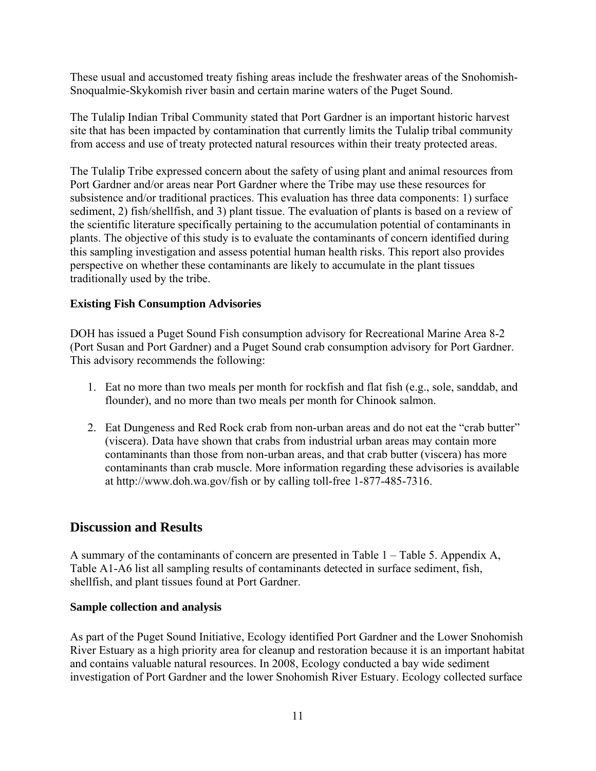These usual and accustomed treaty fishing areas include the freshwater areas of the Snohomish-Snoqualmie-Skykomish river basin and certain marine waters of the Puget Sound.

The Tulalip Indian Tribal Community stated that Port Gardner is an important historic harvest site that has been impacted by contamination that currently limits the Tulalip tribal community from access and use of treaty protected natural resources within their treaty protected areas.

The Tulalip Tribe expressed concern about the safety of using plant and animal resources from Port Gardner and/or areas near Port Gardner where the Tribe may use these resources for subsistence and/or traditional practices. This evaluation has three data components: 1) surface sediment, 2) fish/shellfish, and 3) plant tissue. The evaluation of plants is based on a review of the scientific literature specifically pertaining to the accumulation potential of contaminants in plants. The objective of this study is to evaluate the contaminants of concern identified during this sampling investigation and assess potential human health risks. This report also provides perspective on whether these contaminants are likely to accumulate in the plant tissues traditionally used by the tribe.

**Existing Fish Consumption Advisories**

DOH has issued a Puget Sound Fish consumption advisory for Recreational Marine Area 8-2 (Port Susan and Port Gardner) and a Puget Sound crab consumption advisory for Port Gardner. This advisory recommends the following:

1. Eat no more than two meals per month for rockfish and flat fish (e.g., sole, sanddab, and flounder), and no more than two meals per month for Chinook salmon.

2. Eat Dungeness and Red Rock crab from non-urban areas and do not eat the "crab butter" (viscera). Data have shown that crabs from industrial urban areas may contain more contaminants than those from non-urban areas, and that crab butter (viscera) has more contaminants than crab muscle. More information regarding these advisories is available at http://www.doh.wa.gov/fish or by calling toll-free 1-877-485-7316.

## Discussion and Results

A summary of the contaminants of concern are presented in Table 1 – Table 5. Appendix A, Table A1-A6 list all sampling results of contaminants detected in surface sediment, fish, shellfish, and plant tissues found at Port Gardner.

**Sample collection and analysis**

As part of the Puget Sound Initiative, Ecology identified Port Gardner and the Lower Snohomish River Estuary as a high priority area for cleanup and restoration because it is an important habitat and contains valuable natural resources. In 2008, Ecology conducted a bay wide sediment investigation of Port Gardner and the lower Snohomish River Estuary. Ecology collected surface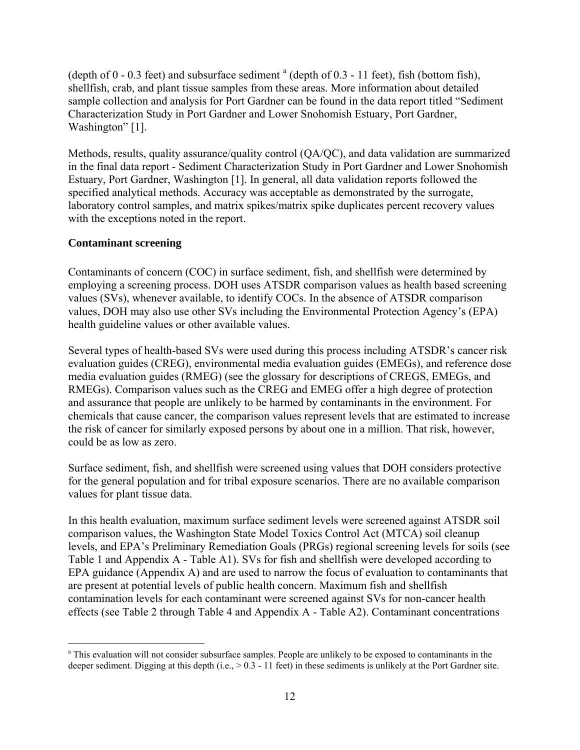(depth of 0 - 0.3 feet) and subsurface sediment [a] (depth of 0.3 - 11 feet), fish (bottom fish), shellfish, crab, and plant tissue samples from these areas. More information about detailed sample collection and analysis for Port Gardner can be found in the data report titled "Sediment Characterization Study in Port Gardner and Lower Snohomish Estuary, Port Gardner, Washington" [1].

Methods, results, quality assurance/quality control (QA/QC), and data validation are summarized in the final data report - Sediment Characterization Study in Port Gardner and Lower Snohomish Estuary, Port Gardner, Washington [1]. In general, all data validation reports followed the specified analytical methods. Accuracy was acceptable as demonstrated by the surrogate, laboratory control samples, and matrix spikes/matrix spike duplicates percent recovery values with the exceptions noted in the report.

**Contaminant screening**

Contaminants of concern (COC) in surface sediment, fish, and shellfish were determined by employing a screening process. DOH uses ATSDR comparison values as health based screening values (SVs), whenever available, to identify COCs. In the absence of ATSDR comparison values, DOH may also use other SVs including the Environmental Protection Agency's (EPA) health guideline values or other available values.

Several types of health-based SVs were used during this process including ATSDR's cancer risk evaluation guides (CREG), environmental media evaluation guides (EMEGs), and reference dose media evaluation guides (RMEG) (see the glossary for descriptions of CREGS, EMEGs, and RMEGs). Comparison values such as the CREG and EMEG offer a high degree of protection and assurance that people are unlikely to be harmed by contaminants in the environment. For chemicals that cause cancer, the comparison values represent levels that are estimated to increase the risk of cancer for similarly exposed persons by about one in a million. That risk, however, could be as low as zero.

Surface sediment, fish, and shellfish were screened using values that DOH considers protective for the general population and for tribal exposure scenarios. There are no available comparison values for plant tissue data.

In this health evaluation, maximum surface sediment levels were screened against ATSDR soil comparison values, the Washington State Model Toxics Control Act (MTCA) soil cleanup levels, and EPA's Preliminary Remediation Goals (PRGs) regional screening levels for soils (see Table 1 and Appendix A - Table A1). SVs for fish and shellfish were developed according to EPA guidance (Appendix A) and are used to narrow the focus of evaluation to contaminants that are present at potential levels of public health concern. Maximum fish and shellfish contamination levels for each contaminant were screened against SVs for non-cancer health effects (see Table 2 through Table 4 and Appendix A - Table A2). Contaminant concentrations

[a] This evaluation will not consider subsurface samples. People are unlikely to be exposed to contaminants in the deeper sediment. Digging at this depth (i.e., > 0.3 - 11 feet) in these sediments is unlikely at the Port Gardner site.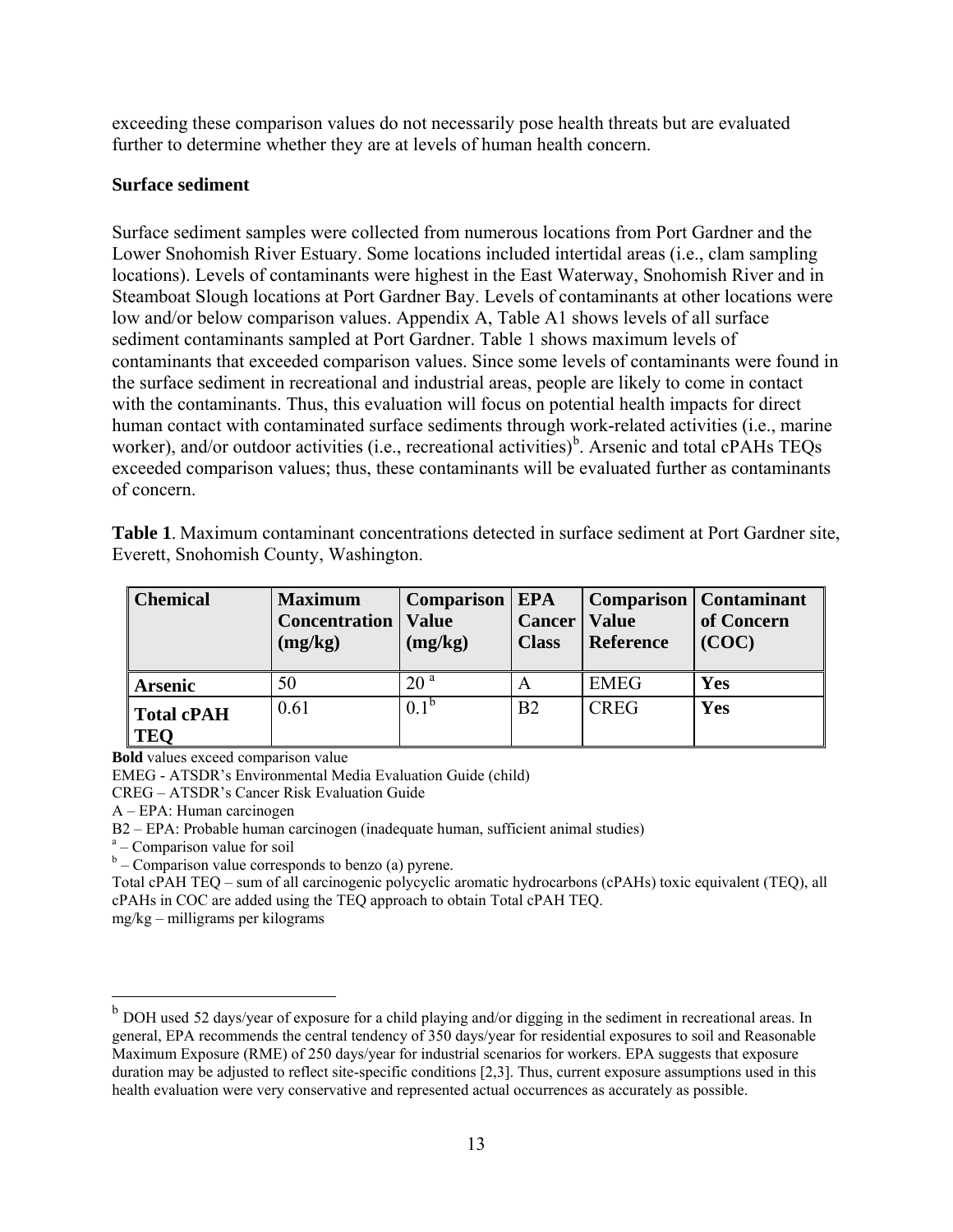exceeding these comparison values do not necessarily pose health threats but are evaluated further to determine whether they are at levels of human health concern.

**Surface sediment**

Surface sediment samples were collected from numerous locations from Port Gardner and the Lower Snohomish River Estuary. Some locations included intertidal areas (i.e., clam sampling locations). Levels of contaminants were highest in the East Waterway, Snohomish River and in Steamboat Slough locations at Port Gardner Bay. Levels of contaminants at other locations were low and/or below comparison values. Appendix A, Table A1 shows levels of all surface sediment contaminants sampled at Port Gardner. Table 1 shows maximum levels of contaminants that exceeded comparison values. Since some levels of contaminants were found in the surface sediment in recreational and industrial areas, people are likely to come in contact with the contaminants. Thus, this evaluation will focus on potential health impacts for direct human contact with contaminated surface sediments through work-related activities (i.e., marine worker), and/or outdoor activities (i.e., recreational activities)[b]. Arsenic and total cPAHs TEQs exceeded comparison values; thus, these contaminants will be evaluated further as contaminants of concern.

**Table 1**. Maximum contaminant concentrations detected in surface sediment at Port Gardner site, Everett, Snohomish County, Washington.

| Chemical | Maximum Concentration (mg/kg) | Comparison Value (mg/kg) | EPA Cancer Class | Comparison Value Reference | Contaminant of Concern (COC) |
|---|---|---|---|---|---|
| **Arsenic** | 50 | 20 [a] | A | EMEG | **Yes** |
| **Total cPAH TEQ** | 0.61 | 0.1[b] | B2 | CREG | **Yes** |

**Bold** values exceed comparison value
EMEG - ATSDR's Environmental Media Evaluation Guide (child)
CREG – ATSDR's Cancer Risk Evaluation Guide
A – EPA: Human carcinogen
B2 – EPA: Probable human carcinogen (inadequate human, sufficient animal studies)
[a] – Comparison value for soil
[b] – Comparison value corresponds to benzo (a) pyrene.
Total cPAH TEQ – sum of all carcinogenic polycyclic aromatic hydrocarbons (cPAHs) toxic equivalent (TEQ), all cPAHs in COC are added using the TEQ approach to obtain Total cPAH TEQ.
mg/kg – milligrams per kilograms

---

[b] DOH used 52 days/year of exposure for a child playing and/or digging in the sediment in recreational areas. In general, EPA recommends the central tendency of 350 days/year for residential exposures to soil and Reasonable Maximum Exposure (RME) of 250 days/year for industrial scenarios for workers. EPA suggests that exposure duration may be adjusted to reflect site-specific conditions [2,3]. Thus, current exposure assumptions used in this health evaluation were very conservative and represented actual occurrences as accurately as possible.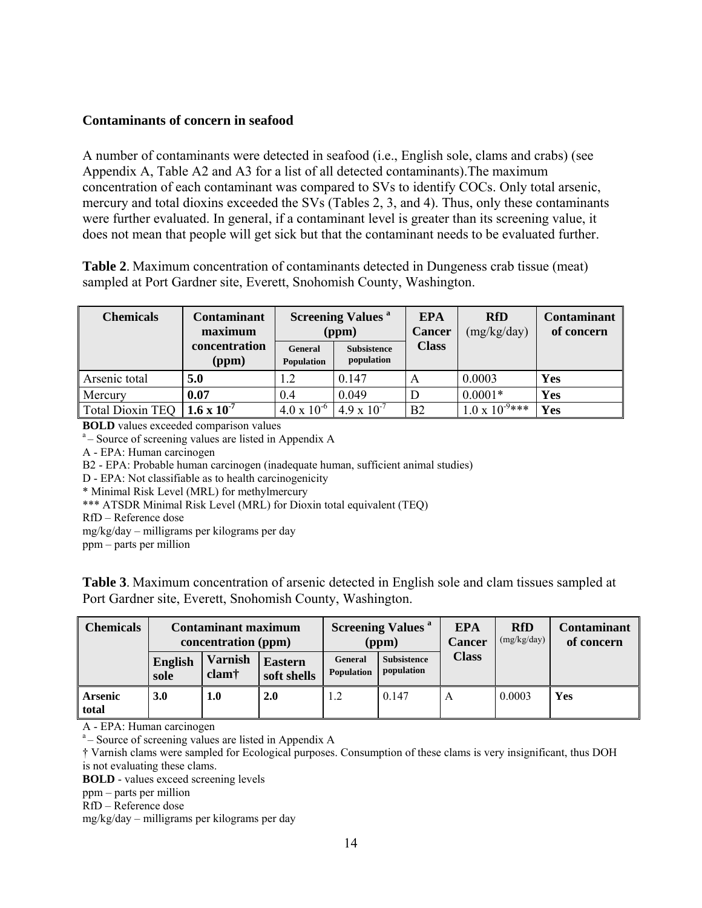**Contaminants of concern in seafood**

A number of contaminants were detected in seafood (i.e., English sole, clams and crabs) (see Appendix A, Table A2 and A3 for a list of all detected contaminants).The maximum concentration of each contaminant was compared to SVs to identify COCs. Only total arsenic, mercury and total dioxins exceeded the SVs (Tables 2, 3, and 4). Thus, only these contaminants were further evaluated. In general, if a contaminant level is greater than its screening value, it does not mean that people will get sick but that the contaminant needs to be evaluated further.

**Table 2**. Maximum concentration of contaminants detected in Dungeness crab tissue (meat) sampled at Port Gardner site, Everett, Snohomish County, Washington.

| Chemicals | Contaminant maximum concentration (ppm) | Screening Values [a] (ppm) | | EPA Cancer Class | RfD (mg/kg/day) | Contaminant of concern |
|---|---|---|---|---|---|---|
| | | General Population | Subsistence population | | | |
| Arsenic total | **5.0** | 1.2 | 0.147 | A | 0.0003 | **Yes** |
| Mercury | **0.07** | 0.4 | 0.049 | D | 0.0001* | **Yes** |
| Total Dioxin TEQ | **$1.6 \times 10^{-7}$** | $4.0 \times 10^{-6}$ | $4.9 \times 10^{-7}$ | B2 | $1.0 \times 10^{-9}$*** | **Yes** |

**BOLD** values exceeded comparison values
[a] – Source of screening values are listed in Appendix A
A - EPA: Human carcinogen
B2 - EPA: Probable human carcinogen (inadequate human, sufficient animal studies)
D - EPA: Not classifiable as to health carcinogenicity
* Minimal Risk Level (MRL) for methylmercury
*** ATSDR Minimal Risk Level (MRL) for Dioxin total equivalent (TEQ)
RfD – Reference dose
mg/kg/day – milligrams per kilograms per day
ppm – parts per million

**Table 3**. Maximum concentration of arsenic detected in English sole and clam tissues sampled at Port Gardner site, Everett, Snohomish County, Washington.

| Chemicals | Contaminant maximum concentration (ppm) | | | Screening Values [a] (ppm) | | EPA Cancer Class | RfD (mg/kg/day) | Contaminant of concern |
|---|---|---|---|---|---|---|---|---|
| | English sole | Varnish clam† | Eastern soft shells | General Population | Subsistence population | | | |
| **Arsenic total** | **3.0** | **1.0** | **2.0** | 1.2 | 0.147 | A | 0.0003 | **Yes** |

A - EPA: Human carcinogen
[a] – Source of screening values are listed in Appendix A
† Varnish clams were sampled for Ecological purposes. Consumption of these clams is very insignificant, thus DOH is not evaluating these clams.
**BOLD** - values exceed screening levels
ppm – parts per million
RfD – Reference dose
mg/kg/day – milligrams per kilograms per day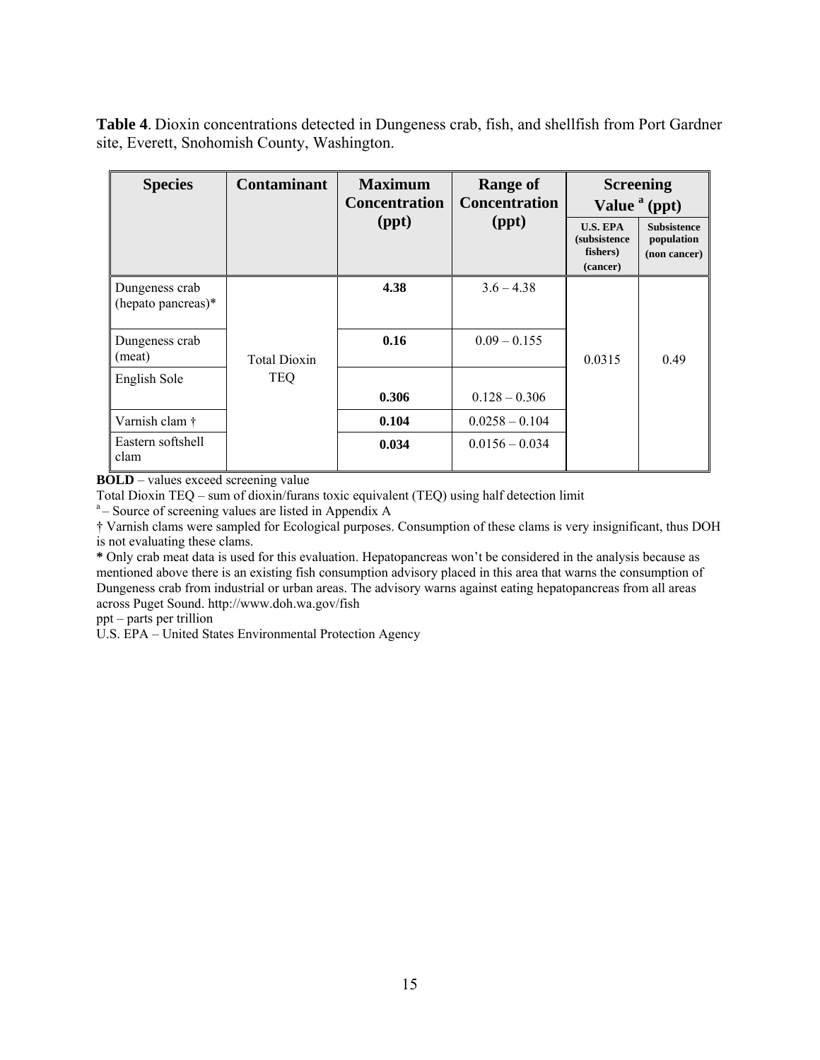**Table 4**. Dioxin concentrations detected in Dungeness crab, fish, and shellfish from Port Gardner site, Everett, Snohomish County, Washington.

| Species | Contaminant | Maximum Concentration (ppt) | Range of Concentration (ppt) | Screening Value [a] (ppt) | |
|---|---|---|---|---|---|
| | | | | U.S. EPA (subsistence fishers) (cancer) | Subsistence population (non cancer) |
| Dungeness crab (hepato pancreas)* | Total Dioxin TEQ | **4.38** | 3.6 – 4.38 | 0.0315 | 0.49 |
| Dungeness crab (meat) | | **0.16** | 0.09 – 0.155 | | |
| English Sole | | **0.306** | 0.128 – 0.306 | | |
| Varnish clam † | | **0.104** | 0.0258 – 0.104 | | |
| Eastern softshell clam | | **0.034** | 0.0156 – 0.034 | | |

**BOLD** – values exceed screening value

Total Dioxin TEQ – sum of dioxin/furans toxic equivalent (TEQ) using half detection limit

[a] – Source of screening values are listed in Appendix A

† Varnish clams were sampled for Ecological purposes. Consumption of these clams is very insignificant, thus DOH is not evaluating these clams.

* Only crab meat data is used for this evaluation. Hepatopancreas won't be considered in the analysis because as mentioned above there is an existing fish consumption advisory placed in this area that warns the consumption of Dungeness crab from industrial or urban areas. The advisory warns against eating hepatopancreas from all areas across Puget Sound. http://www.doh.wa.gov/fish

ppt – parts per trillion

U.S. EPA – United States Environmental Protection Agency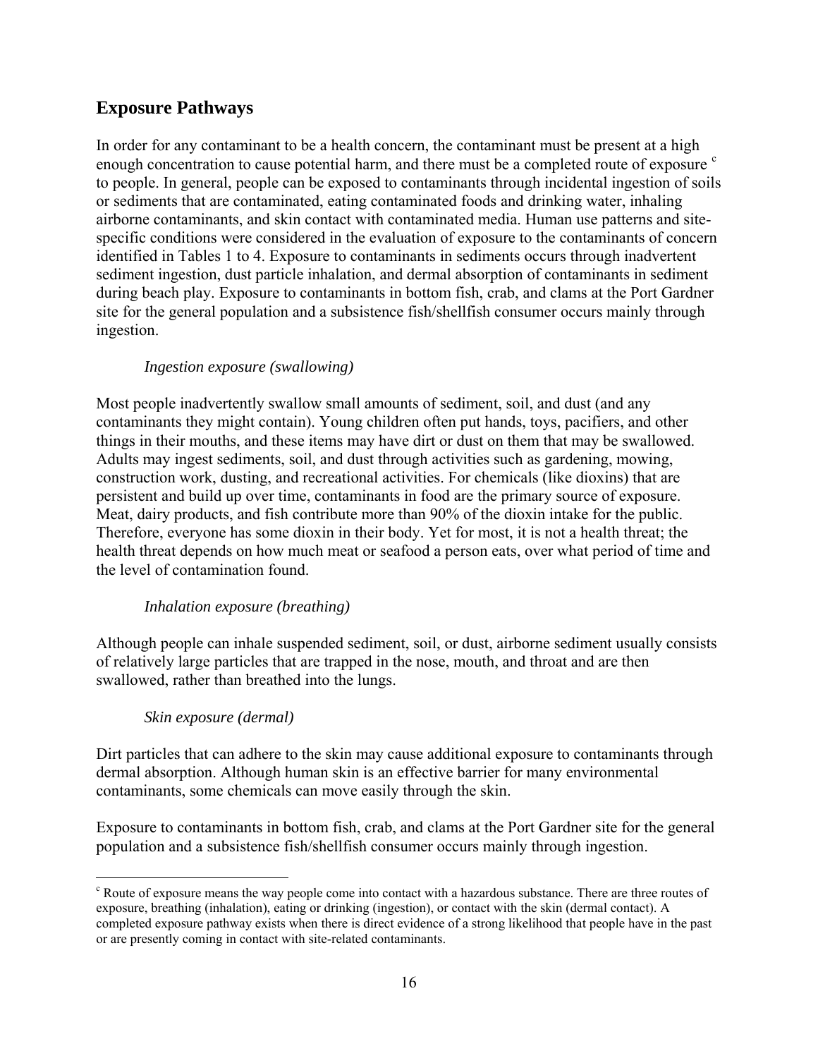## Exposure Pathways

In order for any contaminant to be a health concern, the contaminant must be present at a high enough concentration to cause potential harm, and there must be a completed route of exposure [c] to people. In general, people can be exposed to contaminants through incidental ingestion of soils or sediments that are contaminated, eating contaminated foods and drinking water, inhaling airborne contaminants, and skin contact with contaminated media. Human use patterns and site-specific conditions were considered in the evaluation of exposure to the contaminants of concern identified in Tables 1 to 4. Exposure to contaminants in sediments occurs through inadvertent sediment ingestion, dust particle inhalation, and dermal absorption of contaminants in sediment during beach play. Exposure to contaminants in bottom fish, crab, and clams at the Port Gardner site for the general population and a subsistence fish/shellfish consumer occurs mainly through ingestion.

*Ingestion exposure (swallowing)*

Most people inadvertently swallow small amounts of sediment, soil, and dust (and any contaminants they might contain). Young children often put hands, toys, pacifiers, and other things in their mouths, and these items may have dirt or dust on them that may be swallowed. Adults may ingest sediments, soil, and dust through activities such as gardening, mowing, construction work, dusting, and recreational activities. For chemicals (like dioxins) that are persistent and build up over time, contaminants in food are the primary source of exposure. Meat, dairy products, and fish contribute more than 90% of the dioxin intake for the public. Therefore, everyone has some dioxin in their body. Yet for most, it is not a health threat; the health threat depends on how much meat or seafood a person eats, over what period of time and the level of contamination found.

*Inhalation exposure (breathing)*

Although people can inhale suspended sediment, soil, or dust, airborne sediment usually consists of relatively large particles that are trapped in the nose, mouth, and throat and are then swallowed, rather than breathed into the lungs.

*Skin exposure (dermal)*

Dirt particles that can adhere to the skin may cause additional exposure to contaminants through dermal absorption. Although human skin is an effective barrier for many environmental contaminants, some chemicals can move easily through the skin.

Exposure to contaminants in bottom fish, crab, and clams at the Port Gardner site for the general population and a subsistence fish/shellfish consumer occurs mainly through ingestion.

---

[c] Route of exposure means the way people come into contact with a hazardous substance. There are three routes of exposure, breathing (inhalation), eating or drinking (ingestion), or contact with the skin (dermal contact). A completed exposure pathway exists when there is direct evidence of a strong likelihood that people have in the past or are presently coming in contact with site-related contaminants.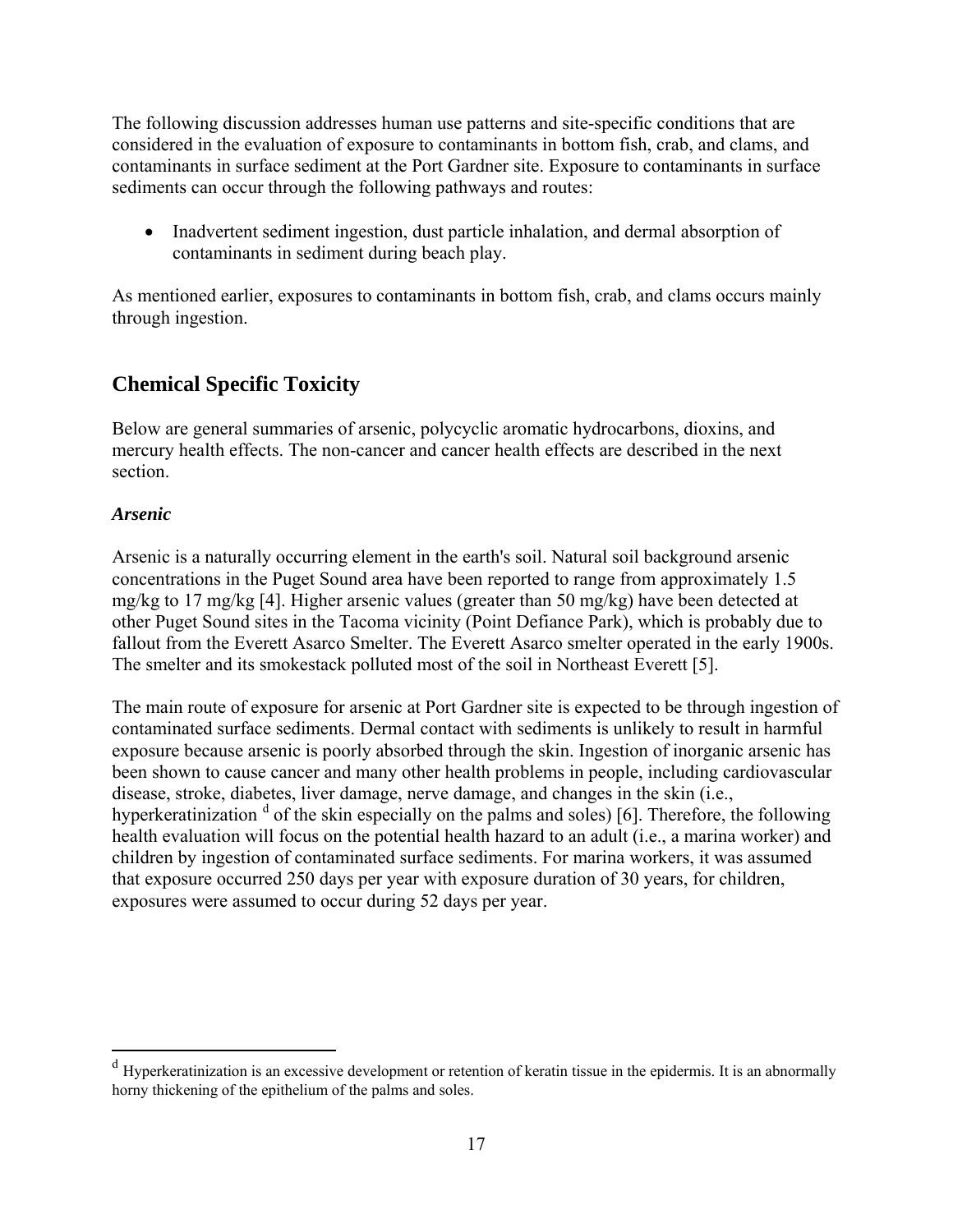The following discussion addresses human use patterns and site-specific conditions that are considered in the evaluation of exposure to contaminants in bottom fish, crab, and clams, and contaminants in surface sediment at the Port Gardner site. Exposure to contaminants in surface sediments can occur through the following pathways and routes:

- Inadvertent sediment ingestion, dust particle inhalation, and dermal absorption of contaminants in sediment during beach play.

As mentioned earlier, exposures to contaminants in bottom fish, crab, and clams occurs mainly through ingestion.

## Chemical Specific Toxicity

Below are general summaries of arsenic, polycyclic aromatic hydrocarbons, dioxins, and mercury health effects. The non-cancer and cancer health effects are described in the next section.

### *Arsenic*

Arsenic is a naturally occurring element in the earth's soil. Natural soil background arsenic concentrations in the Puget Sound area have been reported to range from approximately 1.5 mg/kg to 17 mg/kg [4]. Higher arsenic values (greater than 50 mg/kg) have been detected at other Puget Sound sites in the Tacoma vicinity (Point Defiance Park), which is probably due to fallout from the Everett Asarco Smelter. The Everett Asarco smelter operated in the early 1900s. The smelter and its smokestack polluted most of the soil in Northeast Everett [5].

The main route of exposure for arsenic at Port Gardner site is expected to be through ingestion of contaminated surface sediments. Dermal contact with sediments is unlikely to result in harmful exposure because arsenic is poorly absorbed through the skin. Ingestion of inorganic arsenic has been shown to cause cancer and many other health problems in people, including cardiovascular disease, stroke, diabetes, liver damage, nerve damage, and changes in the skin (i.e., hyperkeratinization [d] of the skin especially on the palms and soles) [6]. Therefore, the following health evaluation will focus on the potential health hazard to an adult (i.e., a marina worker) and children by ingestion of contaminated surface sediments. For marina workers, it was assumed that exposure occurred 250 days per year with exposure duration of 30 years, for children, exposures were assumed to occur during 52 days per year.

[d] Hyperkeratinization is an excessive development or retention of keratin tissue in the epidermis. It is an abnormally horny thickening of the epithelium of the palms and soles.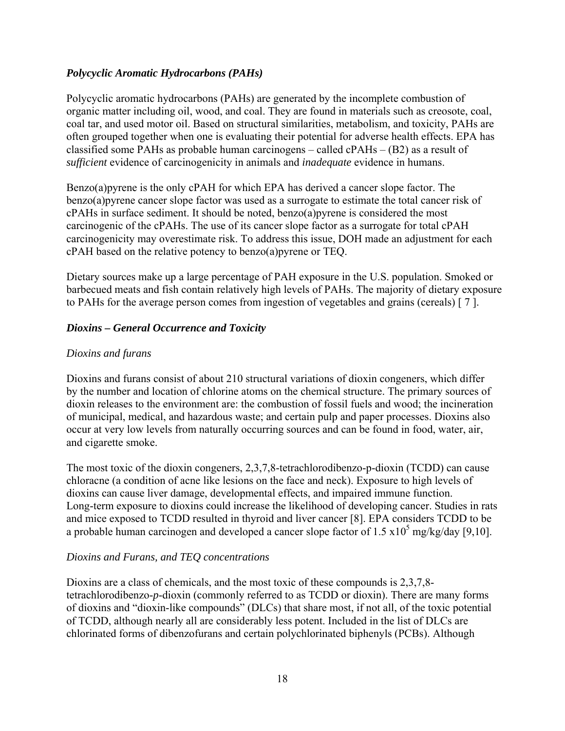### *Polycyclic Aromatic Hydrocarbons (PAHs)*

Polycyclic aromatic hydrocarbons (PAHs) are generated by the incomplete combustion of organic matter including oil, wood, and coal. They are found in materials such as creosote, coal, coal tar, and used motor oil. Based on structural similarities, metabolism, and toxicity, PAHs are often grouped together when one is evaluating their potential for adverse health effects. EPA has classified some PAHs as probable human carcinogens – called cPAHs – (B2) as a result of *sufficient* evidence of carcinogenicity in animals and *inadequate* evidence in humans.

Benzo(a)pyrene is the only cPAH for which EPA has derived a cancer slope factor. The benzo(a)pyrene cancer slope factor was used as a surrogate to estimate the total cancer risk of cPAHs in surface sediment. It should be noted, benzo(a)pyrene is considered the most carcinogenic of the cPAHs. The use of its cancer slope factor as a surrogate for total cPAH carcinogenicity may overestimate risk. To address this issue, DOH made an adjustment for each cPAH based on the relative potency to benzo(a)pyrene or TEQ.

Dietary sources make up a large percentage of PAH exposure in the U.S. population. Smoked or barbecued meats and fish contain relatively high levels of PAHs. The majority of dietary exposure to PAHs for the average person comes from ingestion of vegetables and grains (cereals) [ 7 ].

### *Dioxins – General Occurrence and Toxicity*

#### *Dioxins and furans*

Dioxins and furans consist of about 210 structural variations of dioxin congeners, which differ by the number and location of chlorine atoms on the chemical structure. The primary sources of dioxin releases to the environment are: the combustion of fossil fuels and wood; the incineration of municipal, medical, and hazardous waste; and certain pulp and paper processes. Dioxins also occur at very low levels from naturally occurring sources and can be found in food, water, air, and cigarette smoke.

The most toxic of the dioxin congeners, 2,3,7,8-tetrachlorodibenzo-p-dioxin (TCDD) can cause chloracne (a condition of acne like lesions on the face and neck). Exposure to high levels of dioxins can cause liver damage, developmental effects, and impaired immune function. Long-term exposure to dioxins could increase the likelihood of developing cancer. Studies in rats and mice exposed to TCDD resulted in thyroid and liver cancer [8]. EPA considers TCDD to be a probable human carcinogen and developed a cancer slope factor of $1.5 \times 10^5$ mg/kg/day [9,10].

#### *Dioxins and Furans, and TEQ concentrations*

Dioxins are a class of chemicals, and the most toxic of these compounds is 2,3,7,8-tetrachlorodibenzo-*p*-dioxin (commonly referred to as TCDD or dioxin). There are many forms of dioxins and "dioxin-like compounds" (DLCs) that share most, if not all, of the toxic potential of TCDD, although nearly all are considerably less potent. Included in the list of DLCs are chlorinated forms of dibenzofurans and certain polychlorinated biphenyls (PCBs). Although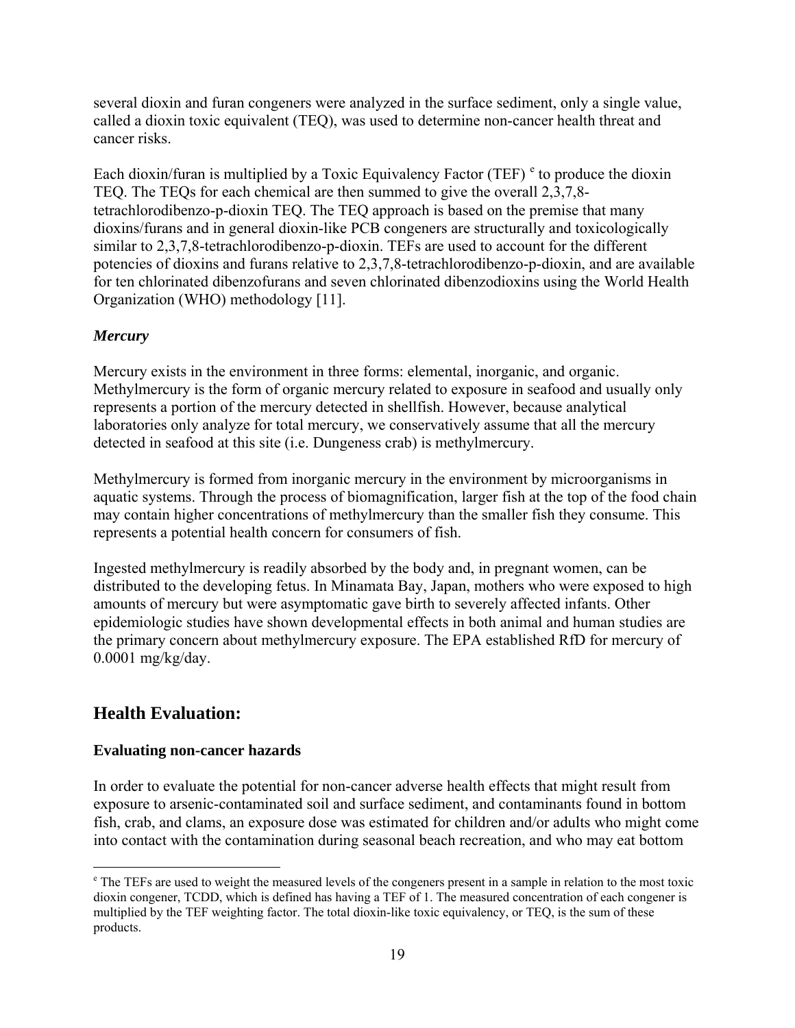several dioxin and furan congeners were analyzed in the surface sediment, only a single value, called a dioxin toxic equivalent (TEQ), was used to determine non-cancer health threat and cancer risks.

Each dioxin/furan is multiplied by a Toxic Equivalency Factor (TEF) [e] to produce the dioxin TEQ. The TEQs for each chemical are then summed to give the overall 2,3,7,8-tetrachlorodibenzo-p-dioxin TEQ. The TEQ approach is based on the premise that many dioxins/furans and in general dioxin-like PCB congeners are structurally and toxicologically similar to 2,3,7,8-tetrachlorodibenzo-p-dioxin. TEFs are used to account for the different potencies of dioxins and furans relative to 2,3,7,8-tetrachlorodibenzo-p-dioxin, and are available for ten chlorinated dibenzofurans and seven chlorinated dibenzodioxins using the World Health Organization (WHO) methodology [11].

### *Mercury*

Mercury exists in the environment in three forms: elemental, inorganic, and organic. Methylmercury is the form of organic mercury related to exposure in seafood and usually only represents a portion of the mercury detected in shellfish. However, because analytical laboratories only analyze for total mercury, we conservatively assume that all the mercury detected in seafood at this site (i.e. Dungeness crab) is methylmercury.

Methylmercury is formed from inorganic mercury in the environment by microorganisms in aquatic systems. Through the process of biomagnification, larger fish at the top of the food chain may contain higher concentrations of methylmercury than the smaller fish they consume. This represents a potential health concern for consumers of fish.

Ingested methylmercury is readily absorbed by the body and, in pregnant women, can be distributed to the developing fetus. In Minamata Bay, Japan, mothers who were exposed to high amounts of mercury but were asymptomatic gave birth to severely affected infants. Other epidemiologic studies have shown developmental effects in both animal and human studies are the primary concern about methylmercury exposure. The EPA established RfD for mercury of 0.0001 mg/kg/day.

## Health Evaluation:

### Evaluating non-cancer hazards

In order to evaluate the potential for non-cancer adverse health effects that might result from exposure to arsenic-contaminated soil and surface sediment, and contaminants found in bottom fish, crab, and clams, an exposure dose was estimated for children and/or adults who might come into contact with the contamination during seasonal beach recreation, and who may eat bottom

---

[e] The TEFs are used to weight the measured levels of the congeners present in a sample in relation to the most toxic dioxin congener, TCDD, which is defined has having a TEF of 1. The measured concentration of each congener is multiplied by the TEF weighting factor. The total dioxin-like toxic equivalency, or TEQ, is the sum of these products.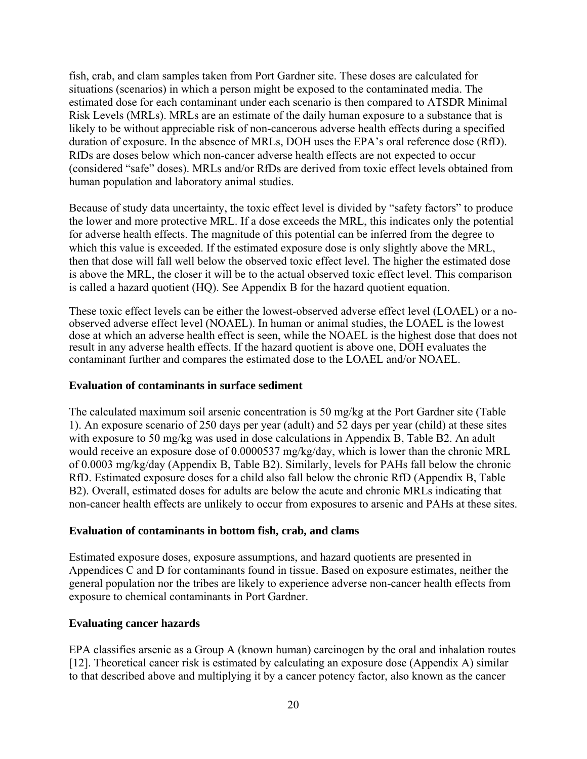fish, crab, and clam samples taken from Port Gardner site. These doses are calculated for situations (scenarios) in which a person might be exposed to the contaminated media. The estimated dose for each contaminant under each scenario is then compared to ATSDR Minimal Risk Levels (MRLs). MRLs are an estimate of the daily human exposure to a substance that is likely to be without appreciable risk of non-cancerous adverse health effects during a specified duration of exposure. In the absence of MRLs, DOH uses the EPA's oral reference dose (RfD). RfDs are doses below which non-cancer adverse health effects are not expected to occur (considered "safe" doses). MRLs and/or RfDs are derived from toxic effect levels obtained from human population and laboratory animal studies.

Because of study data uncertainty, the toxic effect level is divided by "safety factors" to produce the lower and more protective MRL. If a dose exceeds the MRL, this indicates only the potential for adverse health effects. The magnitude of this potential can be inferred from the degree to which this value is exceeded. If the estimated exposure dose is only slightly above the MRL, then that dose will fall well below the observed toxic effect level. The higher the estimated dose is above the MRL, the closer it will be to the actual observed toxic effect level. This comparison is called a hazard quotient (HQ). See Appendix B for the hazard quotient equation.

These toxic effect levels can be either the lowest-observed adverse effect level (LOAEL) or a no-observed adverse effect level (NOAEL). In human or animal studies, the LOAEL is the lowest dose at which an adverse health effect is seen, while the NOAEL is the highest dose that does not result in any adverse health effects. If the hazard quotient is above one, DOH evaluates the contaminant further and compares the estimated dose to the LOAEL and/or NOAEL.

### Evaluation of contaminants in surface sediment

The calculated maximum soil arsenic concentration is 50 mg/kg at the Port Gardner site (Table 1). An exposure scenario of 250 days per year (adult) and 52 days per year (child) at these sites with exposure to 50 mg/kg was used in dose calculations in Appendix B, Table B2. An adult would receive an exposure dose of 0.0000537 mg/kg/day, which is lower than the chronic MRL of 0.0003 mg/kg/day (Appendix B, Table B2). Similarly, levels for PAHs fall below the chronic RfD. Estimated exposure doses for a child also fall below the chronic RfD (Appendix B, Table B2). Overall, estimated doses for adults are below the acute and chronic MRLs indicating that non-cancer health effects are unlikely to occur from exposures to arsenic and PAHs at these sites.

### Evaluation of contaminants in bottom fish, crab, and clams

Estimated exposure doses, exposure assumptions, and hazard quotients are presented in Appendices C and D for contaminants found in tissue. Based on exposure estimates, neither the general population nor the tribes are likely to experience adverse non-cancer health effects from exposure to chemical contaminants in Port Gardner.

### Evaluating cancer hazards

EPA classifies arsenic as a Group A (known human) carcinogen by the oral and inhalation routes [12]. Theoretical cancer risk is estimated by calculating an exposure dose (Appendix A) similar to that described above and multiplying it by a cancer potency factor, also known as the cancer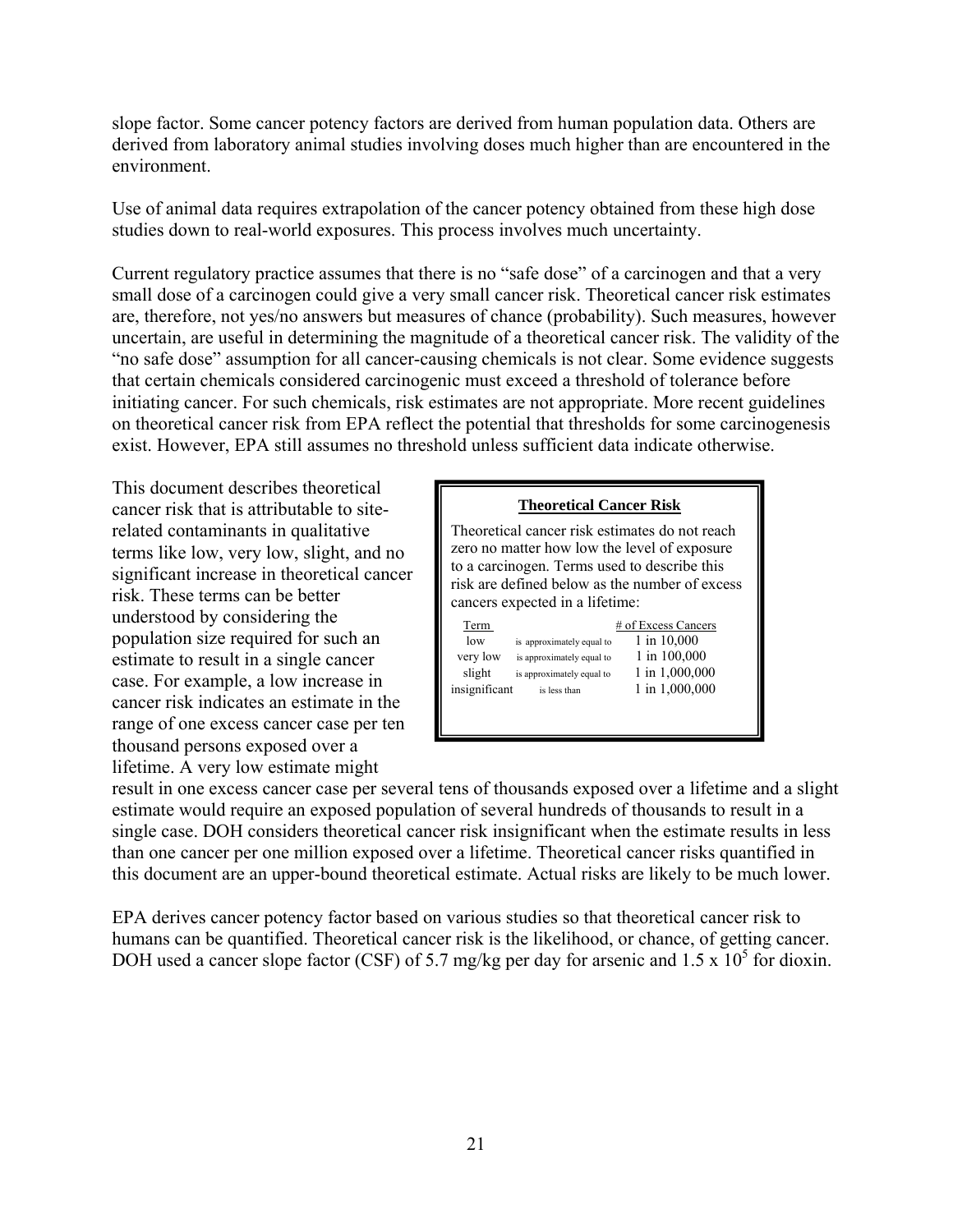slope factor. Some cancer potency factors are derived from human population data. Others are derived from laboratory animal studies involving doses much higher than are encountered in the environment.

Use of animal data requires extrapolation of the cancer potency obtained from these high dose studies down to real-world exposures. This process involves much uncertainty.

Current regulatory practice assumes that there is no "safe dose" of a carcinogen and that a very small dose of a carcinogen could give a very small cancer risk. Theoretical cancer risk estimates are, therefore, not yes/no answers but measures of chance (probability). Such measures, however uncertain, are useful in determining the magnitude of a theoretical cancer risk. The validity of the "no safe dose" assumption for all cancer-causing chemicals is not clear. Some evidence suggests that certain chemicals considered carcinogenic must exceed a threshold of tolerance before initiating cancer. For such chemicals, risk estimates are not appropriate. More recent guidelines on theoretical cancer risk from EPA reflect the potential that thresholds for some carcinogenesis exist. However, EPA still assumes no threshold unless sufficient data indicate otherwise.

**Theoretical Cancer Risk**

Theoretical cancer risk estimates do not reach zero no matter how low the level of exposure to a carcinogen. Terms used to describe this risk are defined below as the number of excess cancers expected in a lifetime:

| Term | | # of Excess Cancers |
|---|---|---|
| low | is approximately equal to | 1 in 10,000 |
| very low | is approximately equal to | 1 in 100,000 |
| slight | is approximately equal to | 1 in 1,000,000 |
| insignificant | is less than | 1 in 1,000,000 |

This document describes theoretical cancer risk that is attributable to site-related contaminants in qualitative terms like low, very low, slight, and no significant increase in theoretical cancer risk. These terms can be better understood by considering the population size required for such an estimate to result in a single cancer case. For example, a low increase in cancer risk indicates an estimate in the range of one excess cancer case per ten thousand persons exposed over a lifetime. A very low estimate might result in one excess cancer case per several tens of thousands exposed over a lifetime and a slight estimate would require an exposed population of several hundreds of thousands to result in a single case. DOH considers theoretical cancer risk insignificant when the estimate results in less than one cancer per one million exposed over a lifetime. Theoretical cancer risks quantified in this document are an upper-bound theoretical estimate. Actual risks are likely to be much lower.

EPA derives cancer potency factor based on various studies so that theoretical cancer risk to humans can be quantified. Theoretical cancer risk is the likelihood, or chance, of getting cancer. DOH used a cancer slope factor (CSF) of 5.7 mg/kg per day for arsenic and $1.5 \times 10^5$ for dioxin.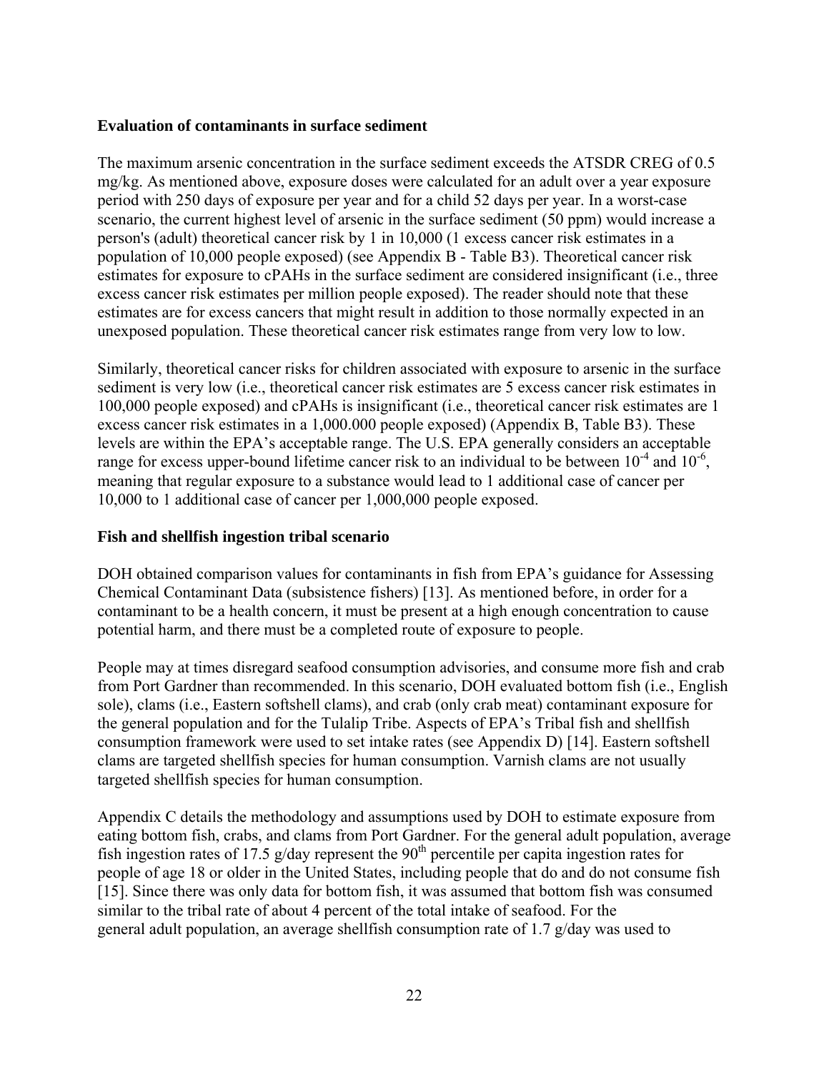**Evaluation of contaminants in surface sediment**

The maximum arsenic concentration in the surface sediment exceeds the ATSDR CREG of 0.5 mg/kg. As mentioned above, exposure doses were calculated for an adult over a year exposure period with 250 days of exposure per year and for a child 52 days per year. In a worst-case scenario, the current highest level of arsenic in the surface sediment (50 ppm) would increase a person's (adult) theoretical cancer risk by 1 in 10,000 (1 excess cancer risk estimates in a population of 10,000 people exposed) (see Appendix B - Table B3). Theoretical cancer risk estimates for exposure to cPAHs in the surface sediment are considered insignificant (i.e., three excess cancer risk estimates per million people exposed). The reader should note that these estimates are for excess cancers that might result in addition to those normally expected in an unexposed population. These theoretical cancer risk estimates range from very low to low.

Similarly, theoretical cancer risks for children associated with exposure to arsenic in the surface sediment is very low (i.e., theoretical cancer risk estimates are 5 excess cancer risk estimates in 100,000 people exposed) and cPAHs is insignificant (i.e., theoretical cancer risk estimates are 1 excess cancer risk estimates in a 1,000.000 people exposed) (Appendix B, Table B3). These levels are within the EPA's acceptable range. The U.S. EPA generally considers an acceptable range for excess upper-bound lifetime cancer risk to an individual to be between $10^{-4}$ and $10^{-6}$, meaning that regular exposure to a substance would lead to 1 additional case of cancer per 10,000 to 1 additional case of cancer per 1,000,000 people exposed.

**Fish and shellfish ingestion tribal scenario**

DOH obtained comparison values for contaminants in fish from EPA's guidance for Assessing Chemical Contaminant Data (subsistence fishers) [13]. As mentioned before, in order for a contaminant to be a health concern, it must be present at a high enough concentration to cause potential harm, and there must be a completed route of exposure to people.

People may at times disregard seafood consumption advisories, and consume more fish and crab from Port Gardner than recommended. In this scenario, DOH evaluated bottom fish (i.e., English sole), clams (i.e., Eastern softshell clams), and crab (only crab meat) contaminant exposure for the general population and for the Tulalip Tribe. Aspects of EPA's Tribal fish and shellfish consumption framework were used to set intake rates (see Appendix D) [14]. Eastern softshell clams are targeted shellfish species for human consumption. Varnish clams are not usually targeted shellfish species for human consumption.

Appendix C details the methodology and assumptions used by DOH to estimate exposure from eating bottom fish, crabs, and clams from Port Gardner. For the general adult population, average fish ingestion rates of 17.5 g/day represent the 90$^{th}$ percentile per capita ingestion rates for people of age 18 or older in the United States, including people that do and do not consume fish [15]. Since there was only data for bottom fish, it was assumed that bottom fish was consumed similar to the tribal rate of about 4 percent of the total intake of seafood. For the general adult population, an average shellfish consumption rate of 1.7 g/day was used to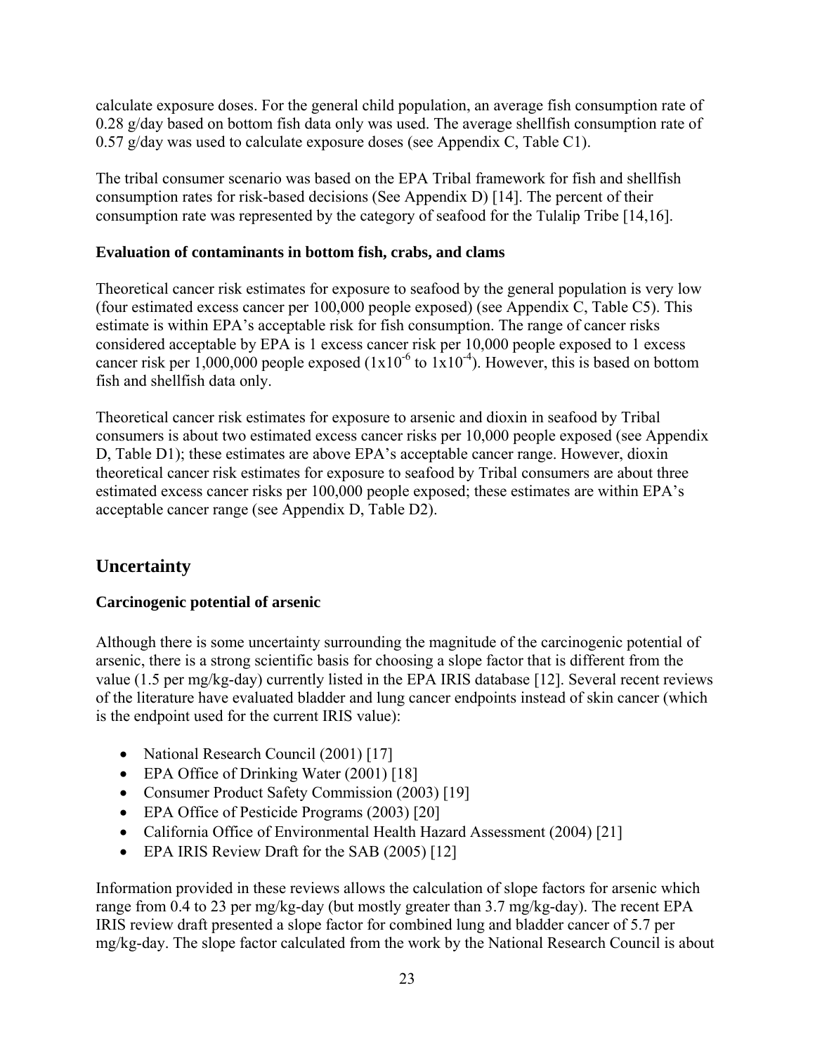calculate exposure doses. For the general child population, an average fish consumption rate of 0.28 g/day based on bottom fish data only was used. The average shellfish consumption rate of 0.57 g/day was used to calculate exposure doses (see Appendix C, Table C1).

The tribal consumer scenario was based on the EPA Tribal framework for fish and shellfish consumption rates for risk-based decisions (See Appendix D) [14]. The percent of their consumption rate was represented by the category of seafood for the Tulalip Tribe [14,16].

### Evaluation of contaminants in bottom fish, crabs, and clams

Theoretical cancer risk estimates for exposure to seafood by the general population is very low (four estimated excess cancer per 100,000 people exposed) (see Appendix C, Table C5). This estimate is within EPA's acceptable risk for fish consumption. The range of cancer risks considered acceptable by EPA is 1 excess cancer risk per 10,000 people exposed to 1 excess cancer risk per 1,000,000 people exposed ($1x10^{-6}$ to $1x10^{-4}$). However, this is based on bottom fish and shellfish data only.

Theoretical cancer risk estimates for exposure to arsenic and dioxin in seafood by Tribal consumers is about two estimated excess cancer risks per 10,000 people exposed (see Appendix D, Table D1); these estimates are above EPA's acceptable cancer range. However, dioxin theoretical cancer risk estimates for exposure to seafood by Tribal consumers are about three estimated excess cancer risks per 100,000 people exposed; these estimates are within EPA's acceptable cancer range (see Appendix D, Table D2).

## Uncertainty

### Carcinogenic potential of arsenic

Although there is some uncertainty surrounding the magnitude of the carcinogenic potential of arsenic, there is a strong scientific basis for choosing a slope factor that is different from the value (1.5 per mg/kg-day) currently listed in the EPA IRIS database [12]. Several recent reviews of the literature have evaluated bladder and lung cancer endpoints instead of skin cancer (which is the endpoint used for the current IRIS value):

- National Research Council (2001) [17]
- EPA Office of Drinking Water (2001) [18]
- Consumer Product Safety Commission (2003) [19]
- EPA Office of Pesticide Programs (2003) [20]
- California Office of Environmental Health Hazard Assessment (2004) [21]
- EPA IRIS Review Draft for the SAB (2005) [12]

Information provided in these reviews allows the calculation of slope factors for arsenic which range from 0.4 to 23 per mg/kg-day (but mostly greater than 3.7 mg/kg-day). The recent EPA IRIS review draft presented a slope factor for combined lung and bladder cancer of 5.7 per mg/kg-day. The slope factor calculated from the work by the National Research Council is about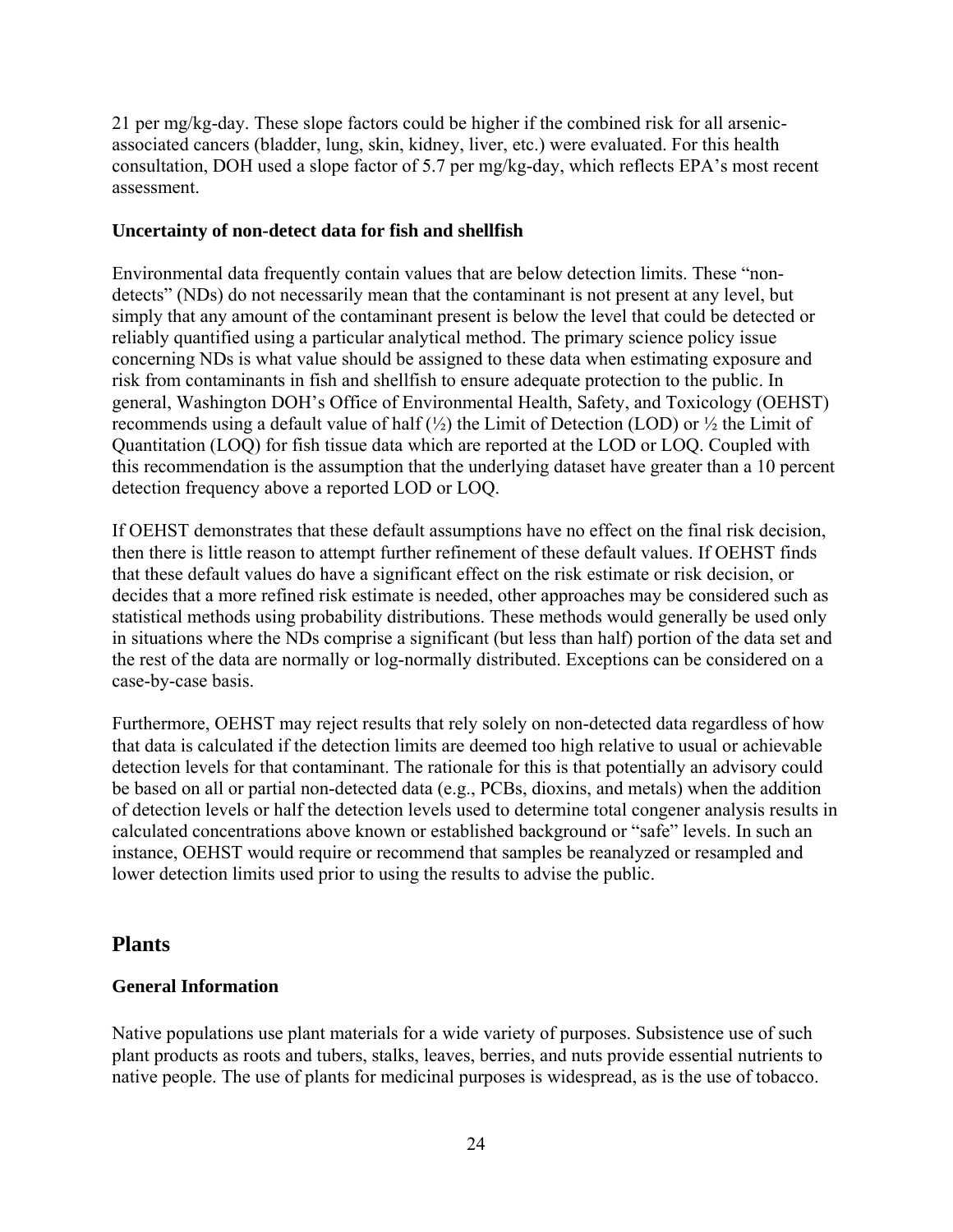21 per mg/kg-day. These slope factors could be higher if the combined risk for all arsenic-associated cancers (bladder, lung, skin, kidney, liver, etc.) were evaluated. For this health consultation, DOH used a slope factor of 5.7 per mg/kg-day, which reflects EPA's most recent assessment.

### Uncertainty of non-detect data for fish and shellfish

Environmental data frequently contain values that are below detection limits. These "non-detects" (NDs) do not necessarily mean that the contaminant is not present at any level, but simply that any amount of the contaminant present is below the level that could be detected or reliably quantified using a particular analytical method. The primary science policy issue concerning NDs is what value should be assigned to these data when estimating exposure and risk from contaminants in fish and shellfish to ensure adequate protection to the public. In general, Washington DOH's Office of Environmental Health, Safety, and Toxicology (OEHST) recommends using a default value of half (½) the Limit of Detection (LOD) or ½ the Limit of Quantitation (LOQ) for fish tissue data which are reported at the LOD or LOQ. Coupled with this recommendation is the assumption that the underlying dataset have greater than a 10 percent detection frequency above a reported LOD or LOQ.

If OEHST demonstrates that these default assumptions have no effect on the final risk decision, then there is little reason to attempt further refinement of these default values. If OEHST finds that these default values do have a significant effect on the risk estimate or risk decision, or decides that a more refined risk estimate is needed, other approaches may be considered such as statistical methods using probability distributions. These methods would generally be used only in situations where the NDs comprise a significant (but less than half) portion of the data set and the rest of the data are normally or log-normally distributed. Exceptions can be considered on a case-by-case basis.

Furthermore, OEHST may reject results that rely solely on non-detected data regardless of how that data is calculated if the detection limits are deemed too high relative to usual or achievable detection levels for that contaminant. The rationale for this is that potentially an advisory could be based on all or partial non-detected data (e.g., PCBs, dioxins, and metals) when the addition of detection levels or half the detection levels used to determine total congener analysis results in calculated concentrations above known or established background or "safe" levels. In such an instance, OEHST would require or recommend that samples be reanalyzed or resampled and lower detection limits used prior to using the results to advise the public.

## Plants

### General Information

Native populations use plant materials for a wide variety of purposes. Subsistence use of such plant products as roots and tubers, stalks, leaves, berries, and nuts provide essential nutrients to native people. The use of plants for medicinal purposes is widespread, as is the use of tobacco.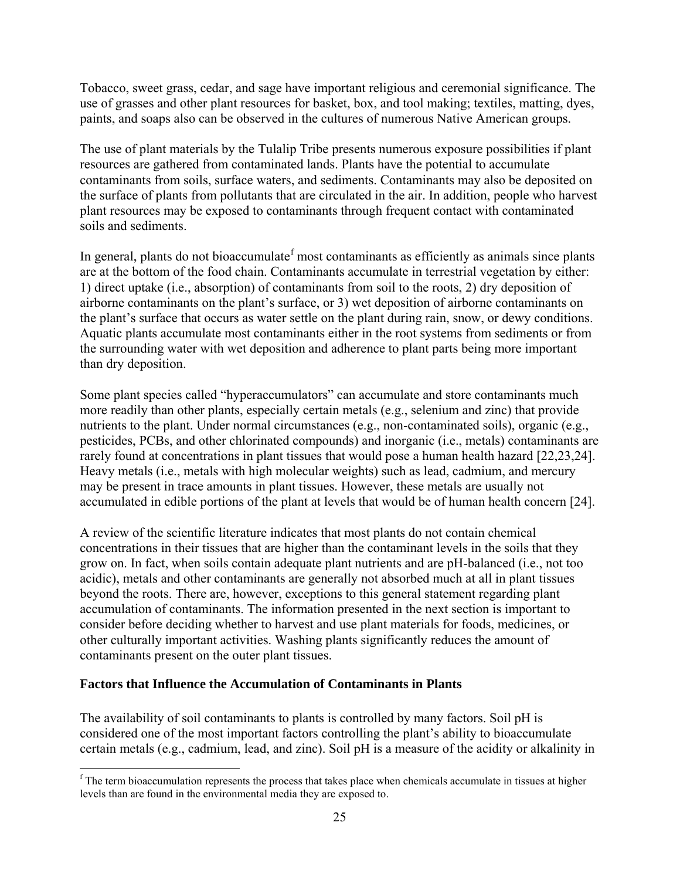Tobacco, sweet grass, cedar, and sage have important religious and ceremonial significance. The use of grasses and other plant resources for basket, box, and tool making; textiles, matting, dyes, paints, and soaps also can be observed in the cultures of numerous Native American groups.

The use of plant materials by the Tulalip Tribe presents numerous exposure possibilities if plant resources are gathered from contaminated lands. Plants have the potential to accumulate contaminants from soils, surface waters, and sediments. Contaminants may also be deposited on the surface of plants from pollutants that are circulated in the air. In addition, people who harvest plant resources may be exposed to contaminants through frequent contact with contaminated soils and sediments.

In general, plants do not bioaccumulate[f] most contaminants as efficiently as animals since plants are at the bottom of the food chain. Contaminants accumulate in terrestrial vegetation by either: 1) direct uptake (i.e., absorption) of contaminants from soil to the roots, 2) dry deposition of airborne contaminants on the plant's surface, or 3) wet deposition of airborne contaminants on the plant's surface that occurs as water settle on the plant during rain, snow, or dewy conditions. Aquatic plants accumulate most contaminants either in the root systems from sediments or from the surrounding water with wet deposition and adherence to plant parts being more important than dry deposition.

Some plant species called "hyperaccumulators" can accumulate and store contaminants much more readily than other plants, especially certain metals (e.g., selenium and zinc) that provide nutrients to the plant. Under normal circumstances (e.g., non-contaminated soils), organic (e.g., pesticides, PCBs, and other chlorinated compounds) and inorganic (i.e., metals) contaminants are rarely found at concentrations in plant tissues that would pose a human health hazard [22,23,24]. Heavy metals (i.e., metals with high molecular weights) such as lead, cadmium, and mercury may be present in trace amounts in plant tissues. However, these metals are usually not accumulated in edible portions of the plant at levels that would be of human health concern [24].

A review of the scientific literature indicates that most plants do not contain chemical concentrations in their tissues that are higher than the contaminant levels in the soils that they grow on. In fact, when soils contain adequate plant nutrients and are pH-balanced (i.e., not too acidic), metals and other contaminants are generally not absorbed much at all in plant tissues beyond the roots. There are, however, exceptions to this general statement regarding plant accumulation of contaminants. The information presented in the next section is important to consider before deciding whether to harvest and use plant materials for foods, medicines, or other culturally important activities. Washing plants significantly reduces the amount of contaminants present on the outer plant tissues.

### Factors that Influence the Accumulation of Contaminants in Plants

The availability of soil contaminants to plants is controlled by many factors. Soil pH is considered one of the most important factors controlling the plant's ability to bioaccumulate certain metals (e.g., cadmium, lead, and zinc). Soil pH is a measure of the acidity or alkalinity in

---

[f] The term bioaccumulation represents the process that takes place when chemicals accumulate in tissues at higher levels than are found in the environmental media they are exposed to.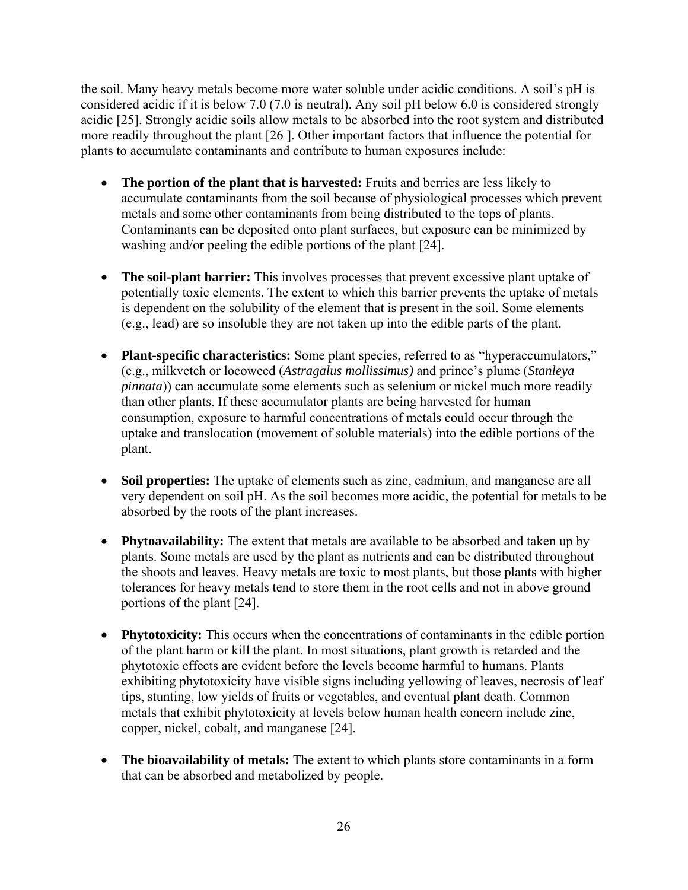the soil. Many heavy metals become more water soluble under acidic conditions. A soil's pH is considered acidic if it is below 7.0 (7.0 is neutral). Any soil pH below 6.0 is considered strongly acidic [25]. Strongly acidic soils allow metals to be absorbed into the root system and distributed more readily throughout the plant [26 ]. Other important factors that influence the potential for plants to accumulate contaminants and contribute to human exposures include:

- **The portion of the plant that is harvested:** Fruits and berries are less likely to accumulate contaminants from the soil because of physiological processes which prevent metals and some other contaminants from being distributed to the tops of plants. Contaminants can be deposited onto plant surfaces, but exposure can be minimized by washing and/or peeling the edible portions of the plant [24].

- **The soil-plant barrier:** This involves processes that prevent excessive plant uptake of potentially toxic elements. The extent to which this barrier prevents the uptake of metals is dependent on the solubility of the element that is present in the soil. Some elements (e.g., lead) are so insoluble they are not taken up into the edible parts of the plant.

- **Plant-specific characteristics:** Some plant species, referred to as "hyperaccumulators," (e.g., milkvetch or locoweed (*Astragalus mollissimus)* and prince's plume (*Stanleya pinnata*)) can accumulate some elements such as selenium or nickel much more readily than other plants. If these accumulator plants are being harvested for human consumption, exposure to harmful concentrations of metals could occur through the uptake and translocation (movement of soluble materials) into the edible portions of the plant.

- **Soil properties:** The uptake of elements such as zinc, cadmium, and manganese are all very dependent on soil pH. As the soil becomes more acidic, the potential for metals to be absorbed by the roots of the plant increases.

- **Phytoavailability:** The extent that metals are available to be absorbed and taken up by plants. Some metals are used by the plant as nutrients and can be distributed throughout the shoots and leaves. Heavy metals are toxic to most plants, but those plants with higher tolerances for heavy metals tend to store them in the root cells and not in above ground portions of the plant [24].

- **Phytotoxicity:** This occurs when the concentrations of contaminants in the edible portion of the plant harm or kill the plant. In most situations, plant growth is retarded and the phytotoxic effects are evident before the levels become harmful to humans. Plants exhibiting phytotoxicity have visible signs including yellowing of leaves, necrosis of leaf tips, stunting, low yields of fruits or vegetables, and eventual plant death. Common metals that exhibit phytotoxicity at levels below human health concern include zinc, copper, nickel, cobalt, and manganese [24].

- **The bioavailability of metals:** The extent to which plants store contaminants in a form that can be absorbed and metabolized by people.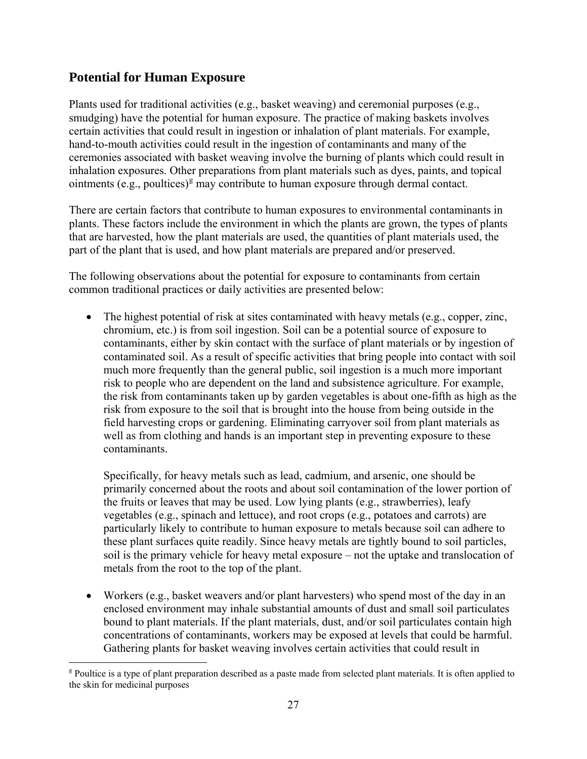## Potential for Human Exposure

Plants used for traditional activities (e.g., basket weaving) and ceremonial purposes (e.g., smudging) have the potential for human exposure. The practice of making baskets involves certain activities that could result in ingestion or inhalation of plant materials. For example, hand-to-mouth activities could result in the ingestion of contaminants and many of the ceremonies associated with basket weaving involve the burning of plants which could result in inhalation exposures. Other preparations from plant materials such as dyes, paints, and topical ointments (e.g., poultices)[g] may contribute to human exposure through dermal contact.

There are certain factors that contribute to human exposures to environmental contaminants in plants. These factors include the environment in which the plants are grown, the types of plants that are harvested, how the plant materials are used, the quantities of plant materials used, the part of the plant that is used, and how plant materials are prepared and/or preserved.

The following observations about the potential for exposure to contaminants from certain common traditional practices or daily activities are presented below:

- The highest potential of risk at sites contaminated with heavy metals (e.g., copper, zinc, chromium, etc.) is from soil ingestion. Soil can be a potential source of exposure to contaminants, either by skin contact with the surface of plant materials or by ingestion of contaminated soil. As a result of specific activities that bring people into contact with soil much more frequently than the general public, soil ingestion is a much more important risk to people who are dependent on the land and subsistence agriculture. For example, the risk from contaminants taken up by garden vegetables is about one-fifth as high as the risk from exposure to the soil that is brought into the house from being outside in the field harvesting crops or gardening. Eliminating carryover soil from plant materials as well as from clothing and hands is an important step in preventing exposure to these contaminants.

  Specifically, for heavy metals such as lead, cadmium, and arsenic, one should be primarily concerned about the roots and about soil contamination of the lower portion of the fruits or leaves that may be used. Low lying plants (e.g., strawberries), leafy vegetables (e.g., spinach and lettuce), and root crops (e.g., potatoes and carrots) are particularly likely to contribute to human exposure to metals because soil can adhere to these plant surfaces quite readily. Since heavy metals are tightly bound to soil particles, soil is the primary vehicle for heavy metal exposure – not the uptake and translocation of metals from the root to the top of the plant.

- Workers (e.g., basket weavers and/or plant harvesters) who spend most of the day in an enclosed environment may inhale substantial amounts of dust and small soil particulates bound to plant materials. If the plant materials, dust, and/or soil particulates contain high concentrations of contaminants, workers may be exposed at levels that could be harmful. Gathering plants for basket weaving involves certain activities that could result in

---

[g] Poultice is a type of plant preparation described as a paste made from selected plant materials. It is often applied to the skin for medicinal purposes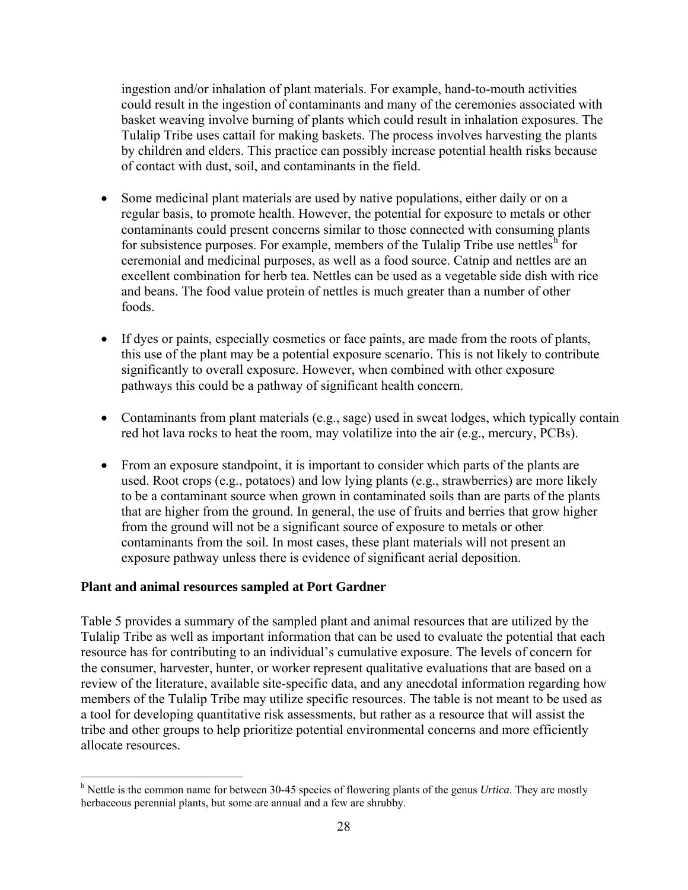ingestion and/or inhalation of plant materials. For example, hand-to-mouth activities could result in the ingestion of contaminants and many of the ceremonies associated with basket weaving involve burning of plants which could result in inhalation exposures. The Tulalip Tribe uses cattail for making baskets. The process involves harvesting the plants by children and elders. This practice can possibly increase potential health risks because of contact with dust, soil, and contaminants in the field.

- Some medicinal plant materials are used by native populations, either daily or on a regular basis, to promote health. However, the potential for exposure to metals or other contaminants could present concerns similar to those connected with consuming plants for subsistence purposes. For example, members of the Tulalip Tribe use nettles[h] for ceremonial and medicinal purposes, as well as a food source. Catnip and nettles are an excellent combination for herb tea. Nettles can be used as a vegetable side dish with rice and beans. The food value protein of nettles is much greater than a number of other foods.

- If dyes or paints, especially cosmetics or face paints, are made from the roots of plants, this use of the plant may be a potential exposure scenario. This is not likely to contribute significantly to overall exposure. However, when combined with other exposure pathways this could be a pathway of significant health concern.

- Contaminants from plant materials (e.g., sage) used in sweat lodges, which typically contain red hot lava rocks to heat the room, may volatilize into the air (e.g., mercury, PCBs).

- From an exposure standpoint, it is important to consider which parts of the plants are used. Root crops (e.g., potatoes) and low lying plants (e.g., strawberries) are more likely to be a contaminant source when grown in contaminated soils than are parts of the plants that are higher from the ground. In general, the use of fruits and berries that grow higher from the ground will not be a significant source of exposure to metals or other contaminants from the soil. In most cases, these plant materials will not present an exposure pathway unless there is evidence of significant aerial deposition.

**Plant and animal resources sampled at Port Gardner**

Table 5 provides a summary of the sampled plant and animal resources that are utilized by the Tulalip Tribe as well as important information that can be used to evaluate the potential that each resource has for contributing to an individual's cumulative exposure. The levels of concern for the consumer, harvester, hunter, or worker represent qualitative evaluations that are based on a review of the literature, available site-specific data, and any anecdotal information regarding how members of the Tulalip Tribe may utilize specific resources. The table is not meant to be used as a tool for developing quantitative risk assessments, but rather as a resource that will assist the tribe and other groups to help prioritize potential environmental concerns and more efficiently allocate resources.

[h] Nettle is the common name for between 30-45 species of flowering plants of the genus *Urtica*. They are mostly herbaceous perennial plants, but some are annual and a few are shrubby.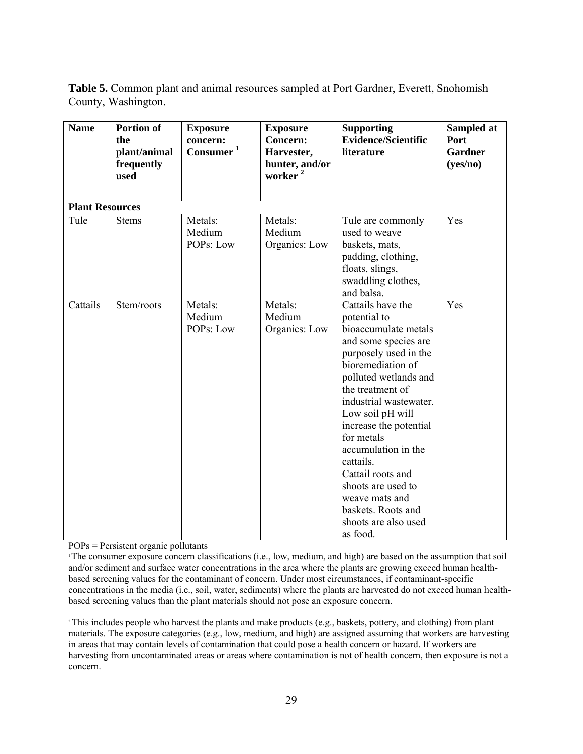**Table 5.** Common plant and animal resources sampled at Port Gardner, Everett, Snohomish County, Washington.

| Name | Portion of the plant/animal frequently used | Exposure concern: Consumer [1] | Exposure Concern: Harvester, hunter, and/or worker [2] | Supporting Evidence/Scientific literature | Sampled at Port Gardner (yes/no) |
|---|---|---|---|---|---|
| **Plant Resources** | | | | | |
| Tule | Stems | Metals: Medium<br>POPs: Low | Metals: Medium<br>Organics: Low | Tule are commonly used to weave baskets, mats, padding, clothing, floats, slings, swaddling clothes, and balsa. | Yes |
| Cattails | Stem/roots | Metals: Medium<br>POPs: Low | Metals: Medium<br>Organics: Low | Cattails have the potential to bioaccumulate metals and some species are purposely used in the bioremediation of polluted wetlands and the treatment of industrial wastewater. Low soil pH will increase the potential for metals accumulation in the cattails.<br>Cattail roots and shoots are used to weave mats and baskets. Roots and shoots are also used as food. | Yes |

POPs = Persistent organic pollutants

[1] The consumer exposure concern classifications (i.e., low, medium, and high) are based on the assumption that soil and/or sediment and surface water concentrations in the area where the plants are growing exceed human health-based screening values for the contaminant of concern. Under most circumstances, if contaminant-specific concentrations in the media (i.e., soil, water, sediments) where the plants are harvested do not exceed human health-based screening values than the plant materials should not pose an exposure concern.

[2] This includes people who harvest the plants and make products (e.g., baskets, pottery, and clothing) from plant materials. The exposure categories (e.g., low, medium, and high) are assigned assuming that workers are harvesting in areas that may contain levels of contamination that could pose a health concern or hazard. If workers are harvesting from uncontaminated areas or areas where contamination is not of health concern, then exposure is not a concern.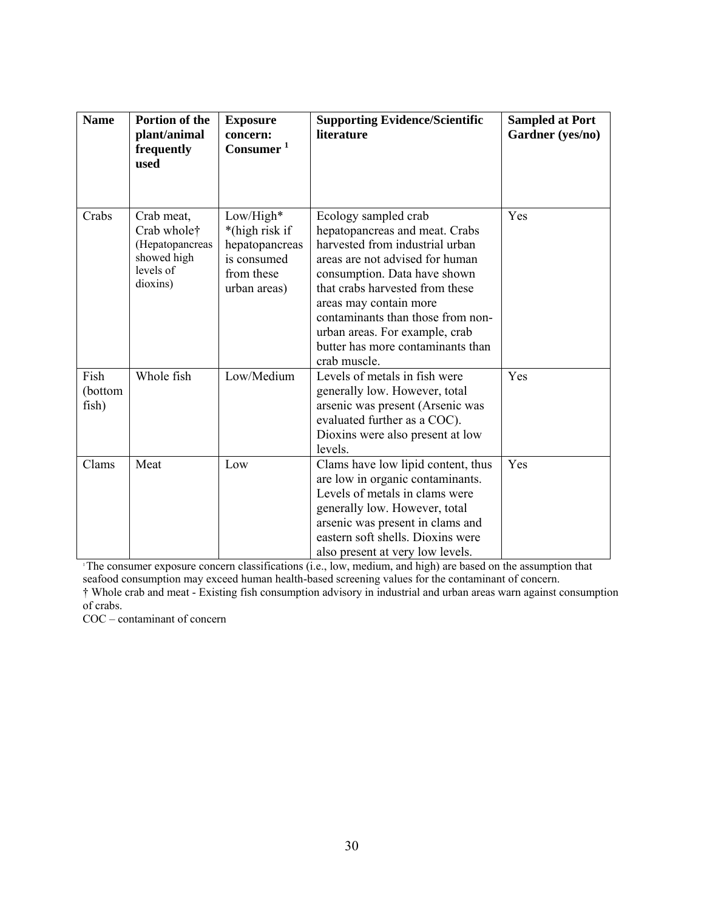| Name | Portion of the plant/animal frequently used | Exposure concern: Consumer [1] | Supporting Evidence/Scientific literature | Sampled at Port Gardner (yes/no) |
|---|---|---|---|---|
| Crabs | Crab meat, Crab whole† (Hepatopancreas showed high levels of dioxins) | Low/High* *(high risk if hepatopancreas is consumed from these urban areas) | Ecology sampled crab hepatopancreas and meat. Crabs harvested from industrial urban areas are not advised for human consumption. Data have shown that crabs harvested from these areas may contain more contaminants than those from non-urban areas. For example, crab butter has more contaminants than crab muscle. | Yes |
| Fish (bottom fish) | Whole fish | Low/Medium | Levels of metals in fish were generally low. However, total arsenic was present (Arsenic was evaluated further as a COC). Dioxins were also present at low levels. | Yes |
| Clams | Meat | Low | Clams have low lipid content, thus are low in organic contaminants. Levels of metals in clams were generally low. However, total arsenic was present in clams and eastern soft shells. Dioxins were also present at very low levels. | Yes |

[1] The consumer exposure concern classifications (i.e., low, medium, and high) are based on the assumption that seafood consumption may exceed human health-based screening values for the contaminant of concern.

† Whole crab and meat - Existing fish consumption advisory in industrial and urban areas warn against consumption of crabs.

COC – contaminant of concern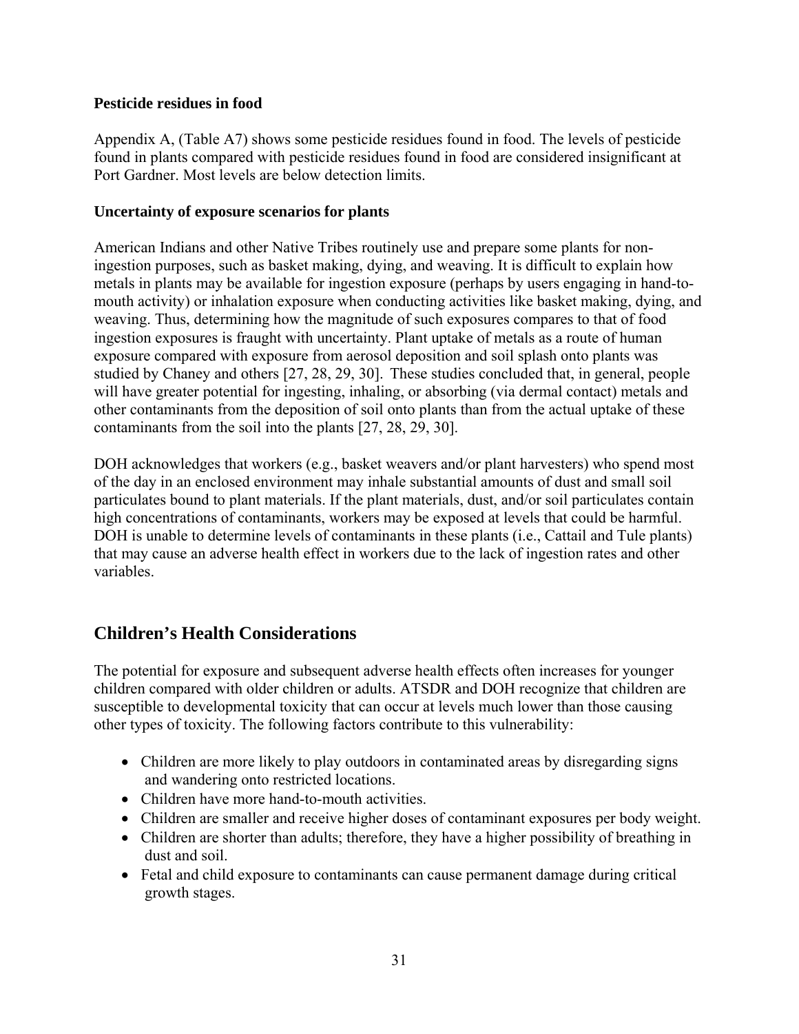### Pesticide residues in food

Appendix A, (Table A7) shows some pesticide residues found in food. The levels of pesticide found in plants compared with pesticide residues found in food are considered insignificant at Port Gardner. Most levels are below detection limits.

### Uncertainty of exposure scenarios for plants

American Indians and other Native Tribes routinely use and prepare some plants for non-ingestion purposes, such as basket making, dying, and weaving. It is difficult to explain how metals in plants may be available for ingestion exposure (perhaps by users engaging in hand-to-mouth activity) or inhalation exposure when conducting activities like basket making, dying, and weaving. Thus, determining how the magnitude of such exposures compares to that of food ingestion exposures is fraught with uncertainty. Plant uptake of metals as a route of human exposure compared with exposure from aerosol deposition and soil splash onto plants was studied by Chaney and others [27, 28, 29, 30]. These studies concluded that, in general, people will have greater potential for ingesting, inhaling, or absorbing (via dermal contact) metals and other contaminants from the deposition of soil onto plants than from the actual uptake of these contaminants from the soil into the plants [27, 28, 29, 30].

DOH acknowledges that workers (e.g., basket weavers and/or plant harvesters) who spend most of the day in an enclosed environment may inhale substantial amounts of dust and small soil particulates bound to plant materials. If the plant materials, dust, and/or soil particulates contain high concentrations of contaminants, workers may be exposed at levels that could be harmful. DOH is unable to determine levels of contaminants in these plants (i.e., Cattail and Tule plants) that may cause an adverse health effect in workers due to the lack of ingestion rates and other variables.

## Children's Health Considerations

The potential for exposure and subsequent adverse health effects often increases for younger children compared with older children or adults. ATSDR and DOH recognize that children are susceptible to developmental toxicity that can occur at levels much lower than those causing other types of toxicity. The following factors contribute to this vulnerability:

- Children are more likely to play outdoors in contaminated areas by disregarding signs and wandering onto restricted locations.
- Children have more hand-to-mouth activities.
- Children are smaller and receive higher doses of contaminant exposures per body weight.
- Children are shorter than adults; therefore, they have a higher possibility of breathing in dust and soil.
- Fetal and child exposure to contaminants can cause permanent damage during critical growth stages.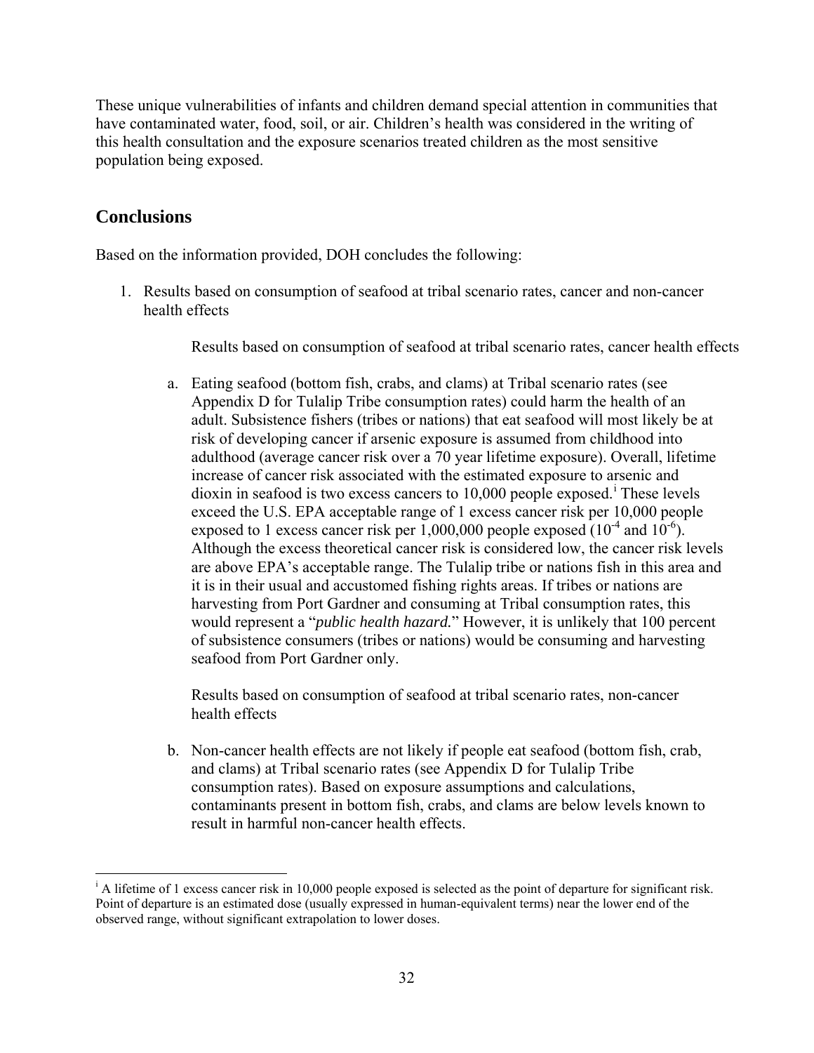These unique vulnerabilities of infants and children demand special attention in communities that have contaminated water, food, soil, or air. Children's health was considered in the writing of this health consultation and the exposure scenarios treated children as the most sensitive population being exposed.

## Conclusions

Based on the information provided, DOH concludes the following:

1. Results based on consumption of seafood at tribal scenario rates, cancer and non-cancer health effects

   Results based on consumption of seafood at tribal scenario rates, cancer health effects

   a. Eating seafood (bottom fish, crabs, and clams) at Tribal scenario rates (see Appendix D for Tulalip Tribe consumption rates) could harm the health of an adult. Subsistence fishers (tribes or nations) that eat seafood will most likely be at risk of developing cancer if arsenic exposure is assumed from childhood into adulthood (average cancer risk over a 70 year lifetime exposure). Overall, lifetime increase of cancer risk associated with the estimated exposure to arsenic and dioxin in seafood is two excess cancers to 10,000 people exposed.[i] These levels exceed the U.S. EPA acceptable range of 1 excess cancer risk per 10,000 people exposed to 1 excess cancer risk per 1,000,000 people exposed ($10^{-4}$ and $10^{-6}$). Although the excess theoretical cancer risk is considered low, the cancer risk levels are above EPA's acceptable range. The Tulalip tribe or nations fish in this area and it is in their usual and accustomed fishing rights areas. If tribes or nations are harvesting from Port Gardner and consuming at Tribal consumption rates, this would represent a "*public health hazard.*" However, it is unlikely that 100 percent of subsistence consumers (tribes or nations) would be consuming and harvesting seafood from Port Gardner only.

   Results based on consumption of seafood at tribal scenario rates, non-cancer health effects

   b. Non-cancer health effects are not likely if people eat seafood (bottom fish, crab, and clams) at Tribal scenario rates (see Appendix D for Tulalip Tribe consumption rates). Based on exposure assumptions and calculations, contaminants present in bottom fish, crabs, and clams are below levels known to result in harmful non-cancer health effects.

---

[i] A lifetime of 1 excess cancer risk in 10,000 people exposed is selected as the point of departure for significant risk. Point of departure is an estimated dose (usually expressed in human-equivalent terms) near the lower end of the observed range, without significant extrapolation to lower doses.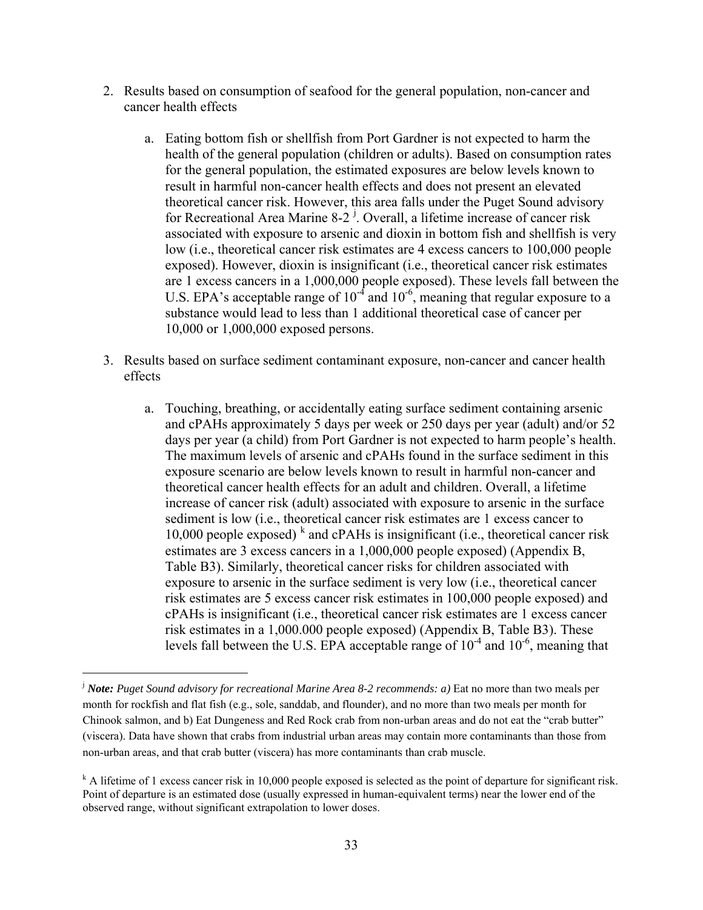2. Results based on consumption of seafood for the general population, non-cancer and cancer health effects

    a. Eating bottom fish or shellfish from Port Gardner is not expected to harm the health of the general population (children or adults). Based on consumption rates for the general population, the estimated exposures are below levels known to result in harmful non-cancer health effects and does not present an elevated theoretical cancer risk. However, this area falls under the Puget Sound advisory for Recreational Area Marine 8-2 [j]. Overall, a lifetime increase of cancer risk associated with exposure to arsenic and dioxin in bottom fish and shellfish is very low (i.e., theoretical cancer risk estimates are 4 excess cancers to 100,000 people exposed). However, dioxin is insignificant (i.e., theoretical cancer risk estimates are 1 excess cancers in a 1,000,000 people exposed). These levels fall between the U.S. EPA's acceptable range of $10^{-4}$ and $10^{-6}$, meaning that regular exposure to a substance would lead to less than 1 additional theoretical case of cancer per 10,000 or 1,000,000 exposed persons.

3. Results based on surface sediment contaminant exposure, non-cancer and cancer health effects

    a. Touching, breathing, or accidentally eating surface sediment containing arsenic and cPAHs approximately 5 days per week or 250 days per year (adult) and/or 52 days per year (a child) from Port Gardner is not expected to harm people's health. The maximum levels of arsenic and cPAHs found in the surface sediment in this exposure scenario are below levels known to result in harmful non-cancer and theoretical cancer health effects for an adult and children. Overall, a lifetime increase of cancer risk (adult) associated with exposure to arsenic in the surface sediment is low (i.e., theoretical cancer risk estimates are 1 excess cancer to 10,000 people exposed) [k] and cPAHs is insignificant (i.e., theoretical cancer risk estimates are 3 excess cancers in a 1,000,000 people exposed) (Appendix B, Table B3). Similarly, theoretical cancer risks for children associated with exposure to arsenic in the surface sediment is very low (i.e., theoretical cancer risk estimates are 5 excess cancer risk estimates in 100,000 people exposed) and cPAHs is insignificant (i.e., theoretical cancer risk estimates are 1 excess cancer risk estimates in a 1,000.000 people exposed) (Appendix B, Table B3). These levels fall between the U.S. EPA acceptable range of $10^{-4}$ and $10^{-6}$, meaning that

---

[j] ***Note:*** *Puget Sound advisory for recreational Marine Area 8-2 recommends: a)* Eat no more than two meals per month for rockfish and flat fish (e.g., sole, sanddab, and flounder), and no more than two meals per month for Chinook salmon, and b) Eat Dungeness and Red Rock crab from non-urban areas and do not eat the "crab butter" (viscera). Data have shown that crabs from industrial urban areas may contain more contaminants than those from non-urban areas, and that crab butter (viscera) has more contaminants than crab muscle.

[k] A lifetime of 1 excess cancer risk in 10,000 people exposed is selected as the point of departure for significant risk. Point of departure is an estimated dose (usually expressed in human-equivalent terms) near the lower end of the observed range, without significant extrapolation to lower doses.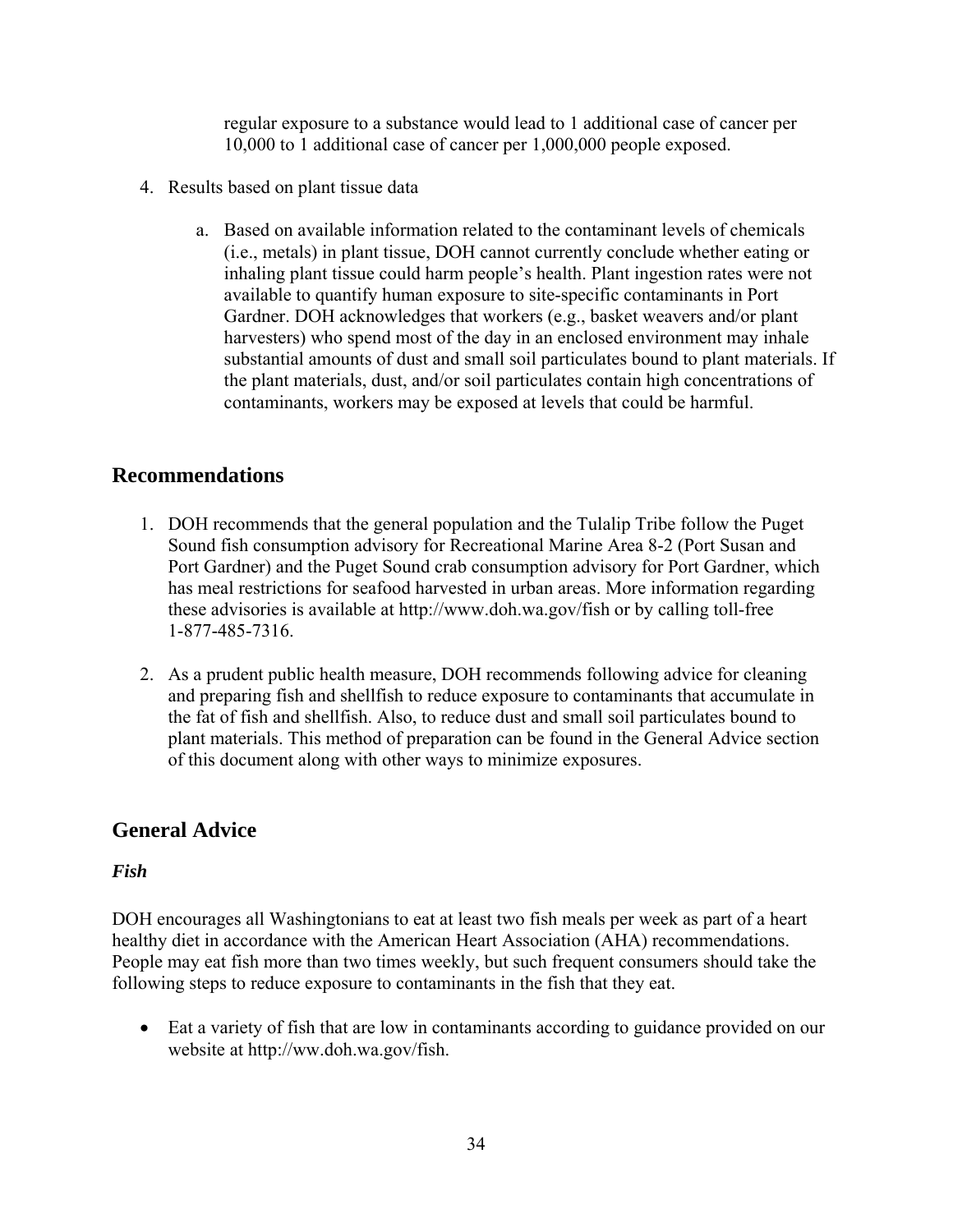regular exposure to a substance would lead to 1 additional case of cancer per 10,000 to 1 additional case of cancer per 1,000,000 people exposed.

4. Results based on plant tissue data

    a. Based on available information related to the contaminant levels of chemicals (i.e., metals) in plant tissue, DOH cannot currently conclude whether eating or inhaling plant tissue could harm people's health. Plant ingestion rates were not available to quantify human exposure to site-specific contaminants in Port Gardner. DOH acknowledges that workers (e.g., basket weavers and/or plant harvesters) who spend most of the day in an enclosed environment may inhale substantial amounts of dust and small soil particulates bound to plant materials. If the plant materials, dust, and/or soil particulates contain high concentrations of contaminants, workers may be exposed at levels that could be harmful.

## Recommendations

1. DOH recommends that the general population and the Tulalip Tribe follow the Puget Sound fish consumption advisory for Recreational Marine Area 8-2 (Port Susan and Port Gardner) and the Puget Sound crab consumption advisory for Port Gardner, which has meal restrictions for seafood harvested in urban areas. More information regarding these advisories is available at http://www.doh.wa.gov/fish or by calling toll-free 1-877-485-7316.

2. As a prudent public health measure, DOH recommends following advice for cleaning and preparing fish and shellfish to reduce exposure to contaminants that accumulate in the fat of fish and shellfish. Also, to reduce dust and small soil particulates bound to plant materials. This method of preparation can be found in the General Advice section of this document along with other ways to minimize exposures.

## General Advice

### *Fish*

DOH encourages all Washingtonians to eat at least two fish meals per week as part of a heart healthy diet in accordance with the American Heart Association (AHA) recommendations. People may eat fish more than two times weekly, but such frequent consumers should take the following steps to reduce exposure to contaminants in the fish that they eat.

- Eat a variety of fish that are low in contaminants according to guidance provided on our website at http://ww.doh.wa.gov/fish.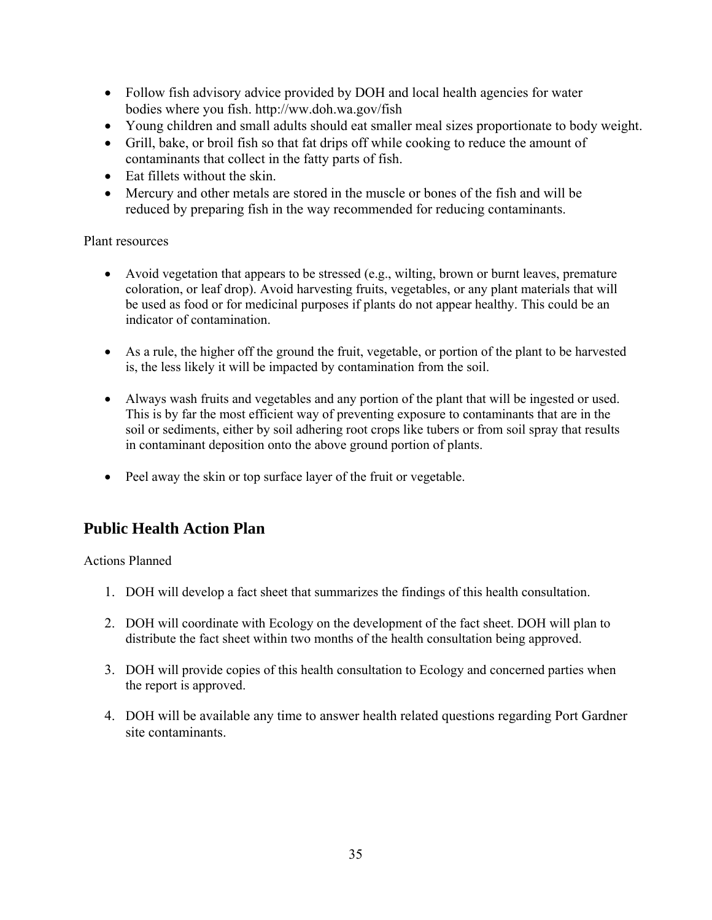- Follow fish advisory advice provided by DOH and local health agencies for water bodies where you fish. http://ww.doh.wa.gov/fish
- Young children and small adults should eat smaller meal sizes proportionate to body weight.
- Grill, bake, or broil fish so that fat drips off while cooking to reduce the amount of contaminants that collect in the fatty parts of fish.
- Eat fillets without the skin.
- Mercury and other metals are stored in the muscle or bones of the fish and will be reduced by preparing fish in the way recommended for reducing contaminants.

Plant resources

- Avoid vegetation that appears to be stressed (e.g., wilting, brown or burnt leaves, premature coloration, or leaf drop). Avoid harvesting fruits, vegetables, or any plant materials that will be used as food or for medicinal purposes if plants do not appear healthy. This could be an indicator of contamination.

- As a rule, the higher off the ground the fruit, vegetable, or portion of the plant to be harvested is, the less likely it will be impacted by contamination from the soil.

- Always wash fruits and vegetables and any portion of the plant that will be ingested or used. This is by far the most efficient way of preventing exposure to contaminants that are in the soil or sediments, either by soil adhering root crops like tubers or from soil spray that results in contaminant deposition onto the above ground portion of plants.

- Peel away the skin or top surface layer of the fruit or vegetable.

## Public Health Action Plan

Actions Planned

1. DOH will develop a fact sheet that summarizes the findings of this health consultation.

2. DOH will coordinate with Ecology on the development of the fact sheet. DOH will plan to distribute the fact sheet within two months of the health consultation being approved.

3. DOH will provide copies of this health consultation to Ecology and concerned parties when the report is approved.

4. DOH will be available any time to answer health related questions regarding Port Gardner site contaminants.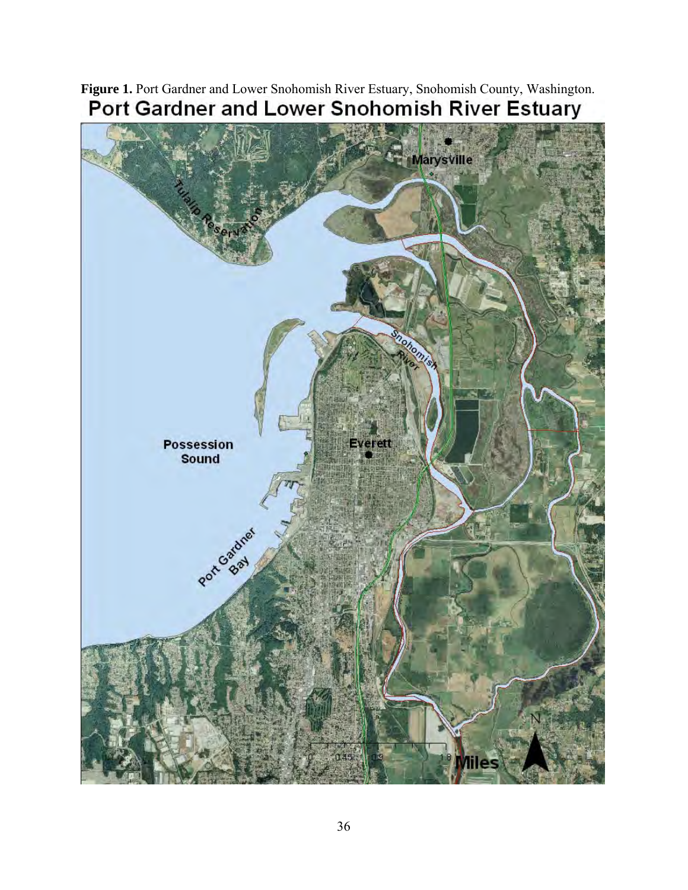**Figure 1.** Port Gardner and Lower Snohomish River Estuary, Snohomish County, Washington.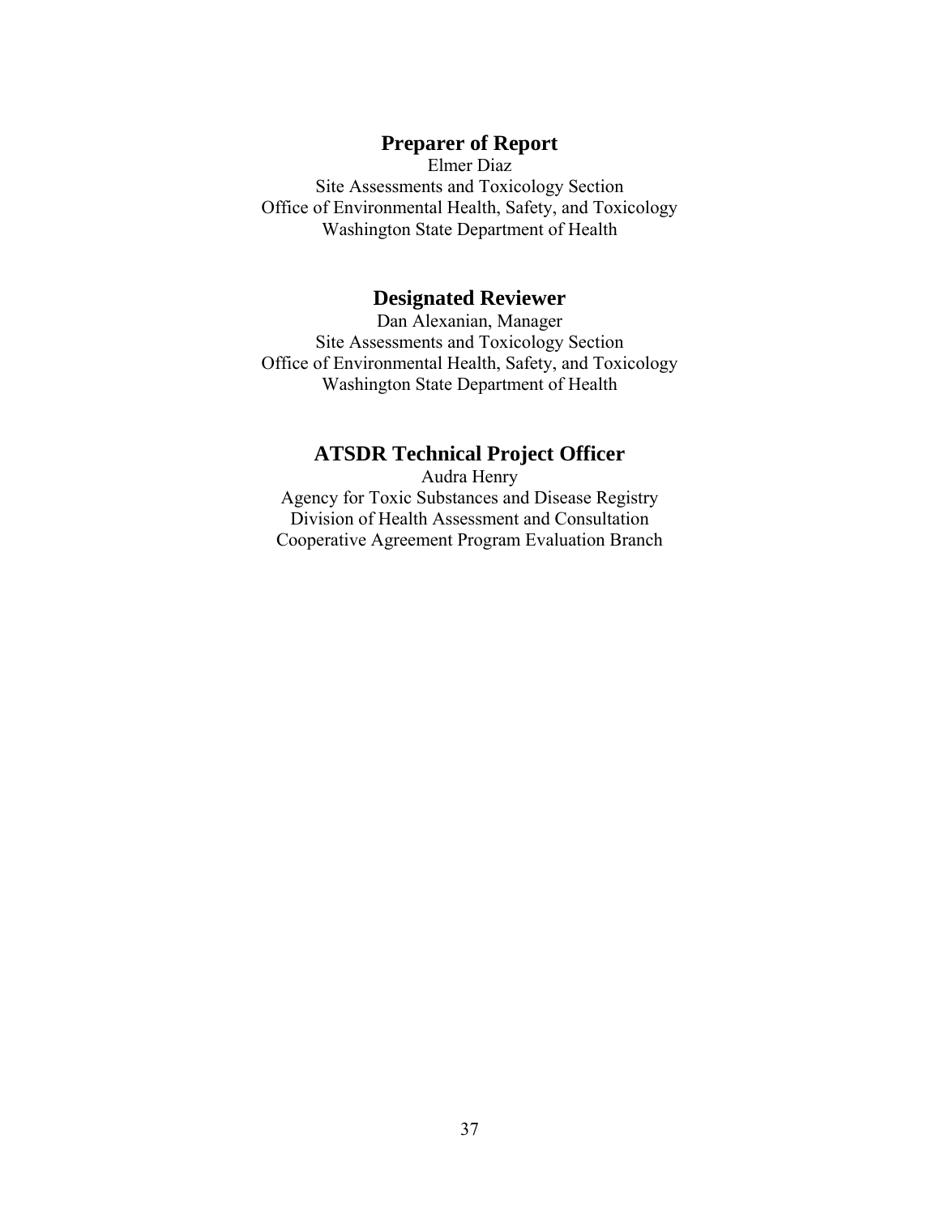## Preparer of Report

Elmer Diaz
Site Assessments and Toxicology Section
Office of Environmental Health, Safety, and Toxicology
Washington State Department of Health

## Designated Reviewer

Dan Alexanian, Manager
Site Assessments and Toxicology Section
Office of Environmental Health, Safety, and Toxicology
Washington State Department of Health

## ATSDR Technical Project Officer

Audra Henry
Agency for Toxic Substances and Disease Registry
Division of Health Assessment and Consultation
Cooperative Agreement Program Evaluation Branch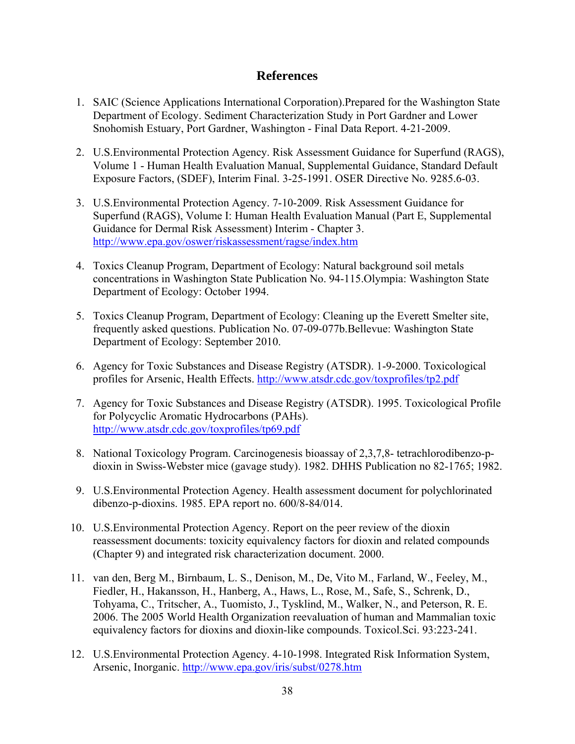## References

1. SAIC (Science Applications International Corporation).Prepared for the Washington State Department of Ecology. Sediment Characterization Study in Port Gardner and Lower Snohomish Estuary, Port Gardner, Washington - Final Data Report. 4-21-2009.

2. U.S.Environmental Protection Agency. Risk Assessment Guidance for Superfund (RAGS), Volume 1 - Human Health Evaluation Manual, Supplemental Guidance, Standard Default Exposure Factors, (SDEF), Interim Final. 3-25-1991. OSER Directive No. 9285.6-03.

3. U.S.Environmental Protection Agency. 7-10-2009. Risk Assessment Guidance for Superfund (RAGS), Volume I: Human Health Evaluation Manual (Part E, Supplemental Guidance for Dermal Risk Assessment) Interim - Chapter 3. http://www.epa.gov/oswer/riskassessment/ragse/index.htm

4. Toxics Cleanup Program, Department of Ecology: Natural background soil metals concentrations in Washington State Publication No. 94-115.Olympia: Washington State Department of Ecology: October 1994.

5. Toxics Cleanup Program, Department of Ecology: Cleaning up the Everett Smelter site, frequently asked questions. Publication No. 07-09-077b.Bellevue: Washington State Department of Ecology: September 2010.

6. Agency for Toxic Substances and Disease Registry (ATSDR). 1-9-2000. Toxicological profiles for Arsenic, Health Effects. http://www.atsdr.cdc.gov/toxprofiles/tp2.pdf

7. Agency for Toxic Substances and Disease Registry (ATSDR). 1995. Toxicological Profile for Polycyclic Aromatic Hydrocarbons (PAHs). http://www.atsdr.cdc.gov/toxprofiles/tp69.pdf

8. National Toxicology Program. Carcinogenesis bioassay of 2,3,7,8- tetrachlorodibenzo-p-dioxin in Swiss-Webster mice (gavage study). 1982. DHHS Publication no 82-1765; 1982.

9. U.S.Environmental Protection Agency. Health assessment document for polychlorinated dibenzo-p-dioxins. 1985. EPA report no. 600/8-84/014.

10. U.S.Environmental Protection Agency. Report on the peer review of the dioxin reassessment documents: toxicity equivalency factors for dioxin and related compounds (Chapter 9) and integrated risk characterization document. 2000.

11. van den, Berg M., Birnbaum, L. S., Denison, M., De, Vito M., Farland, W., Feeley, M., Fiedler, H., Hakansson, H., Hanberg, A., Haws, L., Rose, M., Safe, S., Schrenk, D., Tohyama, C., Tritscher, A., Tuomisto, J., Tysklind, M., Walker, N., and Peterson, R. E. 2006. The 2005 World Health Organization reevaluation of human and Mammalian toxic equivalency factors for dioxins and dioxin-like compounds. Toxicol.Sci. 93:223-241.

12. U.S.Environmental Protection Agency. 4-10-1998. Integrated Risk Information System, Arsenic, Inorganic. http://www.epa.gov/iris/subst/0278.htm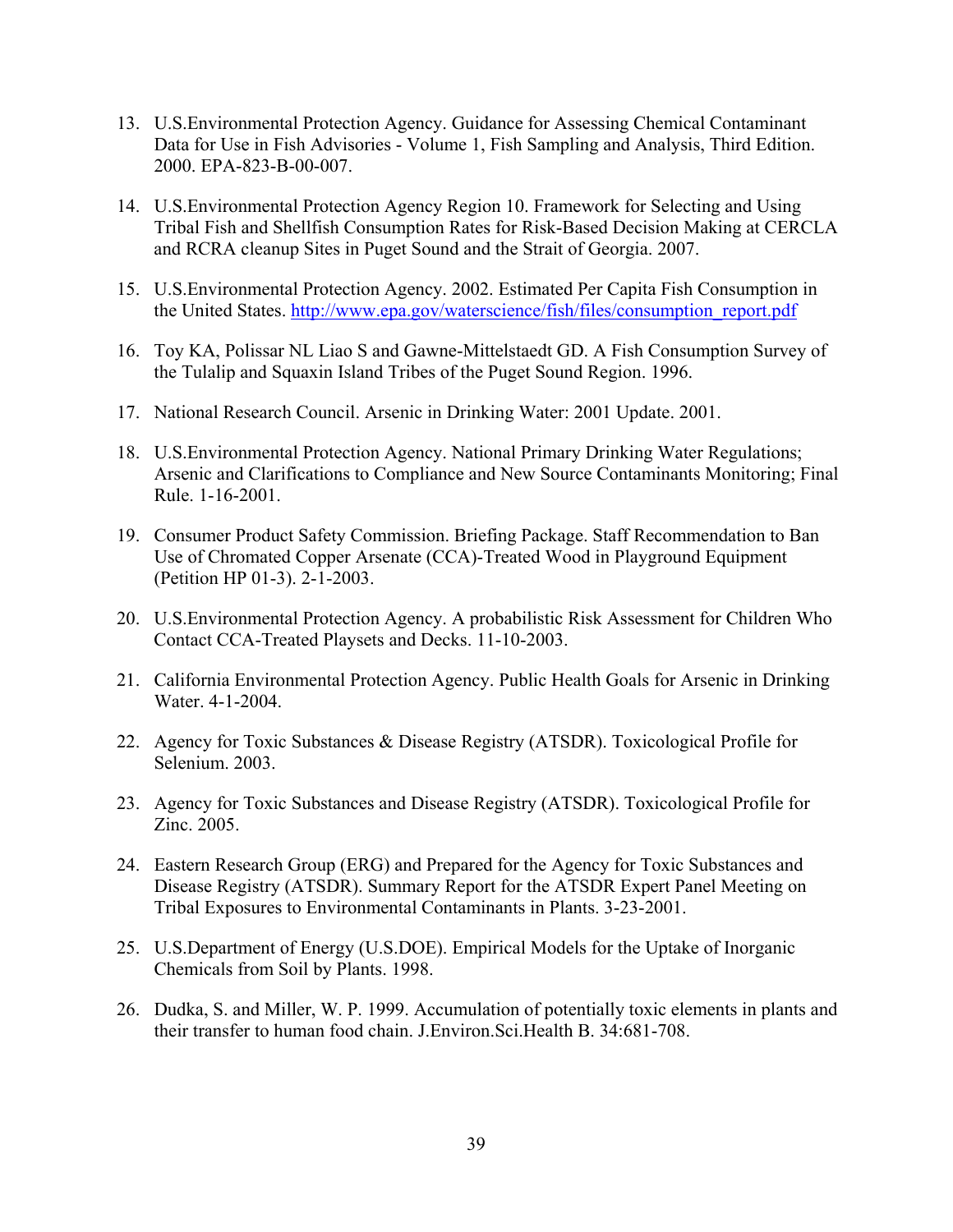13. U.S.Environmental Protection Agency. Guidance for Assessing Chemical Contaminant Data for Use in Fish Advisories - Volume 1, Fish Sampling and Analysis, Third Edition. 2000. EPA-823-B-00-007.

14. U.S.Environmental Protection Agency Region 10. Framework for Selecting and Using Tribal Fish and Shellfish Consumption Rates for Risk-Based Decision Making at CERCLA and RCRA cleanup Sites in Puget Sound and the Strait of Georgia. 2007.

15. U.S.Environmental Protection Agency. 2002. Estimated Per Capita Fish Consumption in the United States. http://www.epa.gov/waterscience/fish/files/consumption_report.pdf

16. Toy KA, Polissar NL Liao S and Gawne-Mittelstaedt GD. A Fish Consumption Survey of the Tulalip and Squaxin Island Tribes of the Puget Sound Region. 1996.

17. National Research Council. Arsenic in Drinking Water: 2001 Update. 2001.

18. U.S.Environmental Protection Agency. National Primary Drinking Water Regulations; Arsenic and Clarifications to Compliance and New Source Contaminants Monitoring; Final Rule. 1-16-2001.

19. Consumer Product Safety Commission. Briefing Package. Staff Recommendation to Ban Use of Chromated Copper Arsenate (CCA)-Treated Wood in Playground Equipment (Petition HP 01-3). 2-1-2003.

20. U.S.Environmental Protection Agency. A probabilistic Risk Assessment for Children Who Contact CCA-Treated Playsets and Decks. 11-10-2003.

21. California Environmental Protection Agency. Public Health Goals for Arsenic in Drinking Water. 4-1-2004.

22. Agency for Toxic Substances & Disease Registry (ATSDR). Toxicological Profile for Selenium. 2003.

23. Agency for Toxic Substances and Disease Registry (ATSDR). Toxicological Profile for Zinc. 2005.

24. Eastern Research Group (ERG) and Prepared for the Agency for Toxic Substances and Disease Registry (ATSDR). Summary Report for the ATSDR Expert Panel Meeting on Tribal Exposures to Environmental Contaminants in Plants. 3-23-2001.

25. U.S.Department of Energy (U.S.DOE). Empirical Models for the Uptake of Inorganic Chemicals from Soil by Plants. 1998.

26. Dudka, S. and Miller, W. P. 1999. Accumulation of potentially toxic elements in plants and their transfer to human food chain. J.Environ.Sci.Health B. 34:681-708.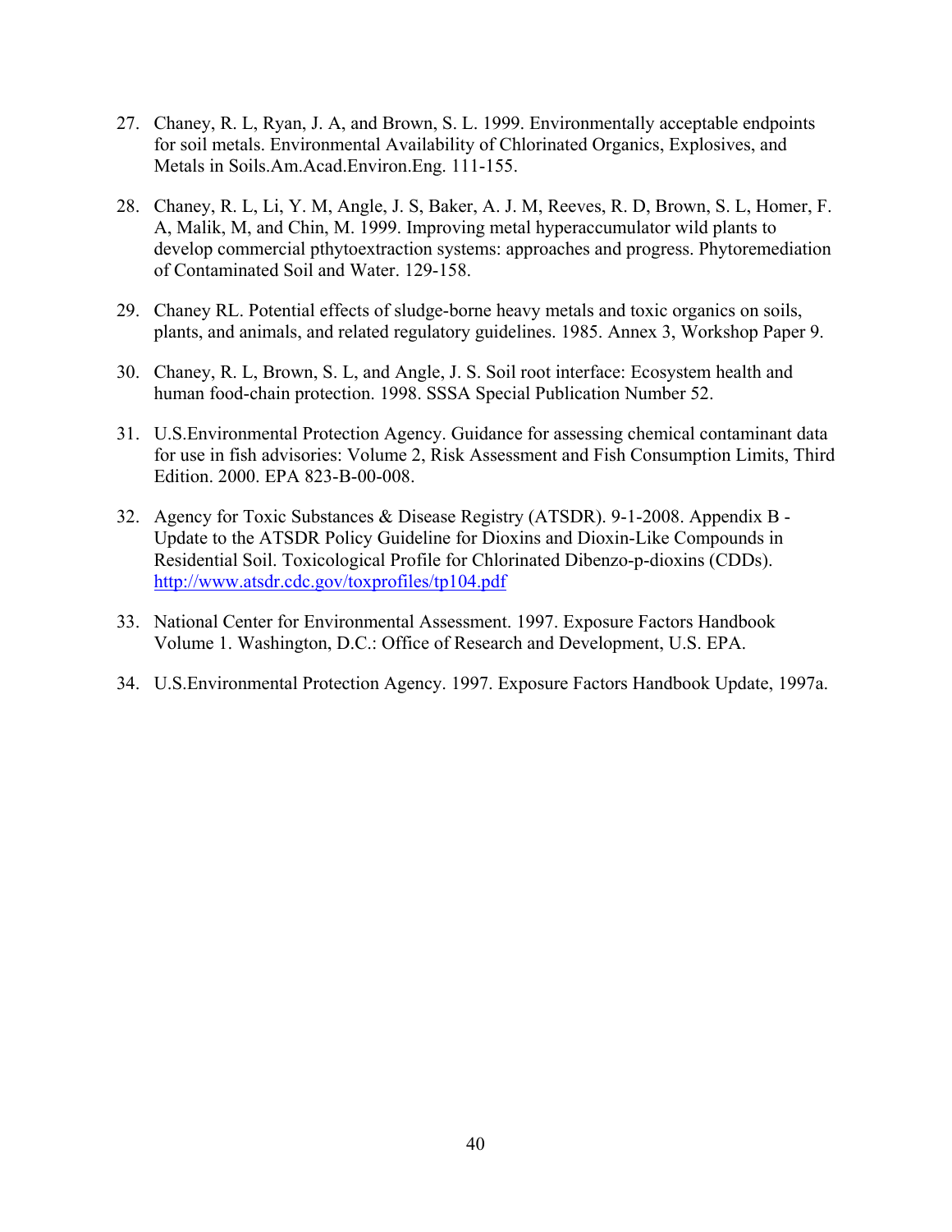27. Chaney, R. L, Ryan, J. A, and Brown, S. L. 1999. Environmentally acceptable endpoints for soil metals. Environmental Availability of Chlorinated Organics, Explosives, and Metals in Soils.Am.Acad.Environ.Eng. 111-155.

28. Chaney, R. L, Li, Y. M, Angle, J. S, Baker, A. J. M, Reeves, R. D, Brown, S. L, Homer, F. A, Malik, M, and Chin, M. 1999. Improving metal hyperaccumulator wild plants to develop commercial pthytoextraction systems: approaches and progress. Phytoremediation of Contaminated Soil and Water. 129-158.

29. Chaney RL. Potential effects of sludge-borne heavy metals and toxic organics on soils, plants, and animals, and related regulatory guidelines. 1985. Annex 3, Workshop Paper 9.

30. Chaney, R. L, Brown, S. L, and Angle, J. S. Soil root interface: Ecosystem health and human food-chain protection. 1998. SSSA Special Publication Number 52.

31. U.S.Environmental Protection Agency. Guidance for assessing chemical contaminant data for use in fish advisories: Volume 2, Risk Assessment and Fish Consumption Limits, Third Edition. 2000. EPA 823-B-00-008.

32. Agency for Toxic Substances & Disease Registry (ATSDR). 9-1-2008. Appendix B - Update to the ATSDR Policy Guideline for Dioxins and Dioxin-Like Compounds in Residential Soil. Toxicological Profile for Chlorinated Dibenzo-p-dioxins (CDDs). http://www.atsdr.cdc.gov/toxprofiles/tp104.pdf

33. National Center for Environmental Assessment. 1997. Exposure Factors Handbook Volume 1. Washington, D.C.: Office of Research and Development, U.S. EPA.

34. U.S.Environmental Protection Agency. 1997. Exposure Factors Handbook Update, 1997a.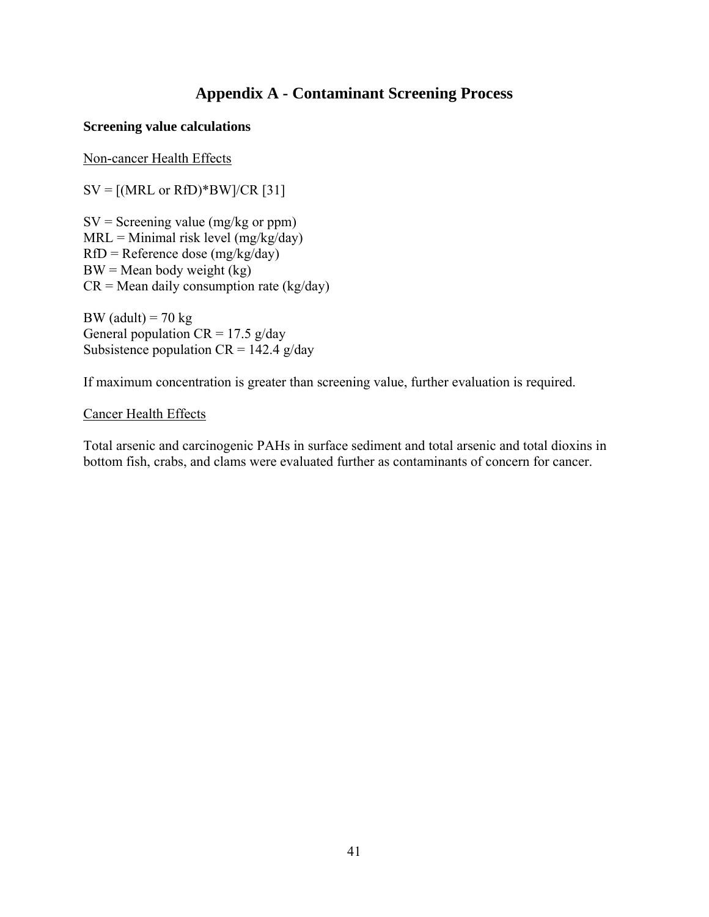# Appendix A - Contaminant Screening Process

**Screening value calculations**

Non-cancer Health Effects

SV = [(MRL or RfD)*BW]/CR [31]

SV = Screening value (mg/kg or ppm)
MRL = Minimal risk level (mg/kg/day)
RfD = Reference dose (mg/kg/day)
BW = Mean body weight (kg)
CR = Mean daily consumption rate (kg/day)

BW (adult) = 70 kg
General population CR = 17.5 g/day
Subsistence population CR = 142.4 g/day

If maximum concentration is greater than screening value, further evaluation is required.

Cancer Health Effects

Total arsenic and carcinogenic PAHs in surface sediment and total arsenic and total dioxins in bottom fish, crabs, and clams were evaluated further as contaminants of concern for cancer.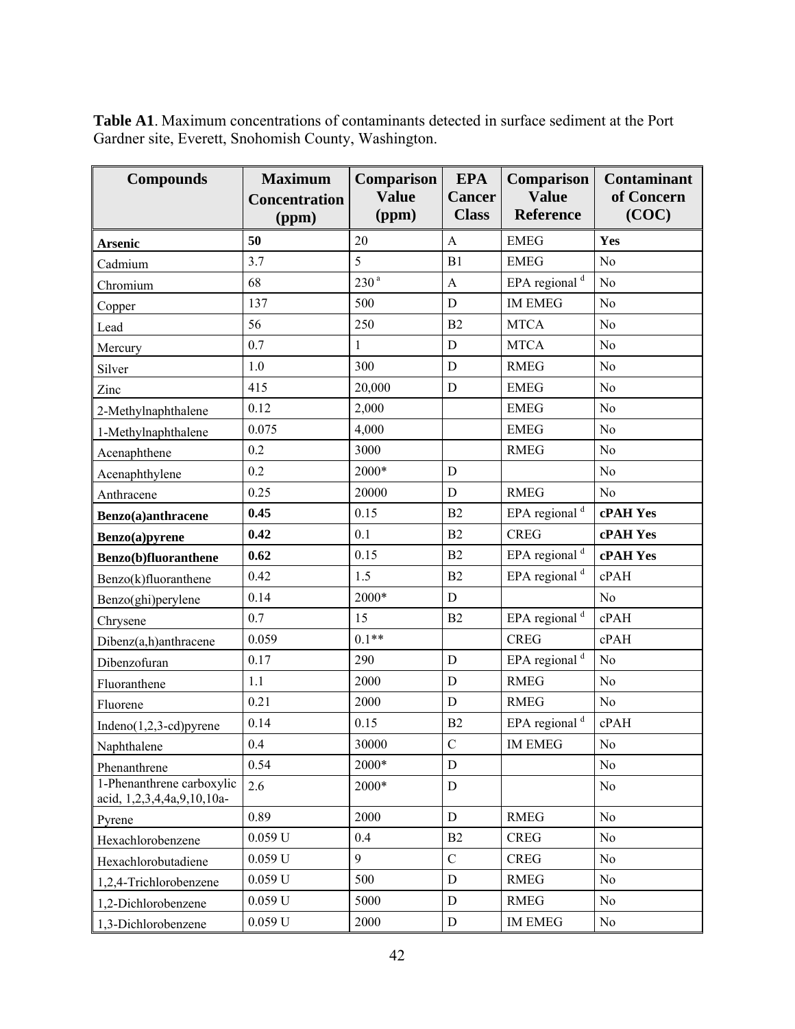**Table A1**. Maximum concentrations of contaminants detected in surface sediment at the Port Gardner site, Everett, Snohomish County, Washington.

| Compounds | Maximum Concentration (ppm) | Comparison Value (ppm) | EPA Cancer Class | Comparison Value Reference | Contaminant of Concern (COC) |
|---|---|---|---|---|---|
| **Arsenic** | **50** | 20 | A | EMEG | **Yes** |
| Cadmium | 3.7 | 5 | B1 | EMEG | No |
| Chromium | 68 | 230 [a] | A | EPA regional [d] | No |
| Copper | 137 | 500 | D | IM EMEG | No |
| Lead | 56 | 250 | B2 | MTCA | No |
| Mercury | 0.7 | 1 | D | MTCA | No |
| Silver | 1.0 | 300 | D | RMEG | No |
| Zinc | 415 | 20,000 | D | EMEG | No |
| 2-Methylnaphthalene | 0.12 | 2,000 | | EMEG | No |
| 1-Methylnaphthalene | 0.075 | 4,000 | | EMEG | No |
| Acenaphthene | 0.2 | 3000 | | RMEG | No |
| Acenaphthylene | 0.2 | 2000* | D | | No |
| Anthracene | 0.25 | 20000 | D | RMEG | No |
| **Benzo(a)anthracene** | **0.45** | 0.15 | B2 | EPA regional [d] | **cPAH Yes** |
| **Benzo(a)pyrene** | **0.42** | 0.1 | B2 | CREG | **cPAH Yes** |
| **Benzo(b)fluoranthene** | **0.62** | 0.15 | B2 | EPA regional [d] | **cPAH Yes** |
| Benzo(k)fluoranthene | 0.42 | 1.5 | B2 | EPA regional [d] | cPAH |
| Benzo(ghi)perylene | 0.14 | 2000* | D | | No |
| Chrysene | 0.7 | 15 | B2 | EPA regional [d] | cPAH |
| Dibenz(a,h)anthracene | 0.059 | 0.1** | | CREG | cPAH |
| Dibenzofuran | 0.17 | 290 | D | EPA regional [d] | No |
| Fluoranthene | 1.1 | 2000 | D | RMEG | No |
| Fluorene | 0.21 | 2000 | D | RMEG | No |
| Indeno(1,2,3-cd)pyrene | 0.14 | 0.15 | B2 | EPA regional [d] | cPAH |
| Naphthalene | 0.4 | 30000 | C | IM EMEG | No |
| Phenanthrene | 0.54 | 2000* | D | | No |
| 1-Phenanthrene carboxylic acid, 1,2,3,4,4a,9,10,10a- | 2.6 | 2000* | D | | No |
| Pyrene | 0.89 | 2000 | D | RMEG | No |
| Hexachlorobenzene | 0.059 U | 0.4 | B2 | CREG | No |
| Hexachlorobutadiene | 0.059 U | 9 | C | CREG | No |
| 1,2,4-Trichlorobenzene | 0.059 U | 500 | D | RMEG | No |
| 1,2-Dichlorobenzene | 0.059 U | 5000 | D | RMEG | No |
| 1,3-Dichlorobenzene | 0.059 U | 2000 | D | IM EMEG | No |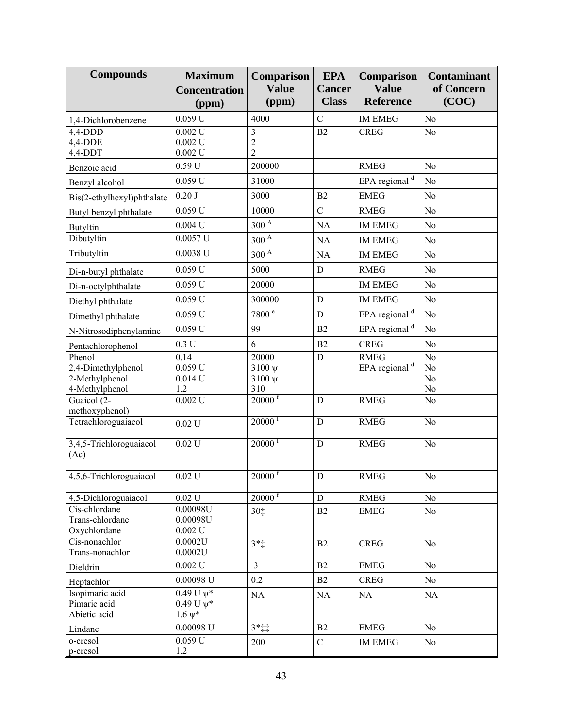| Compounds | Maximum Concentration (ppm) | Comparison Value (ppm) | EPA Cancer Class | Comparison Value Reference | Contaminant of Concern (COC) |
|---|---|---|---|---|---|
| 1,4-Dichlorobenzene | 0.059 U | 4000 | C | IM EMEG | No |
| 4,4-DDD<br>4,4-DDE<br>4,4-DDT | 0.002 U<br>0.002 U<br>0.002 U | 3<br>2<br>2 | B2 | CREG | No |
| Benzoic acid | 0.59 U | 200000 | | RMEG | No |
| Benzyl alcohol | 0.059 U | 31000 | | EPA regional [d] | No |
| Bis(2-ethylhexyl)phthalate | 0.20 J | 3000 | B2 | EMEG | No |
| Butyl benzyl phthalate | 0.059 U | 10000 | C | RMEG | No |
| Butyltin | 0.004 U | 300 [A] | NA | IM EMEG | No |
| Dibutyltin | 0.0057 U | 300 [A] | NA | IM EMEG | No |
| Tributyltin | 0.0038 U | 300 [A] | NA | IM EMEG | No |
| Di-n-butyl phthalate | 0.059 U | 5000 | D | RMEG | No |
| Di-n-octylphthalate | 0.059 U | 20000 | | IM EMEG | No |
| Diethyl phthalate | 0.059 U | 300000 | D | IM EMEG | No |
| Dimethyl phthalate | 0.059 U | 7800 [e] | D | EPA regional [d] | No |
| N-Nitrosodiphenylamine | 0.059 U | 99 | B2 | EPA regional [d] | No |
| Pentachlorophenol | 0.3 U | 6 | B2 | CREG | No |
| Phenol<br>2,4-Dimethylphenol<br>2-Methylphenol<br>4-Methylphenol | 0.14<br>0.059 U<br>0.014 U<br>1.2 | 20000<br>3100 ψ<br>3100 ψ<br>310 | D | RMEG<br>EPA regional [d] | No<br>No<br>No<br>No |
| Guaicol (2-methoxyphenol) | 0.002 U | 20000 [f] | D | RMEG | No |
| Tetrachloroguaiacol | 0.02 U | 20000 [f] | D | RMEG | No |
| 3,4,5-Trichloroguaiacol (Ac) | 0.02 U | 20000 [f] | D | RMEG | No |
| 4,5,6-Trichloroguaiacol | 0.02 U | 20000 [f] | D | RMEG | No |
| 4,5-Dichloroguaiacol | 0.02 U | 20000 [f] | D | RMEG | No |
| Cis-chlordane<br>Trans-chlordane<br>Oxychlordane | 0.00098U<br>0.00098U<br>0.002 U | 30‡ | B2 | EMEG | No |
| Cis-nonachlor<br>Trans-nonachlor | 0.0002U<br>0.0002U | 3*‡ | B2 | CREG | No |
| Dieldrin | 0.002 U | 3 | B2 | EMEG | No |
| Heptachlor | 0.00098 U | 0.2 | B2 | CREG | No |
| Isopimaric acid<br>Pimaric acid<br>Abietic acid | 0.49 U ψ*<br>0.49 U ψ*<br>1.6 ψ* | NA | NA | NA | NA |
| Lindane | 0.00098 U | 3*‡‡ | B2 | EMEG | No |
| o-cresol<br>p-cresol | 0.059 U<br>1.2 | 200 | C | IM EMEG | No |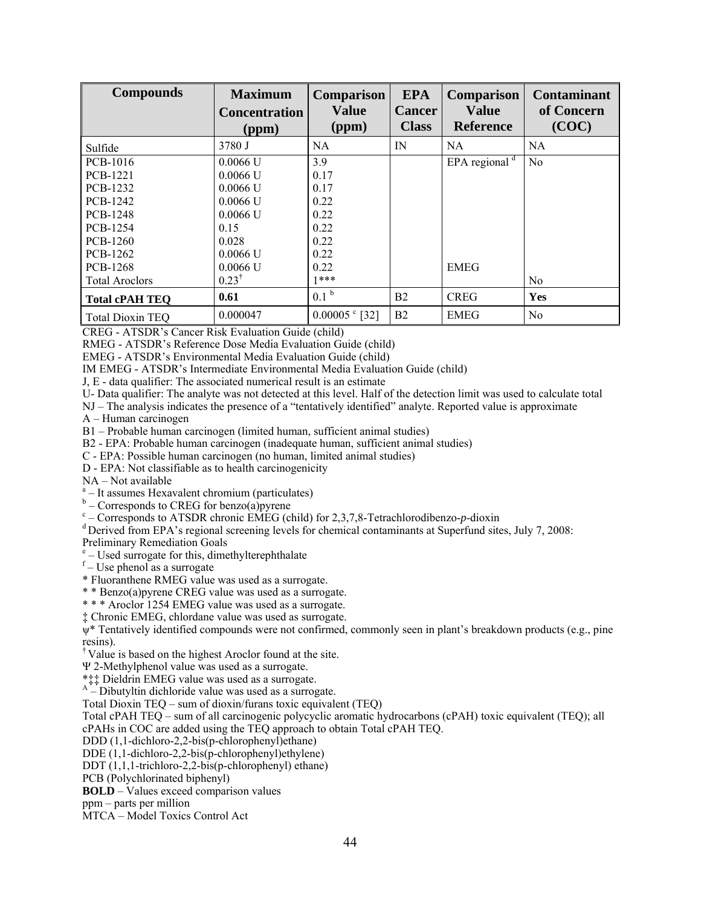| Compounds | Maximum Concentration (ppm) | Comparison Value (ppm) | EPA Cancer Class | Comparison Value Reference | Contaminant of Concern (COC) |
|---|---|---|---|---|---|
| Sulfide | 3780 J | NA | IN | NA | NA |
| PCB-1016 | 0.0066 U | 3.9 | | EPA regional [d] | No |
| PCB-1221 | 0.0066 U | 0.17 | | | |
| PCB-1232 | 0.0066 U | 0.17 | | | |
| PCB-1242 | 0.0066 U | 0.22 | | | |
| PCB-1248 | 0.0066 U | 0.22 | | | |
| PCB-1254 | 0.15 | 0.22 | | | |
| PCB-1260 | 0.028 | 0.22 | | | |
| PCB-1262 | 0.0066 U | 0.22 | | | |
| PCB-1268 | 0.0066 U | 0.22 | | EMEG | |
| Total Aroclors | 0.23[†] | 1*** | | | No |
| **Total cPAH TEQ** | **0.61** | 0.1 [b] | B2 | CREG | **Yes** |
| Total Dioxin TEQ | 0.000047 | 0.00005 [c] [32] | B2 | EMEG | No |

CREG - ATSDR's Cancer Risk Evaluation Guide (child)
RMEG - ATSDR's Reference Dose Media Evaluation Guide (child)
EMEG - ATSDR's Environmental Media Evaluation Guide (child)
IM EMEG - ATSDR's Intermediate Environmental Media Evaluation Guide (child)
J, E - data qualifier: The associated numerical result is an estimate
U- Data qualifier: The analyte was not detected at this level. Half of the detection limit was used to calculate total
NJ – The analysis indicates the presence of a "tentatively identified" analyte. Reported value is approximate
A – Human carcinogen
B1 – Probable human carcinogen (limited human, sufficient animal studies)
B2 - EPA: Probable human carcinogen (inadequate human, sufficient animal studies)
C - EPA: Possible human carcinogen (no human, limited animal studies)
D - EPA: Not classifiable as to health carcinogenicity
NA – Not available
[a] – It assumes Hexavalent chromium (particulates)
[b] – Corresponds to CREG for benzo(a)pyrene
[c] – Corresponds to ATSDR chronic EMEG (child) for 2,3,7,8-Tetrachlorodibenzo-*p*-dioxin
[d] Derived from EPA's regional screening levels for chemical contaminants at Superfund sites, July 7, 2008: Preliminary Remediation Goals
[e] – Used surrogate for this, dimethylterephthalate
[f] – Use phenol as a surrogate
* Fluoranthene RMEG value was used as a surrogate.
* * Benzo(a)pyrene CREG value was used as a surrogate.
* * * Aroclor 1254 EMEG value was used as a surrogate.
‡ Chronic EMEG, chlordane value was used as surrogate.
ψ* Tentatively identified compounds were not confirmed, commonly seen in plant's breakdown products (e.g., pine resins).
[†] Value is based on the highest Aroclor found at the site.
Ψ 2-Methylphenol value was used as a surrogate.
*‡‡ Dieldrin EMEG value was used as a surrogate.
[A] – Dibutyltin dichloride value was used as a surrogate.
Total Dioxin TEQ – sum of dioxin/furans toxic equivalent (TEQ)
Total cPAH TEQ – sum of all carcinogenic polycyclic aromatic hydrocarbons (cPAH) toxic equivalent (TEQ); all cPAHs in COC are added using the TEQ approach to obtain Total cPAH TEQ.
DDD (1,1-dichloro-2,2-bis(p-chlorophenyl)ethane)
DDE (1,1-dichloro-2,2-bis(p-chlorophenyl)ethylene)
DDT (1,1,1-trichloro-2,2-bis(p-chlorophenyl) ethane)
PCB (Polychlorinated biphenyl)
**BOLD** – Values exceed comparison values
ppm – parts per million
MTCA – Model Toxics Control Act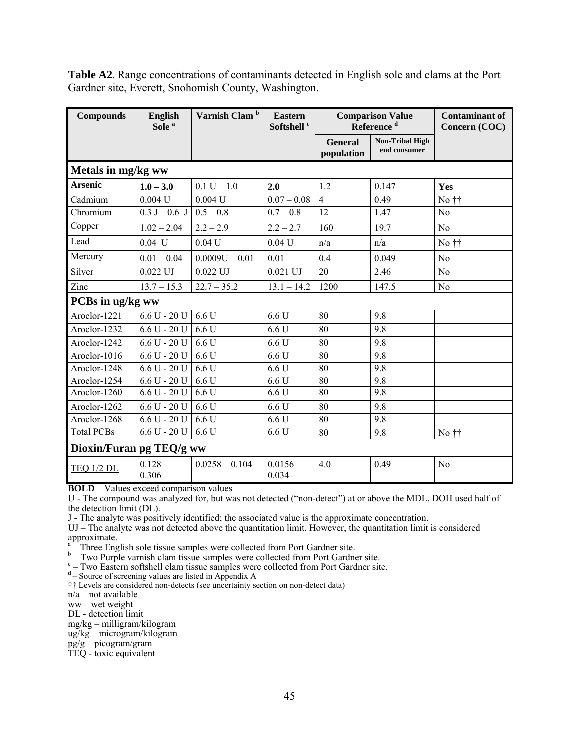**Table A2**. Range concentrations of contaminants detected in English sole and clams at the Port Gardner site, Everett, Snohomish County, Washington.

| Compounds | English Sole [a] | Varnish Clam [b] | Eastern Softshell [c] | Comparison Value Reference [d] | | Contaminant of Concern (COC) |
|---|---|---|---|---|---|---|
| | | | | General population | Non-Tribal High end consumer | |
| **Metals in mg/kg ww** | | | | | | |
| **Arsenic** | **1.0 – 3.0** | 0.1 U – 1.0 | **2.0** | 1.2 | 0.147 | **Yes** |
| Cadmium | 0.004 U | 0.004 U | 0.07 – 0.08 | 4 | 0.49 | No †† |
| Chromium | 0.3 J – 0.6 J | 0.5 – 0.8 | 0.7 – 0.8 | 12 | 1.47 | No |
| Copper | 1.02 – 2.04 | 2.2 – 2.9 | 2.2 – 2.7 | 160 | 19.7 | No |
| Lead | 0.04 U | 0.04 U | 0.04 U | n/a | n/a | No †† |
| Mercury | 0.01 – 0.04 | 0.0009U – 0.01 | 0.01 | 0.4 | 0.049 | No |
| Silver | 0.022 UJ | 0.022 UJ | 0.021 UJ | 20 | 2.46 | No |
| Zinc | 13.7 – 15.3 | 22.7 – 35.2 | 13.1 – 14.2 | 1200 | 147.5 | No |
| **PCBs in ug/kg ww** | | | | | | |
| Aroclor-1221 | 6.6 U - 20 U | 6.6 U | 6.6 U | 80 | 9.8 | |
| Aroclor-1232 | 6.6 U - 20 U | 6.6 U | 6.6 U | 80 | 9.8 | |
| Aroclor-1242 | 6.6 U - 20 U | 6.6 U | 6.6 U | 80 | 9.8 | |
| Aroclor-1016 | 6.6 U - 20 U | 6.6 U | 6.6 U | 80 | 9.8 | |
| Aroclor-1248 | 6.6 U - 20 U | 6.6 U | 6.6 U | 80 | 9.8 | |
| Aroclor-1254 | 6.6 U - 20 U | 6.6 U | 6.6 U | 80 | 9.8 | |
| Aroclor-1260 | 6.6 U - 20 U | 6.6 U | 6.6 U | 80 | 9.8 | |
| Aroclor-1262 | 6.6 U - 20 U | 6.6 U | 6.6 U | 80 | 9.8 | |
| Aroclor-1268 | 6.6 U - 20 U | 6.6 U | 6.6 U | 80 | 9.8 | |
| Total PCBs | 6.6 U - 20 U | 6.6 U | 6.6 U | 80 | 9.8 | No †† |
| **Dioxin/Furan pg TEQ/g ww** | | | | | | |
| TEQ 1/2 DL | 0.128 – 0.306 | 0.0258 – 0.104 | 0.0156 – 0.034 | 4.0 | 0.49 | No |

**BOLD** – Values exceed comparison values

U - The compound was analyzed for, but was not detected ("non-detect") at or above the MDL. DOH used half of the detection limit (DL).

J - The analyte was positively identified; the associated value is the approximate concentration.

UJ – The analyte was not detected above the quantitation limit. However, the quantitation limit is considered approximate.

[a] – Three English sole tissue samples were collected from Port Gardner site.

[b] – Two Purple varnish clam tissue samples were collected from Port Gardner site.

[c] – Two Eastern softshell clam tissue samples were collected from Port Gardner site.

[d] – Source of screening values are listed in Appendix A

†† Levels are considered non-detects (see uncertainty section on non-detect data)

n/a – not available

ww – wet weight

DL - detection limit

mg/kg – milligram/kilogram

ug/kg – microgram/kilogram

pg/g – picogram/gram

TEQ - toxic equivalent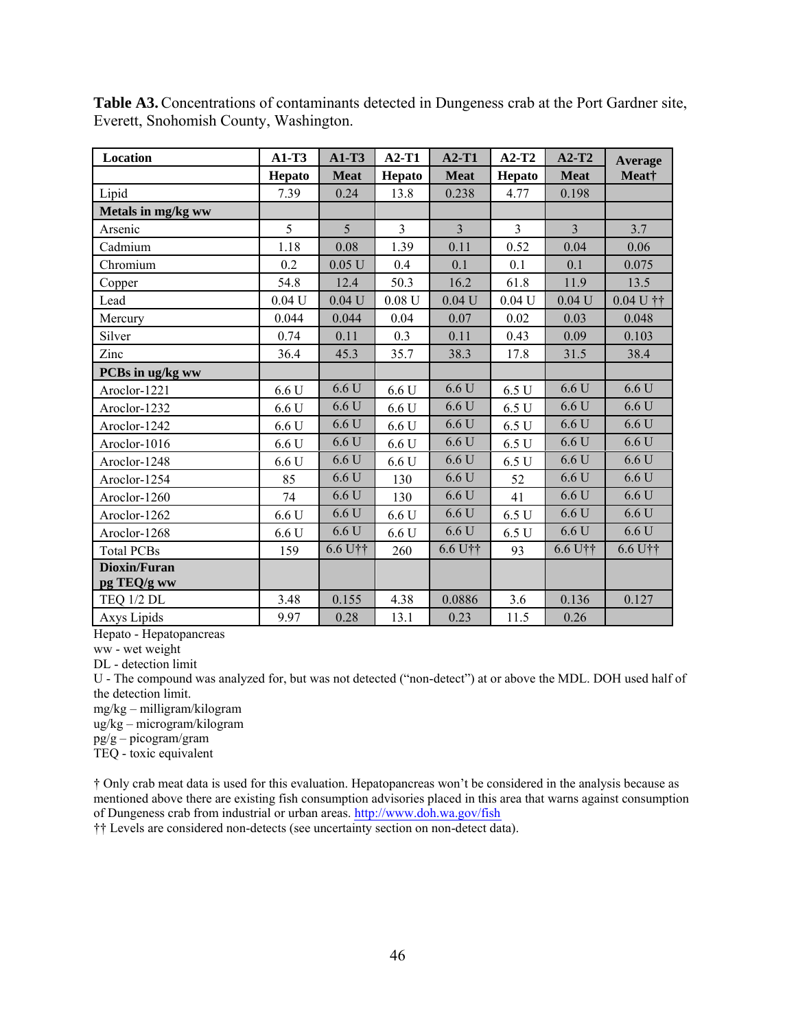**Table A3.** Concentrations of contaminants detected in Dungeness crab at the Port Gardner site, Everett, Snohomish County, Washington.

| Location | A1-T3 | A1-T3 | A2-T1 | A2-T1 | A2-T2 | A2-T2 | Average |
|---|---|---|---|---|---|---|---|
| | Hepato | Meat | Hepato | Meat | Hepato | Meat | Meat† |
| Lipid | 7.39 | 0.24 | 13.8 | 0.238 | 4.77 | 0.198 | |
| **Metals in mg/kg ww** | | | | | | | |
| Arsenic | 5 | 5 | 3 | 3 | 3 | 3 | 3.7 |
| Cadmium | 1.18 | 0.08 | 1.39 | 0.11 | 0.52 | 0.04 | 0.06 |
| Chromium | 0.2 | 0.05 U | 0.4 | 0.1 | 0.1 | 0.1 | 0.075 |
| Copper | 54.8 | 12.4 | 50.3 | 16.2 | 61.8 | 11.9 | 13.5 |
| Lead | 0.04 U | 0.04 U | 0.08 U | 0.04 U | 0.04 U | 0.04 U | 0.04 U †† |
| Mercury | 0.044 | 0.044 | 0.04 | 0.07 | 0.02 | 0.03 | 0.048 |
| Silver | 0.74 | 0.11 | 0.3 | 0.11 | 0.43 | 0.09 | 0.103 |
| Zinc | 36.4 | 45.3 | 35.7 | 38.3 | 17.8 | 31.5 | 38.4 |
| **PCBs in ug/kg ww** | | | | | | | |
| Aroclor-1221 | 6.6 U | 6.6 U | 6.6 U | 6.6 U | 6.5 U | 6.6 U | 6.6 U |
| Aroclor-1232 | 6.6 U | 6.6 U | 6.6 U | 6.6 U | 6.5 U | 6.6 U | 6.6 U |
| Aroclor-1242 | 6.6 U | 6.6 U | 6.6 U | 6.6 U | 6.5 U | 6.6 U | 6.6 U |
| Aroclor-1016 | 6.6 U | 6.6 U | 6.6 U | 6.6 U | 6.5 U | 6.6 U | 6.6 U |
| Aroclor-1248 | 6.6 U | 6.6 U | 6.6 U | 6.6 U | 6.5 U | 6.6 U | 6.6 U |
| Aroclor-1254 | 85 | 6.6 U | 130 | 6.6 U | 52 | 6.6 U | 6.6 U |
| Aroclor-1260 | 74 | 6.6 U | 130 | 6.6 U | 41 | 6.6 U | 6.6 U |
| Aroclor-1262 | 6.6 U | 6.6 U | 6.6 U | 6.6 U | 6.5 U | 6.6 U | 6.6 U |
| Aroclor-1268 | 6.6 U | 6.6 U | 6.6 U | 6.6 U | 6.5 U | 6.6 U | 6.6 U |
| Total PCBs | 159 | 6.6 U†† | 260 | 6.6 U†† | 93 | 6.6 U†† | 6.6 U†† |
| **Dioxin/Furan pg TEQ/g ww** | | | | | | | |
| TEQ 1/2 DL | 3.48 | 0.155 | 4.38 | 0.0886 | 3.6 | 0.136 | 0.127 |
| Axys Lipids | 9.97 | 0.28 | 13.1 | 0.23 | 11.5 | 0.26 | |

Hepato - Hepatopancreas
ww - wet weight
DL - detection limit
U - The compound was analyzed for, but was not detected ("non-detect") at or above the MDL. DOH used half of the detection limit.
mg/kg – milligram/kilogram
ug/kg – microgram/kilogram
pg/g – picogram/gram
TEQ - toxic equivalent

† Only crab meat data is used for this evaluation. Hepatopancreas won't be considered in the analysis because as mentioned above there are existing fish consumption advisories placed in this area that warns against consumption of Dungeness crab from industrial or urban areas. http://www.doh.wa.gov/fish
†† Levels are considered non-detects (see uncertainty section on non-detect data).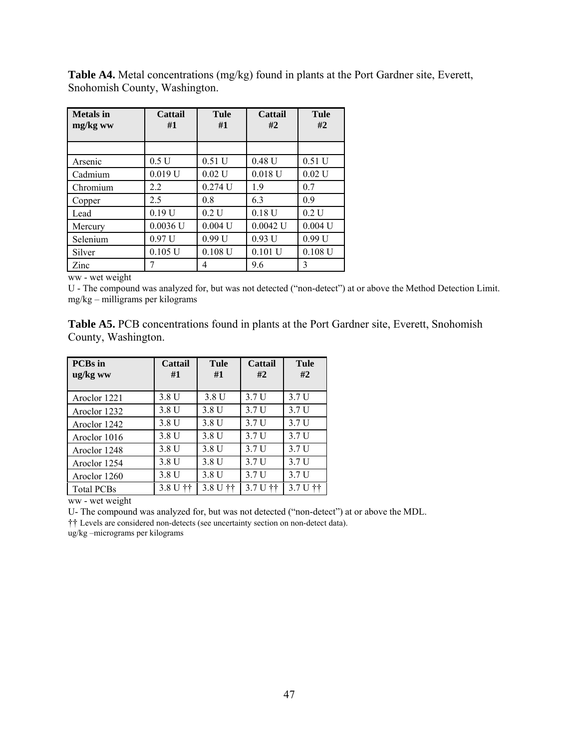**Table A4.** Metal concentrations (mg/kg) found in plants at the Port Gardner site, Everett, Snohomish County, Washington.

| Metals in mg/kg ww | Cattail #1 | Tule #1 | Cattail #2 | Tule #2 |
|---|---|---|---|---|
| | | | | |
| Arsenic | 0.5 U | 0.51 U | 0.48 U | 0.51 U |
| Cadmium | 0.019 U | 0.02 U | 0.018 U | 0.02 U |
| Chromium | 2.2 | 0.274 U | 1.9 | 0.7 |
| Copper | 2.5 | 0.8 | 6.3 | 0.9 |
| Lead | 0.19 U | 0.2 U | 0.18 U | 0.2 U |
| Mercury | 0.0036 U | 0.004 U | 0.0042 U | 0.004 U |
| Selenium | 0.97 U | 0.99 U | 0.93 U | 0.99 U |
| Silver | 0.105 U | 0.108 U | 0.101 U | 0.108 U |
| Zinc | 7 | 4 | 9.6 | 3 |

ww - wet weight
U - The compound was analyzed for, but was not detected ("non-detect") at or above the Method Detection Limit.
mg/kg – milligrams per kilograms

**Table A5.** PCB concentrations found in plants at the Port Gardner site, Everett, Snohomish County, Washington.

| PCBs in ug/kg ww | Cattail #1 | Tule #1 | Cattail #2 | Tule #2 |
|---|---|---|---|---|
| Aroclor 1221 | 3.8 U | 3.8 U | 3.7 U | 3.7 U |
| Aroclor 1232 | 3.8 U | 3.8 U | 3.7 U | 3.7 U |
| Aroclor 1242 | 3.8 U | 3.8 U | 3.7 U | 3.7 U |
| Aroclor 1016 | 3.8 U | 3.8 U | 3.7 U | 3.7 U |
| Aroclor 1248 | 3.8 U | 3.8 U | 3.7 U | 3.7 U |
| Aroclor 1254 | 3.8 U | 3.8 U | 3.7 U | 3.7 U |
| Aroclor 1260 | 3.8 U | 3.8 U | 3.7 U | 3.7 U |
| Total PCBs | 3.8 U †† | 3.8 U †† | 3.7 U †† | 3.7 U †† |

ww - wet weight
U- The compound was analyzed for, but was not detected ("non-detect") at or above the MDL.
†† Levels are considered non-detects (see uncertainty section on non-detect data).
ug/kg –micrograms per kilograms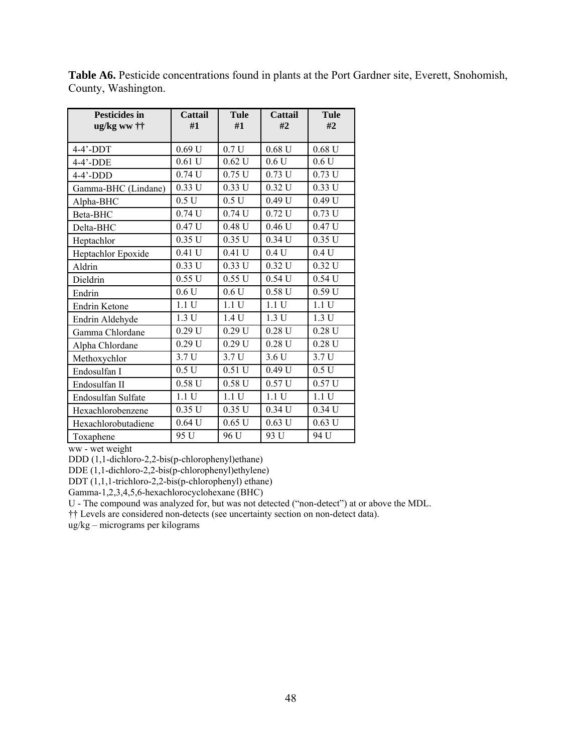**Table A6.** Pesticide concentrations found in plants at the Port Gardner site, Everett, Snohomish, County, Washington.

| Pesticides in ug/kg ww †† | Cattail #1 | Tule #1 | Cattail #2 | Tule #2 |
|---|---|---|---|---|
| 4-4'-DDT | 0.69 U | 0.7 U | 0.68 U | 0.68 U |
| 4-4'-DDE | 0.61 U | 0.62 U | 0.6 U | 0.6 U |
| 4-4'-DDD | 0.74 U | 0.75 U | 0.73 U | 0.73 U |
| Gamma-BHC (Lindane) | 0.33 U | 0.33 U | 0.32 U | 0.33 U |
| Alpha-BHC | 0.5 U | 0.5 U | 0.49 U | 0.49 U |
| Beta-BHC | 0.74 U | 0.74 U | 0.72 U | 0.73 U |
| Delta-BHC | 0.47 U | 0.48 U | 0.46 U | 0.47 U |
| Heptachlor | 0.35 U | 0.35 U | 0.34 U | 0.35 U |
| Heptachlor Epoxide | 0.41 U | 0.41 U | 0.4 U | 0.4 U |
| Aldrin | 0.33 U | 0.33 U | 0.32 U | 0.32 U |
| Dieldrin | 0.55 U | 0.55 U | 0.54 U | 0.54 U |
| Endrin | 0.6 U | 0.6 U | 0.58 U | 0.59 U |
| Endrin Ketone | 1.1 U | 1.1 U | 1.1 U | 1.1 U |
| Endrin Aldehyde | 1.3 U | 1.4 U | 1.3 U | 1.3 U |
| Gamma Chlordane | 0.29 U | 0.29 U | 0.28 U | 0.28 U |
| Alpha Chlordane | 0.29 U | 0.29 U | 0.28 U | 0.28 U |
| Methoxychlor | 3.7 U | 3.7 U | 3.6 U | 3.7 U |
| Endosulfan I | 0.5 U | 0.51 U | 0.49 U | 0.5 U |
| Endosulfan II | 0.58 U | 0.58 U | 0.57 U | 0.57 U |
| Endosulfan Sulfate | 1.1 U | 1.1 U | 1.1 U | 1.1 U |
| Hexachlorobenzene | 0.35 U | 0.35 U | 0.34 U | 0.34 U |
| Hexachlorobutadiene | 0.64 U | 0.65 U | 0.63 U | 0.63 U |
| Toxaphene | 95 U | 96 U | 93 U | 94 U |

ww - wet weight

DDD (1,1-dichloro-2,2-bis(p-chlorophenyl)ethane)

DDE (1,1-dichloro-2,2-bis(p-chlorophenyl)ethylene)

DDT (1,1,1-trichloro-2,2-bis(p-chlorophenyl) ethane)

Gamma-1,2,3,4,5,6-hexachlorocyclohexane (BHC)

U - The compound was analyzed for, but was not detected ("non-detect") at or above the MDL.

†† Levels are considered non-detects (see uncertainty section on non-detect data).

ug/kg – micrograms per kilograms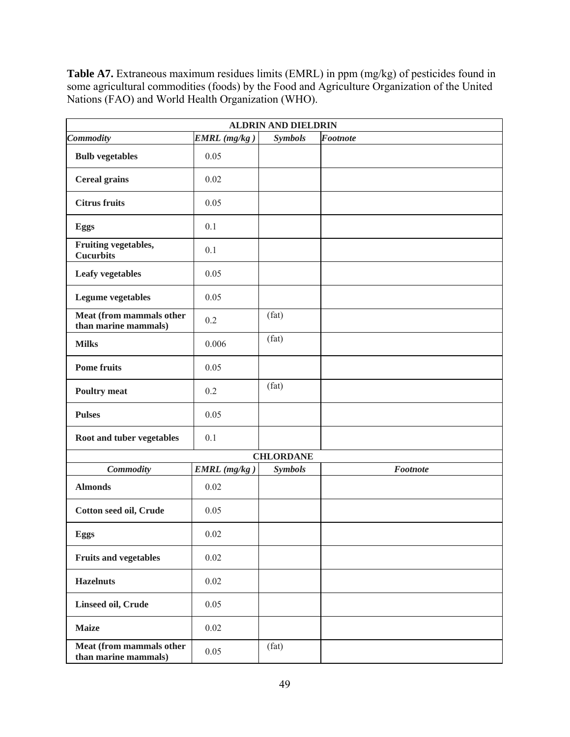**Table A7.** Extraneous maximum residues limits (EMRL) in ppm (mg/kg) of pesticides found in some agricultural commodities (foods) by the Food and Agriculture Organization of the United Nations (FAO) and World Health Organization (WHO).

| **ALDRIN AND DIELDRIN** | | | |
|---|---|---|---|
| ***Commodity*** | ***EMRL (mg/kg )*** | ***Symbols*** | ***Footnote*** |
| **Bulb vegetables** | 0.05 | | |
| **Cereal grains** | 0.02 | | |
| **Citrus fruits** | 0.05 | | |
| **Eggs** | 0.1 | | |
| **Fruiting vegetables, Cucurbits** | 0.1 | | |
| **Leafy vegetables** | 0.05 | | |
| **Legume vegetables** | 0.05 | | |
| **Meat (from mammals other than marine mammals)** | 0.2 | (fat) | |
| **Milks** | 0.006 | (fat) | |
| **Pome fruits** | 0.05 | | |
| **Poultry meat** | 0.2 | (fat) | |
| **Pulses** | 0.05 | | |
| **Root and tuber vegetables** | 0.1 | | |
| **CHLORDANE** | | | |
| ***Commodity*** | ***EMRL (mg/kg )*** | ***Symbols*** | ***Footnote*** |
| **Almonds** | 0.02 | | |
| **Cotton seed oil, Crude** | 0.05 | | |
| **Eggs** | 0.02 | | |
| **Fruits and vegetables** | 0.02 | | |
| **Hazelnuts** | 0.02 | | |
| **Linseed oil, Crude** | 0.05 | | |
| **Maize** | 0.02 | | |
| **Meat (from mammals other than marine mammals)** | 0.05 | (fat) | |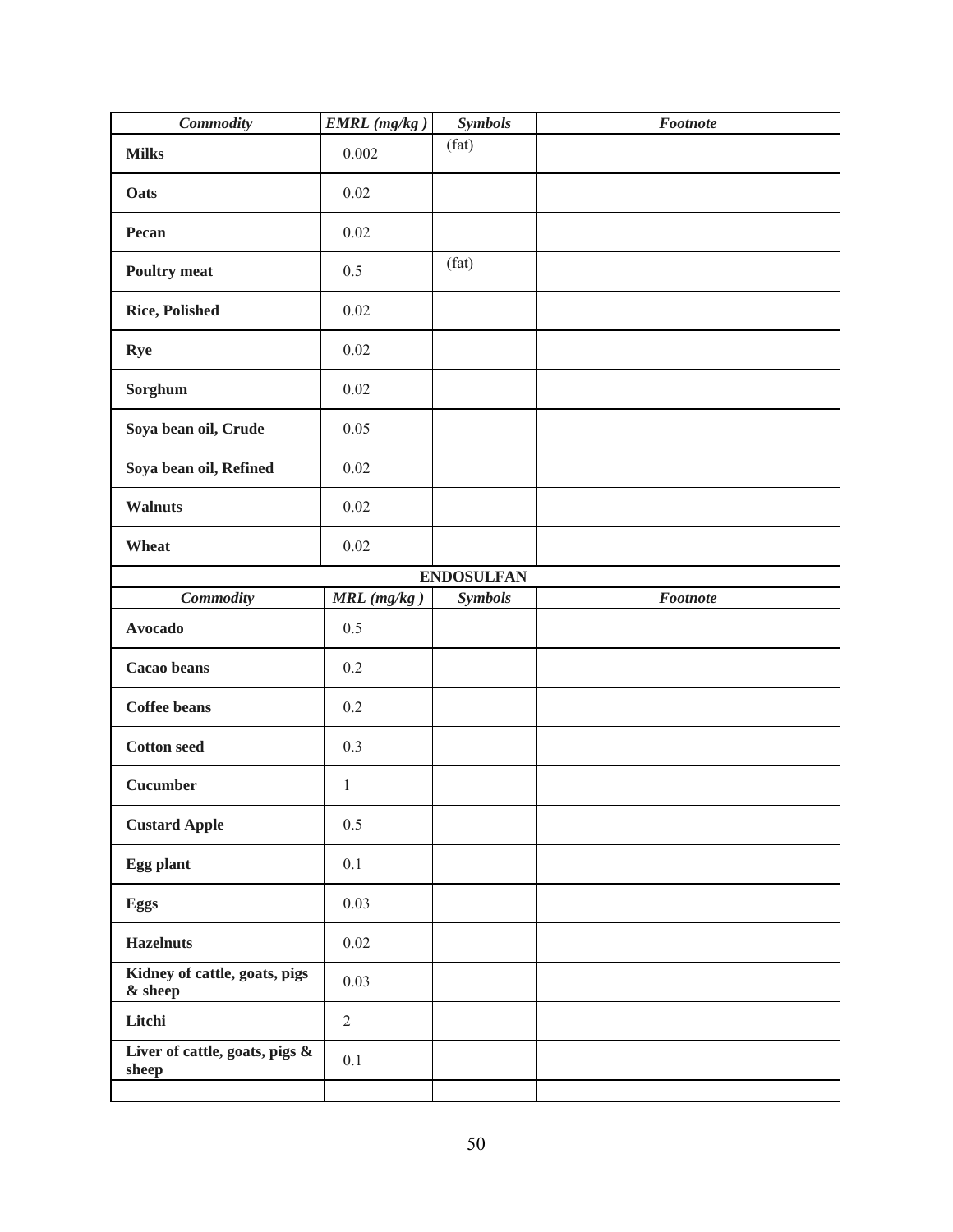| *Commodity* | *EMRL (mg/kg )* | *Symbols* | *Footnote* |
|---|---|---|---|
| **Milks** | 0.002 | (fat) | |
| **Oats** | 0.02 | | |
| **Pecan** | 0.02 | | |
| **Poultry meat** | 0.5 | (fat) | |
| **Rice, Polished** | 0.02 | | |
| **Rye** | 0.02 | | |
| **Sorghum** | 0.02 | | |
| **Soya bean oil, Crude** | 0.05 | | |
| **Soya bean oil, Refined** | 0.02 | | |
| **Walnuts** | 0.02 | | |
| **Wheat** | 0.02 | | |
| | **ENDOSULFAN** | | |
| *Commodity* | *MRL (mg/kg )* | *Symbols* | *Footnote* |
| **Avocado** | 0.5 | | |
| **Cacao beans** | 0.2 | | |
| **Coffee beans** | 0.2 | | |
| **Cotton seed** | 0.3 | | |
| **Cucumber** | 1 | | |
| **Custard Apple** | 0.5 | | |
| **Egg plant** | 0.1 | | |
| **Eggs** | 0.03 | | |
| **Hazelnuts** | 0.02 | | |
| **Kidney of cattle, goats, pigs & sheep** | 0.03 | | |
| **Litchi** | 2 | | |
| **Liver of cattle, goats, pigs & sheep** | 0.1 | | |
| | | | |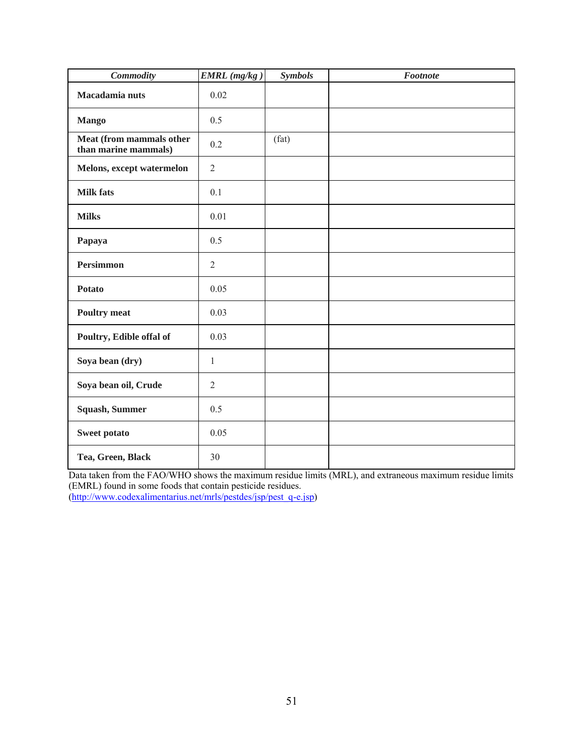| *Commodity* | *EMRL (mg/kg )* | *Symbols* | *Footnote* |
|---|---|---|---|
| **Macadamia nuts** | 0.02 | | |
| **Mango** | 0.5 | | |
| **Meat (from mammals other than marine mammals)** | 0.2 | (fat) | |
| **Melons, except watermelon** | 2 | | |
| **Milk fats** | 0.1 | | |
| **Milks** | 0.01 | | |
| **Papaya** | 0.5 | | |
| **Persimmon** | 2 | | |
| **Potato** | 0.05 | | |
| **Poultry meat** | 0.03 | | |
| **Poultry, Edible offal of** | 0.03 | | |
| **Soya bean (dry)** | 1 | | |
| **Soya bean oil, Crude** | 2 | | |
| **Squash, Summer** | 0.5 | | |
| **Sweet potato** | 0.05 | | |
| **Tea, Green, Black** | 30 | | |

Data taken from the FAO/WHO shows the maximum residue limits (MRL), and extraneous maximum residue limits (EMRL) found in some foods that contain pesticide residues. (http://www.codexalimentarius.net/mrls/pestdes/jsp/pest_q-e.jsp)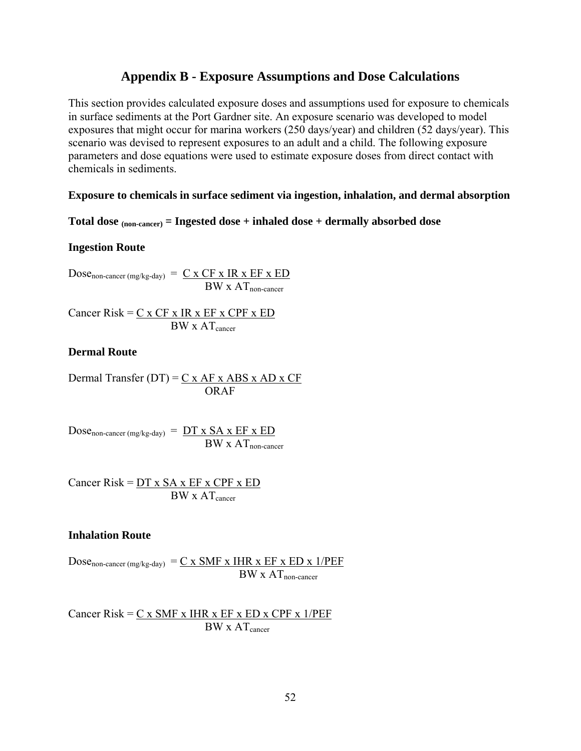# Appendix B - Exposure Assumptions and Dose Calculations

This section provides calculated exposure doses and assumptions used for exposure to chemicals in surface sediments at the Port Gardner site. An exposure scenario was developed to model exposures that might occur for marina workers (250 days/year) and children (52 days/year). This scenario was devised to represent exposures to an adult and a child. The following exposure parameters and dose equations were used to estimate exposure doses from direct contact with chemicals in sediments.

**Exposure to chemicals in surface sediment via ingestion, inhalation, and dermal absorption**

**Total dose $_{\text{(non-cancer)}}$ = Ingested dose + inhaled dose + dermally absorbed dose**

**Ingestion Route**

$$\text{Dose}_{\text{non-cancer (mg/kg-day)}} = \frac{C \times CF \times IR \times EF \times ED}{BW \times AT_{\text{non-cancer}}}$$

$$\text{Cancer Risk} = \frac{C \times CF \times IR \times EF \times CPF \times ED}{BW \times AT_{\text{cancer}}}$$

**Dermal Route**

$$\text{Dermal Transfer (DT)} = \frac{C \times AF \times ABS \times AD \times CF}{ORAF}$$

$$\text{Dose}_{\text{non-cancer (mg/kg-day)}} = \frac{DT \times SA \times EF \times ED}{BW \times AT_{\text{non-cancer}}}$$

$$\text{Cancer Risk} = \frac{DT \times SA \times EF \times CPF \times ED}{BW \times AT_{\text{cancer}}}$$

**Inhalation Route**

$$\text{Dose}_{\text{non-cancer (mg/kg-day)}} = \frac{C \times SMF \times IHR \times EF \times ED \times 1/PEF}{BW \times AT_{\text{non-cancer}}}$$

$$\text{Cancer Risk} = \frac{C \times SMF \times IHR \times EF \times ED \times CPF \times 1/PEF}{BW \times AT_{\text{cancer}}}$$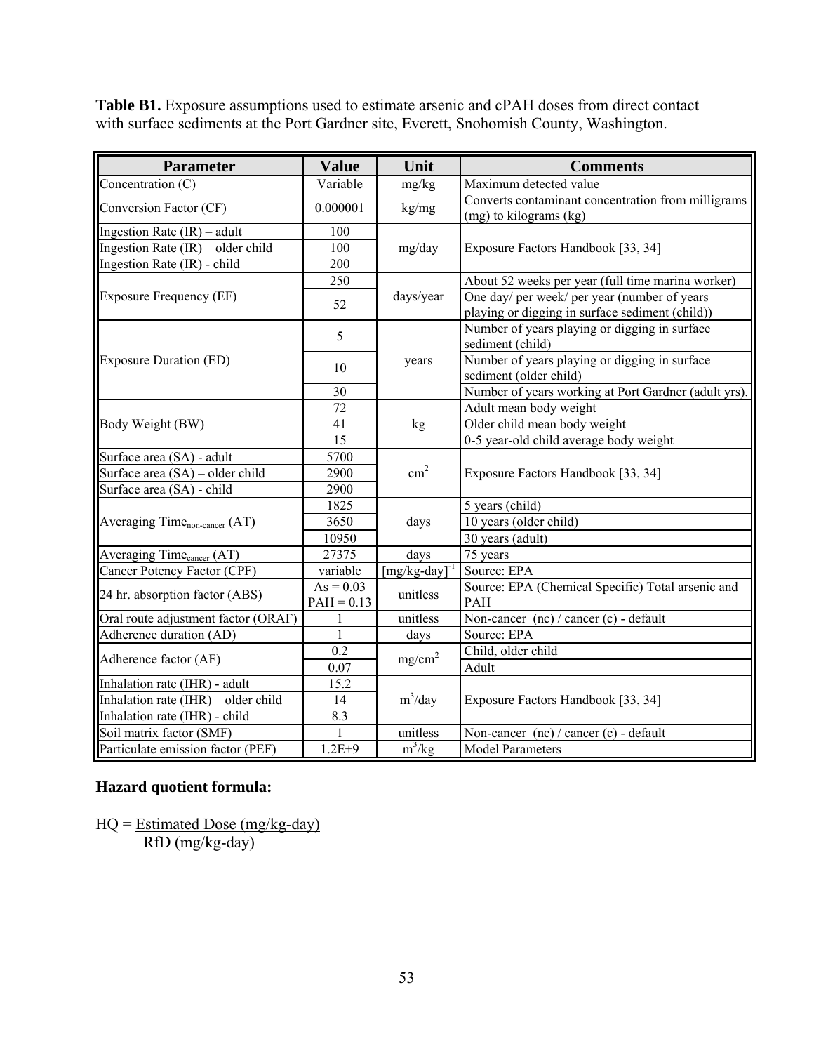**Table B1.** Exposure assumptions used to estimate arsenic and cPAH doses from direct contact with surface sediments at the Port Gardner site, Everett, Snohomish County, Washington.

| Parameter | Value | Unit | Comments |
|---|---|---|---|
| Concentration (C) | Variable | mg/kg | Maximum detected value |
| Conversion Factor (CF) | 0.000001 | kg/mg | Converts contaminant concentration from milligrams (mg) to kilograms (kg) |
| Ingestion Rate (IR) – adult | 100 | mg/day | Exposure Factors Handbook [33, 34] |
| Ingestion Rate (IR) – older child | 100 | | |
| Ingestion Rate (IR) - child | 200 | | |
| Exposure Frequency (EF) | 250 | days/year | About 52 weeks per year (full time marina worker) |
| | 52 | | One day/ per week/ per year (number of years playing or digging in surface sediment (child)) |
| Exposure Duration (ED) | 5 | years | Number of years playing or digging in surface sediment (child) |
| | 10 | | Number of years playing or digging in surface sediment (older child) |
| | 30 | | Number of years working at Port Gardner (adult yrs). |
| Body Weight (BW) | 72 | kg | Adult mean body weight |
| | 41 | | Older child mean body weight |
| | 15 | | 0-5 year-old child average body weight |
| Surface area (SA) - adult | 5700 | $cm^2$ | Exposure Factors Handbook [33, 34] |
| Surface area (SA) – older child | 2900 | | |
| Surface area (SA) - child | 2900 | | |
| Averaging Time$_{non\text{-}cancer}$ (AT) | 1825 | days | 5 years (child) |
| | 3650 | | 10 years (older child) |
| | 10950 | | 30 years (adult) |
| Averaging Time$_{cancer}$ (AT) | 27375 | days | 75 years |
| Cancer Potency Factor (CPF) | variable | $[mg/kg\text{-}day]^{-1}$ | Source: EPA |
| 24 hr. absorption factor (ABS) | As = 0.03<br>PAH = 0.13 | unitless | Source: EPA (Chemical Specific) Total arsenic and PAH |
| Oral route adjustment factor (ORAF) | 1 | unitless | Non-cancer (nc) / cancer (c) - default |
| Adherence duration (AD) | 1 | days | Source: EPA |
| Adherence factor (AF) | 0.2 | $mg/cm^2$ | Child, older child |
| | 0.07 | | Adult |
| Inhalation rate (IHR) - adult | 15.2 | $m^3/day$ | Exposure Factors Handbook [33, 34] |
| Inhalation rate (IHR) – older child | 14 | | |
| Inhalation rate (IHR) - child | 8.3 | | |
| Soil matrix factor (SMF) | 1 | unitless | Non-cancer (nc) / cancer (c) - default |
| Particulate emission factor (PEF) | 1.2E+9 | $m^3/kg$ | Model Parameters |

**Hazard quotient formula:**

$$HQ = \frac{\text{Estimated Dose (mg/kg-day)}}{\text{RfD (mg/kg-day)}}$$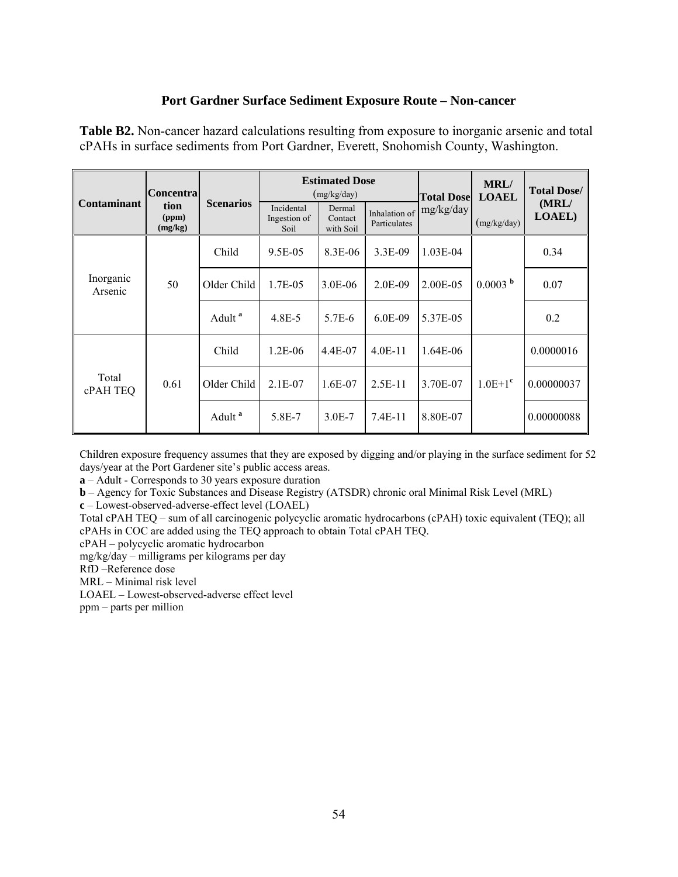### Port Gardner Surface Sediment Exposure Route – Non-cancer

**Table B2.** Non-cancer hazard calculations resulting from exposure to inorganic arsenic and total cPAHs in surface sediments from Port Gardner, Everett, Snohomish County, Washington.

| Contaminant | Concentration (ppm) (mg/kg) | Scenarios | Estimated Dose (mg/kg/day) | | | Total Dose mg/kg/day | MRL/ LOAEL (mg/kg/day) | Total Dose/ (MRL/ LOAEL) |
|---|---|---|---|---|---|---|---|---|
| | | | Incidental Ingestion of Soil | Dermal Contact with Soil | Inhalation of Particulates | | | |
| Inorganic Arsenic | 50 | Child | 9.5E-05 | 8.3E-06 | 3.3E-09 | 1.03E-04 | 0.0003 [b] | 0.34 |
| | | Older Child | 1.7E-05 | 3.0E-06 | 2.0E-09 | 2.00E-05 | | 0.07 |
| | | Adult [a] | 4.8E-5 | 5.7E-6 | 6.0E-09 | 5.37E-05 | | 0.2 |
| Total cPAH TEQ | 0.61 | Child | 1.2E-06 | 4.4E-07 | 4.0E-11 | 1.64E-06 | 1.0E+1 [c] | 0.0000016 |
| | | Older Child | 2.1E-07 | 1.6E-07 | 2.5E-11 | 3.70E-07 | | 0.00000037 |
| | | Adult [a] | 5.8E-7 | 3.0E-7 | 7.4E-11 | 8.80E-07 | | 0.00000088 |

Children exposure frequency assumes that they are exposed by digging and/or playing in the surface sediment for 52 days/year at the Port Gardener site's public access areas.

**a** – Adult - Corresponds to 30 years exposure duration

**b** – Agency for Toxic Substances and Disease Registry (ATSDR) chronic oral Minimal Risk Level (MRL)

**c** – Lowest-observed-adverse-effect level (LOAEL)

Total cPAH TEQ – sum of all carcinogenic polycyclic aromatic hydrocarbons (cPAH) toxic equivalent (TEQ); all cPAHs in COC are added using the TEQ approach to obtain Total cPAH TEQ.

cPAH – polycyclic aromatic hydrocarbon

mg/kg/day – milligrams per kilograms per day

RfD –Reference dose

MRL – Minimal risk level

LOAEL – Lowest-observed-adverse effect level

ppm – parts per million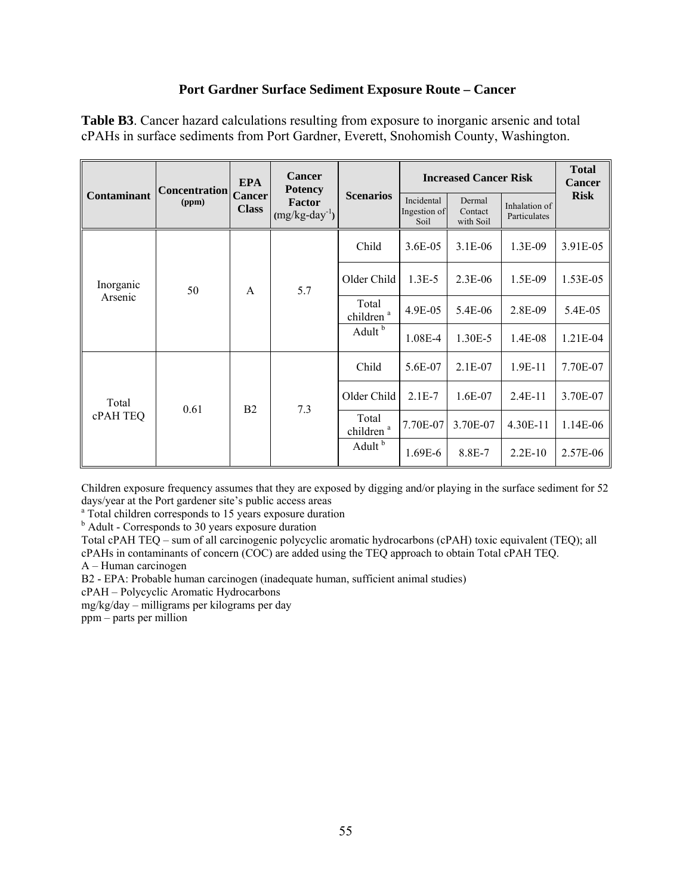### Port Gardner Surface Sediment Exposure Route – Cancer

**Table B3**. Cancer hazard calculations resulting from exposure to inorganic arsenic and total cPAHs in surface sediments from Port Gardner, Everett, Snohomish County, Washington.

| Contaminant | Concentration (ppm) | EPA Cancer Class | Cancer Potency Factor (mg/kg-day$^{-1}$) | Scenarios | Increased Cancer Risk | | | Total Cancer Risk |
|---|---|---|---|---|---|---|---|---|
| | | | | | Incidental Ingestion of Soil | Dermal Contact with Soil | Inhalation of Particulates | |
| Inorganic Arsenic | 50 | A | 5.7 | Child | 3.6E-05 | 3.1E-06 | 1.3E-09 | 3.91E-05 |
| | | | | Older Child | 1.3E-5 | 2.3E-06 | 1.5E-09 | 1.53E-05 |
| | | | | Total children [a] | 4.9E-05 | 5.4E-06 | 2.8E-09 | 5.4E-05 |
| | | | | Adult [b] | 1.08E-4 | 1.30E-5 | 1.4E-08 | 1.21E-04 |
| Total cPAH TEQ | 0.61 | B2 | 7.3 | Child | 5.6E-07 | 2.1E-07 | 1.9E-11 | 7.70E-07 |
| | | | | Older Child | 2.1E-7 | 1.6E-07 | 2.4E-11 | 3.70E-07 |
| | | | | Total children [a] | 7.70E-07 | 3.70E-07 | 4.30E-11 | 1.14E-06 |
| | | | | Adult [b] | 1.69E-6 | 8.8E-7 | 2.2E-10 | 2.57E-06 |

Children exposure frequency assumes that they are exposed by digging and/or playing in the surface sediment for 52 days/year at the Port gardener site's public access areas

[a] Total children corresponds to 15 years exposure duration

[b] Adult - Corresponds to 30 years exposure duration

Total cPAH TEQ – sum of all carcinogenic polycyclic aromatic hydrocarbons (cPAH) toxic equivalent (TEQ); all cPAHs in contaminants of concern (COC) are added using the TEQ approach to obtain Total cPAH TEQ.

A – Human carcinogen

B2 - EPA: Probable human carcinogen (inadequate human, sufficient animal studies)

cPAH – Polycyclic Aromatic Hydrocarbons

mg/kg/day – milligrams per kilograms per day

ppm – parts per million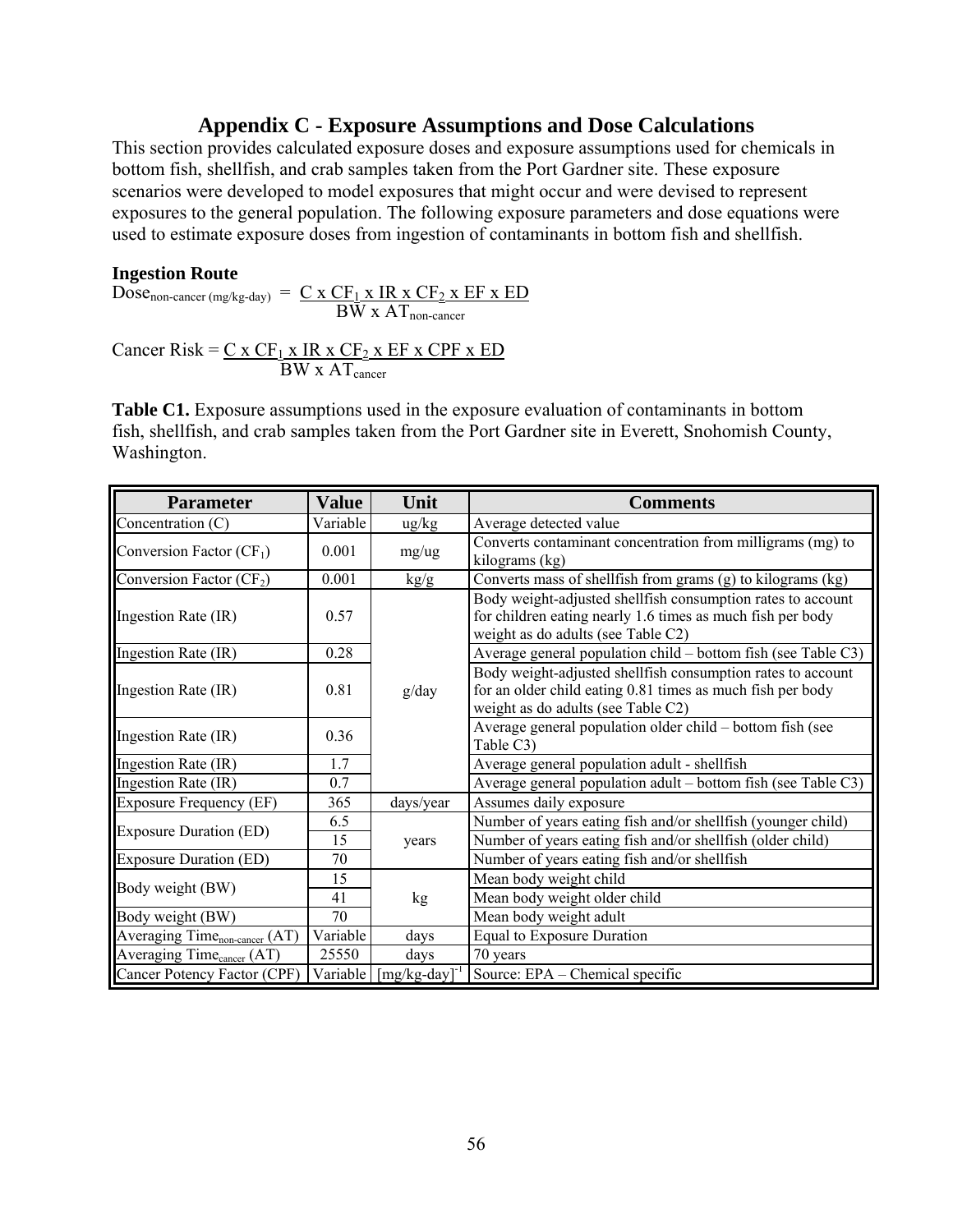# Appendix C - Exposure Assumptions and Dose Calculations

This section provides calculated exposure doses and exposure assumptions used for chemicals in bottom fish, shellfish, and crab samples taken from the Port Gardner site. These exposure scenarios were developed to model exposures that might occur and were devised to represent exposures to the general population. The following exposure parameters and dose equations were used to estimate exposure doses from ingestion of contaminants in bottom fish and shellfish.

**Ingestion Route**

$$Dose_{non\text{-}cancer\ (mg/kg\text{-}day)} = \frac{C \times CF_1 \times IR \times CF_2 \times EF \times ED}{BW \times AT_{non\text{-}cancer}}$$

$$Cancer\ Risk = \frac{C \times CF_1 \times IR \times CF_2 \times EF \times CPF \times ED}{BW \times AT_{cancer}}$$

**Table C1.** Exposure assumptions used in the exposure evaluation of contaminants in bottom fish, shellfish, and crab samples taken from the Port Gardner site in Everett, Snohomish County, Washington.

| Parameter | Value | Unit | Comments |
|---|---|---|---|
| Concentration (C) | Variable | ug/kg | Average detected value |
| Conversion Factor ($CF_1$) | 0.001 | mg/ug | Converts contaminant concentration from milligrams (mg) to kilograms (kg) |
| Conversion Factor ($CF_2$) | 0.001 | kg/g | Converts mass of shellfish from grams (g) to kilograms (kg) |
| Ingestion Rate (IR) | 0.57 | g/day | Body weight-adjusted shellfish consumption rates to account for children eating nearly 1.6 times as much fish per body weight as do adults (see Table C2) |
| Ingestion Rate (IR) | 0.28 | | Average general population child – bottom fish (see Table C3) |
| Ingestion Rate (IR) | 0.81 | | Body weight-adjusted shellfish consumption rates to account for an older child eating 0.81 times as much fish per body weight as do adults (see Table C2) |
| Ingestion Rate (IR) | 0.36 | | Average general population older child – bottom fish (see Table C3) |
| Ingestion Rate (IR) | 1.7 | | Average general population adult - shellfish |
| Ingestion Rate (IR) | 0.7 | | Average general population adult – bottom fish (see Table C3) |
| Exposure Frequency (EF) | 365 | days/year | Assumes daily exposure |
| Exposure Duration (ED) | 6.5 | years | Number of years eating fish and/or shellfish (younger child) |
| | 15 | | Number of years eating fish and/or shellfish (older child) |
| Exposure Duration (ED) | 70 | | Number of years eating fish and/or shellfish |
| Body weight (BW) | 15 | kg | Mean body weight child |
| | 41 | | Mean body weight older child |
| Body weight (BW) | 70 | | Mean body weight adult |
| Averaging Time$_{non\text{-}cancer}$ (AT) | Variable | days | Equal to Exposure Duration |
| Averaging Time$_{cancer}$ (AT) | 25550 | days | 70 years |
| Cancer Potency Factor (CPF) | Variable | $[mg/kg\text{-}day]^{-1}$ | Source: EPA – Chemical specific |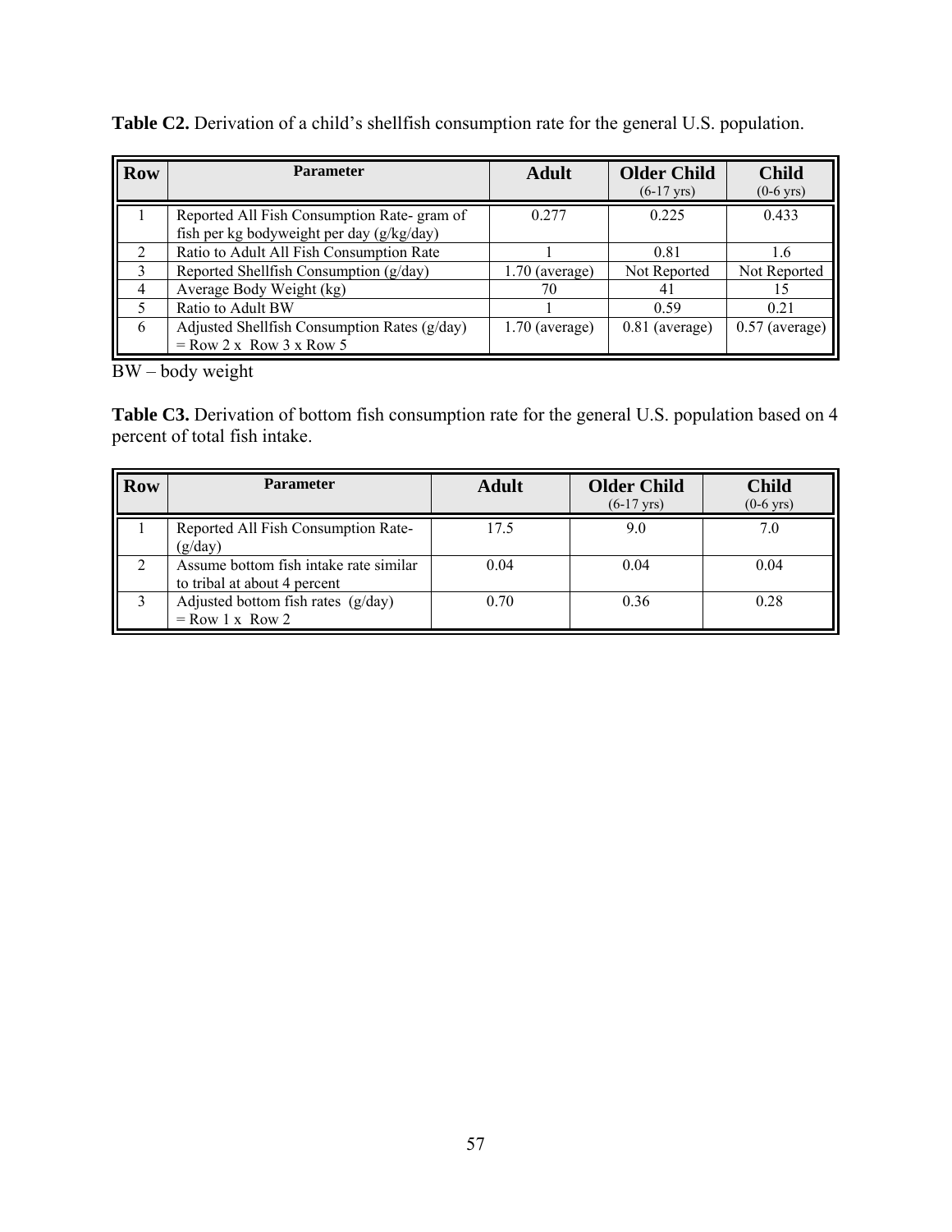**Table C2.** Derivation of a child's shellfish consumption rate for the general U.S. population.

| Row | Parameter | Adult | Older Child (6-17 yrs) | Child (0-6 yrs) |
|---|---|---|---|---|
| 1 | Reported All Fish Consumption Rate- gram of fish per kg bodyweight per day (g/kg/day) | 0.277 | 0.225 | 0.433 |
| 2 | Ratio to Adult All Fish Consumption Rate | 1 | 0.81 | 1.6 |
| 3 | Reported Shellfish Consumption (g/day) | 1.70 (average) | Not Reported | Not Reported |
| 4 | Average Body Weight (kg) | 70 | 41 | 15 |
| 5 | Ratio to Adult BW | 1 | 0.59 | 0.21 |
| 6 | Adjusted Shellfish Consumption Rates (g/day) = Row 2 x Row 3 x Row 5 | 1.70 (average) | 0.81 (average) | 0.57 (average) |

BW – body weight

**Table C3.** Derivation of bottom fish consumption rate for the general U.S. population based on 4 percent of total fish intake.

| Row | Parameter | Adult | Older Child (6-17 yrs) | Child (0-6 yrs) |
|---|---|---|---|---|
| 1 | Reported All Fish Consumption Rate- (g/day) | 17.5 | 9.0 | 7.0 |
| 2 | Assume bottom fish intake rate similar to tribal at about 4 percent | 0.04 | 0.04 | 0.04 |
| 3 | Adjusted bottom fish rates (g/day) = Row 1 x Row 2 | 0.70 | 0.36 | 0.28 |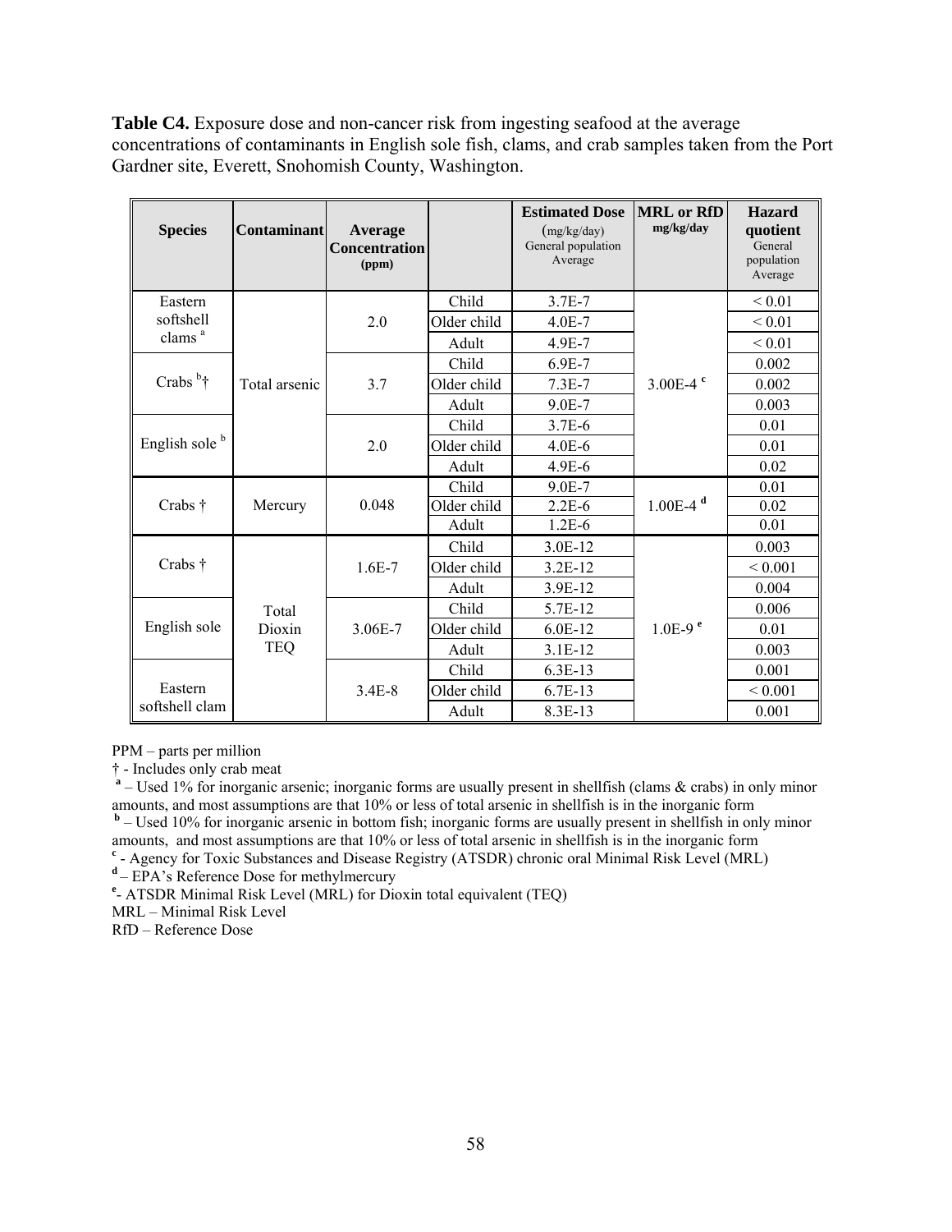**Table C4.** Exposure dose and non-cancer risk from ingesting seafood at the average concentrations of contaminants in English sole fish, clams, and crab samples taken from the Port Gardner site, Everett, Snohomish County, Washington.

| Species | Contaminant | Average Concentration (ppm) | | Estimated Dose (mg/kg/day) General population Average | MRL or RfD mg/kg/day | Hazard quotient General population Average |
|---|---|---|---|---|---|---|
| Eastern softshell clams [a] | Total arsenic | 2.0 | Child | 3.7E-7 | 3.00E-4 [c] | < 0.01 |
| | | | Older child | 4.0E-7 | | < 0.01 |
| | | | Adult | 4.9E-7 | | < 0.01 |
| Crabs [b]† | | 3.7 | Child | 6.9E-7 | | 0.002 |
| | | | Older child | 7.3E-7 | | 0.002 |
| | | | Adult | 9.0E-7 | | 0.003 |
| English sole [b] | | 2.0 | Child | 3.7E-6 | | 0.01 |
| | | | Older child | 4.0E-6 | | 0.01 |
| | | | Adult | 4.9E-6 | | 0.02 |
| Crabs † | Mercury | 0.048 | Child | 9.0E-7 | 1.00E-4 [d] | 0.01 |
| | | | Older child | 2.2E-6 | | 0.02 |
| | | | Adult | 1.2E-6 | | 0.01 |
| Crabs † | Total Dioxin TEQ | 1.6E-7 | Child | 3.0E-12 | 1.0E-9 [e] | 0.003 |
| | | | Older child | 3.2E-12 | | < 0.001 |
| | | | Adult | 3.9E-12 | | 0.004 |
| English sole | | 3.06E-7 | Child | 5.7E-12 | | 0.006 |
| | | | Older child | 6.0E-12 | | 0.01 |
| | | | Adult | 3.1E-12 | | 0.003 |
| Eastern softshell clam | | 3.4E-8 | Child | 6.3E-13 | | 0.001 |
| | | | Older child | 6.7E-13 | | < 0.001 |
| | | | Adult | 8.3E-13 | | 0.001 |

PPM – parts per million

† - Includes only crab meat

[a] – Used 1% for inorganic arsenic; inorganic forms are usually present in shellfish (clams & crabs) in only minor amounts, and most assumptions are that 10% or less of total arsenic in shellfish is in the inorganic form

[b] – Used 10% for inorganic arsenic in bottom fish; inorganic forms are usually present in shellfish in only minor amounts, and most assumptions are that 10% or less of total arsenic in shellfish is in the inorganic form

[c] - Agency for Toxic Substances and Disease Registry (ATSDR) chronic oral Minimal Risk Level (MRL)

[d] – EPA's Reference Dose for methylmercury

[e] - ATSDR Minimal Risk Level (MRL) for Dioxin total equivalent (TEQ)

MRL – Minimal Risk Level

RfD – Reference Dose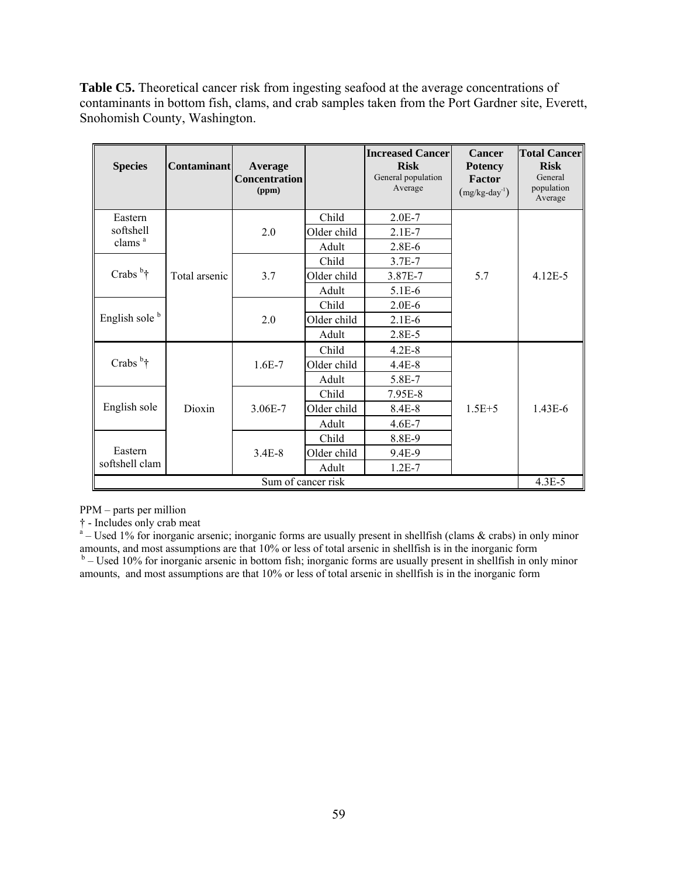**Table C5.** Theoretical cancer risk from ingesting seafood at the average concentrations of contaminants in bottom fish, clams, and crab samples taken from the Port Gardner site, Everett, Snohomish County, Washington.

| Species | Contaminant | Average Concentration (ppm) | | Increased Cancer Risk General population Average | Cancer Potency Factor (mg/kg-day$^{-1}$) | Total Cancer Risk General population Average |
|---|---|---|---|---|---|---|
| Eastern softshell clams [a] | Total arsenic | 2.0 | Child | 2.0E-7 | 5.7 | 4.12E-5 |
| | | | Older child | 2.1E-7 | | |
| | | | Adult | 2.8E-6 | | |
| Crabs [b]† | | 3.7 | Child | 3.7E-7 | | |
| | | | Older child | 3.87E-7 | | |
| | | | Adult | 5.1E-6 | | |
| English sole [b] | | 2.0 | Child | 2.0E-6 | | |
| | | | Older child | 2.1E-6 | | |
| | | | Adult | 2.8E-5 | | |
| Crabs [b]† | Dioxin | 1.6E-7 | Child | 4.2E-8 | 1.5E+5 | 1.43E-6 |
| | | | Older child | 4.4E-8 | | |
| | | | Adult | 5.8E-7 | | |
| English sole | | 3.06E-7 | Child | 7.95E-8 | | |
| | | | Older child | 8.4E-8 | | |
| | | | Adult | 4.6E-7 | | |
| Eastern softshell clam | | 3.4E-8 | Child | 8.8E-9 | | |
| | | | Older child | 9.4E-9 | | |
| | | | Adult | 1.2E-7 | | |
| Sum of cancer risk | | | | | | 4.3E-5 |

PPM – parts per million

† - Includes only crab meat

[a] – Used 1% for inorganic arsenic; inorganic forms are usually present in shellfish (clams & crabs) in only minor amounts, and most assumptions are that 10% or less of total arsenic in shellfish is in the inorganic form

[b] – Used 10% for inorganic arsenic in bottom fish; inorganic forms are usually present in shellfish in only minor amounts, and most assumptions are that 10% or less of total arsenic in shellfish is in the inorganic form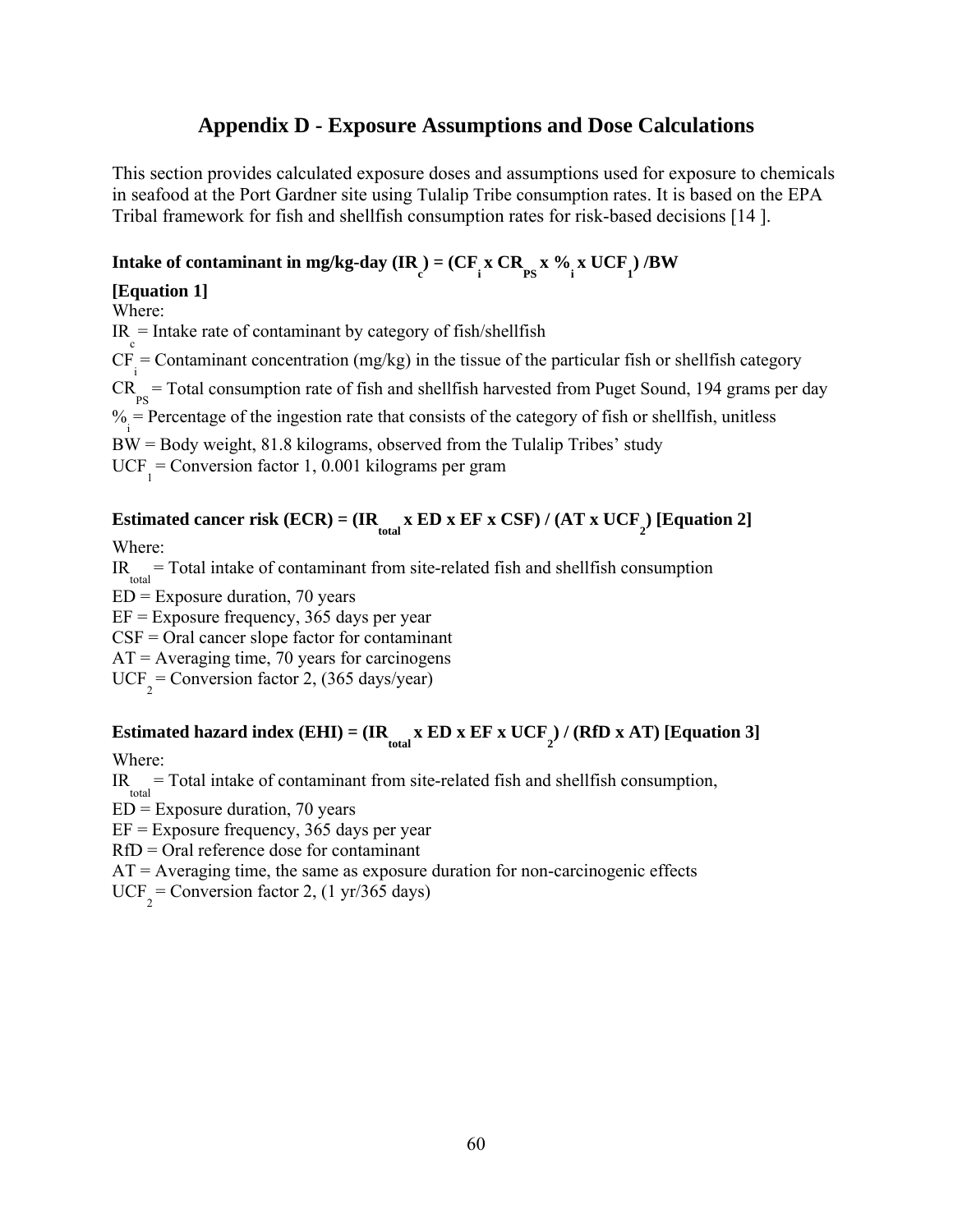# Appendix D - Exposure Assumptions and Dose Calculations

This section provides calculated exposure doses and assumptions used for exposure to chemicals in seafood at the Port Gardner site using Tulalip Tribe consumption rates. It is based on the EPA Tribal framework for fish and shellfish consumption rates for risk-based decisions [14 ].

**Intake of contaminant in mg/kg-day ($IR_c$) = ($CF_i$ x $CR_{PS}$ x $\%_i$ x $UCF_1$) /BW [Equation 1]**

Where:

$IR_c$ = Intake rate of contaminant by category of fish/shellfish

$CF_i$ = Contaminant concentration (mg/kg) in the tissue of the particular fish or shellfish category

$CR_{PS}$ = Total consumption rate of fish and shellfish harvested from Puget Sound, 194 grams per day

$\%_i$ = Percentage of the ingestion rate that consists of the category of fish or shellfish, unitless

BW = Body weight, 81.8 kilograms, observed from the Tulalip Tribes' study

$UCF_1$ = Conversion factor 1, 0.001 kilograms per gram

**Estimated cancer risk (ECR) = ($IR_{total}$ x ED x EF x CSF) / (AT x $UCF_2$) [Equation 2]**

Where:

$IR_{total}$ = Total intake of contaminant from site-related fish and shellfish consumption

ED = Exposure duration, 70 years

EF = Exposure frequency, 365 days per year

CSF = Oral cancer slope factor for contaminant

AT = Averaging time, 70 years for carcinogens

$UCF_2$ = Conversion factor 2, (365 days/year)

**Estimated hazard index (EHI) = ($IR_{total}$ x ED x EF x $UCF_2$) / (RfD x AT) [Equation 3]**

Where:

$IR_{total}$ = Total intake of contaminant from site-related fish and shellfish consumption,

ED = Exposure duration, 70 years

EF = Exposure frequency, 365 days per year

RfD = Oral reference dose for contaminant

AT = Averaging time, the same as exposure duration for non-carcinogenic effects

$UCF_2$ = Conversion factor 2, (1 yr/365 days)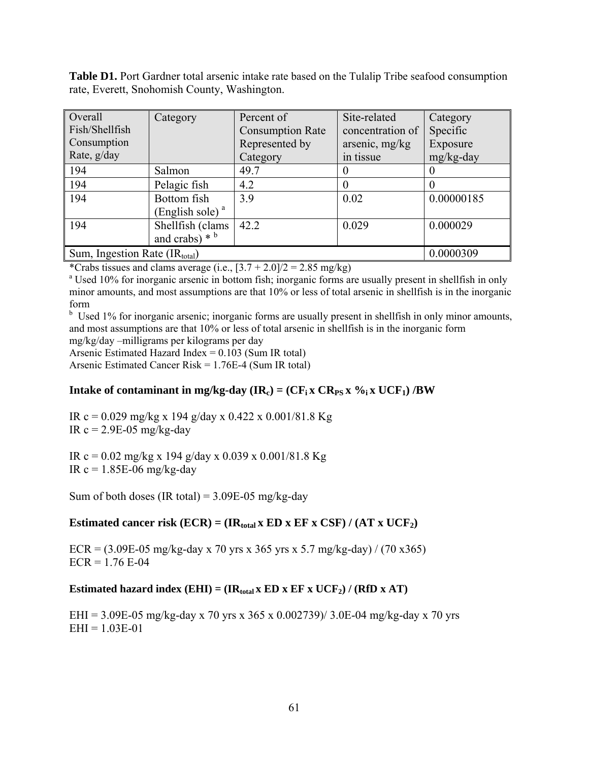**Table D1.** Port Gardner total arsenic intake rate based on the Tulalip Tribe seafood consumption rate, Everett, Snohomish County, Washington.

| Overall Fish/Shellfish Consumption Rate, g/day | Category | Percent of Consumption Rate Represented by Category | Site-related concentration of arsenic, mg/kg in tissue | Category Specific Exposure mg/kg-day |
|---|---|---|---|---|
| 194 | Salmon | 49.7 | 0 | 0 |
| 194 | Pelagic fish | 4.2 | 0 | 0 |
| 194 | Bottom fish (English sole) [a] | 3.9 | 0.02 | 0.00000185 |
| 194 | Shellfish (clams and crabs) * [b] | 42.2 | 0.029 | 0.000029 |
| Sum, Ingestion Rate ($IR_{total}$) | | | | 0.0000309 |

*Crabs tissues and clams average (i.e., [3.7 + 2.0]/2 = 2.85 mg/kg)

[a] Used 10% for inorganic arsenic in bottom fish; inorganic forms are usually present in shellfish in only minor amounts, and most assumptions are that 10% or less of total arsenic in shellfish is in the inorganic form

[b] Used 1% for inorganic arsenic; inorganic forms are usually present in shellfish in only minor amounts, and most assumptions are that 10% or less of total arsenic in shellfish is in the inorganic form

mg/kg/day –milligrams per kilograms per day

Arsenic Estimated Hazard Index = 0.103 (Sum IR total)

Arsenic Estimated Cancer Risk = 1.76E-4 (Sum IR total)

### Intake of contaminant in mg/kg-day ($IR_c$) = ($CF_i$ x $CR_{PS}$ x $\%_i$ x $UCF_1$) /BW

IR c = 0.029 mg/kg x 194 g/day x 0.422 x 0.001/81.8 Kg
IR c = 2.9E-05 mg/kg-day

IR c = 0.02 mg/kg x 194 g/day x 0.039 x 0.001/81.8 Kg
IR c = 1.85E-06 mg/kg-day

Sum of both doses (IR total) = 3.09E-05 mg/kg-day

### Estimated cancer risk (ECR) = ($IR_{total}$ x ED x EF x CSF) / (AT x $UCF_2$)

ECR = (3.09E-05 mg/kg-day x 70 yrs x 365 yrs x 5.7 mg/kg-day) / (70 x365)
ECR = 1.76 E-04

### Estimated hazard index (EHI) = ($IR_{total}$ x ED x EF x $UCF_2$) / (RfD x AT)

EHI = 3.09E-05 mg/kg-day x 70 yrs x 365 x 0.002739)/ 3.0E-04 mg/kg-day x 70 yrs
EHI = 1.03E-01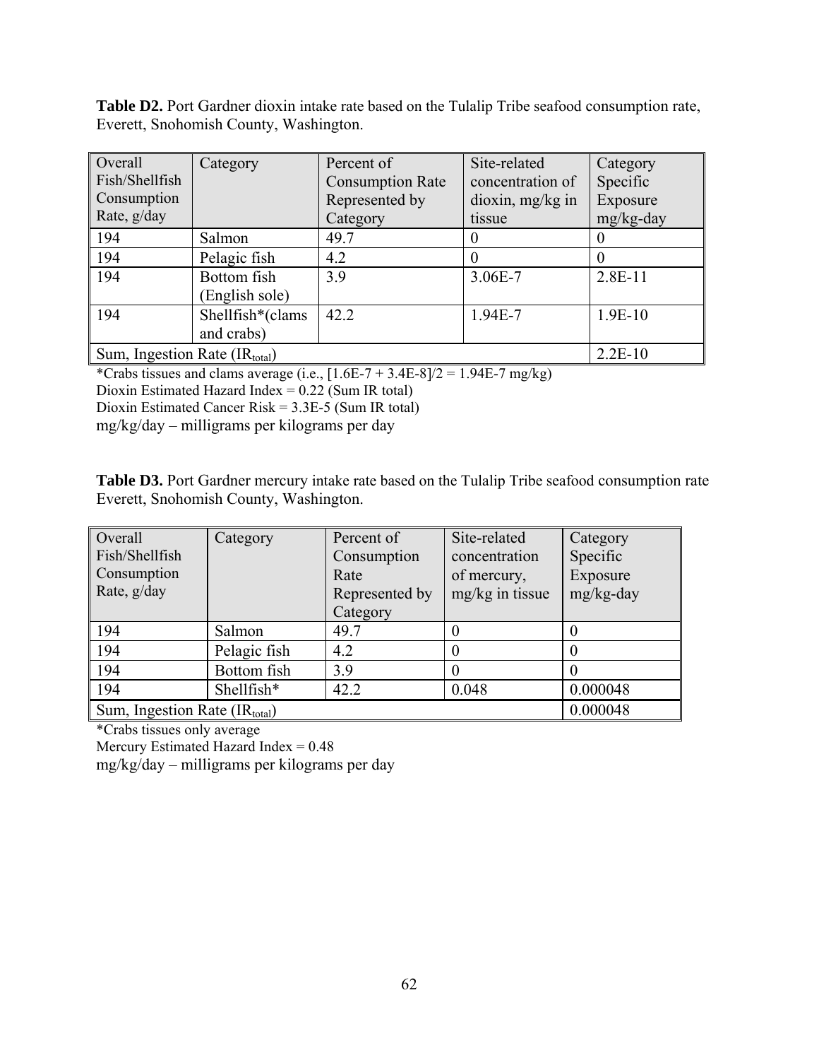**Table D2.** Port Gardner dioxin intake rate based on the Tulalip Tribe seafood consumption rate, Everett, Snohomish County, Washington.

| Overall Fish/Shellfish Consumption Rate, g/day | Category | Percent of Consumption Rate Represented by Category | Site-related concentration of dioxin, mg/kg in tissue | Category Specific Exposure mg/kg-day |
|---|---|---|---|---|
| 194 | Salmon | 49.7 | 0 | 0 |
| 194 | Pelagic fish | 4.2 | 0 | 0 |
| 194 | Bottom fish (English sole) | 3.9 | 3.06E-7 | 2.8E-11 |
| 194 | Shellfish*(clams and crabs) | 42.2 | 1.94E-7 | 1.9E-10 |
| Sum, Ingestion Rate ($IR_{total}$) | | | | 2.2E-10 |

*Crabs tissues and clams average (i.e., [1.6E-7 + 3.4E-8]/2 = 1.94E-7 mg/kg)

Dioxin Estimated Hazard Index = 0.22 (Sum IR total)

Dioxin Estimated Cancer Risk = 3.3E-5 (Sum IR total)

mg/kg/day – milligrams per kilograms per day

**Table D3.** Port Gardner mercury intake rate based on the Tulalip Tribe seafood consumption rate Everett, Snohomish County, Washington.

| Overall Fish/Shellfish Consumption Rate, g/day | Category | Percent of Consumption Rate Represented by Category | Site-related concentration of mercury, mg/kg in tissue | Category Specific Exposure mg/kg-day |
|---|---|---|---|---|
| 194 | Salmon | 49.7 | 0 | 0 |
| 194 | Pelagic fish | 4.2 | 0 | 0 |
| 194 | Bottom fish | 3.9 | 0 | 0 |
| 194 | Shellfish* | 42.2 | 0.048 | 0.000048 |
| Sum, Ingestion Rate ($IR_{total}$) | | | | 0.000048 |

*Crabs tissues only average

Mercury Estimated Hazard Index = 0.48

mg/kg/day – milligrams per kilograms per day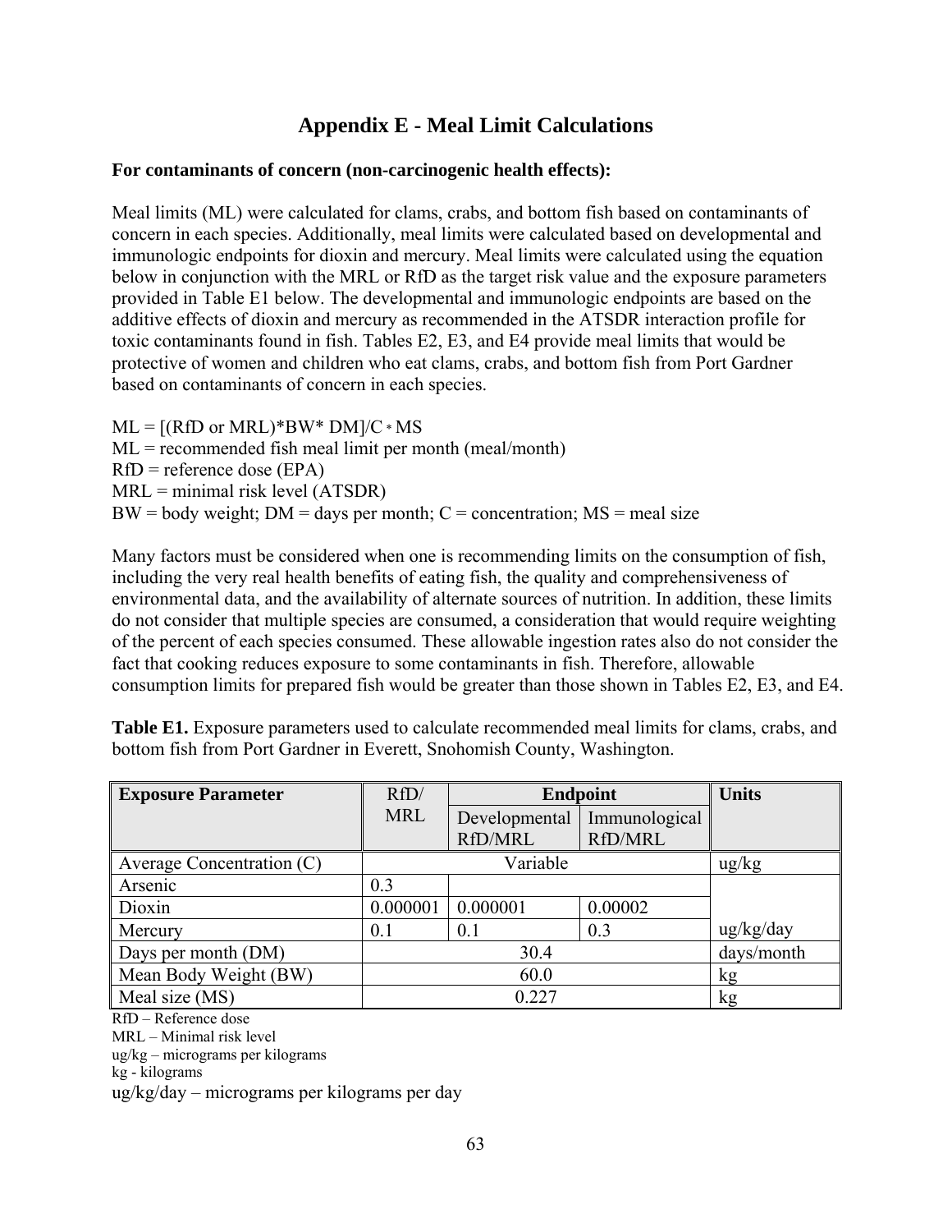# Appendix E - Meal Limit Calculations

**For contaminants of concern (non-carcinogenic health effects):**

Meal limits (ML) were calculated for clams, crabs, and bottom fish based on contaminants of concern in each species. Additionally, meal limits were calculated based on developmental and immunologic endpoints for dioxin and mercury. Meal limits were calculated using the equation below in conjunction with the MRL or RfD as the target risk value and the exposure parameters provided in Table E1 below. The developmental and immunologic endpoints are based on the additive effects of dioxin and mercury as recommended in the ATSDR interaction profile for toxic contaminants found in fish. Tables E2, E3, and E4 provide meal limits that would be protective of women and children who eat clams, crabs, and bottom fish from Port Gardner based on contaminants of concern in each species.

ML = [(RfD or MRL)*BW* DM]/C * MS
ML = recommended fish meal limit per month (meal/month)
RfD = reference dose (EPA)
MRL = minimal risk level (ATSDR)
BW = body weight; DM = days per month; C = concentration; MS = meal size

Many factors must be considered when one is recommending limits on the consumption of fish, including the very real health benefits of eating fish, the quality and comprehensiveness of environmental data, and the availability of alternate sources of nutrition. In addition, these limits do not consider that multiple species are consumed, a consideration that would require weighting of the percent of each species consumed. These allowable ingestion rates also do not consider the fact that cooking reduces exposure to some contaminants in fish. Therefore, allowable consumption limits for prepared fish would be greater than those shown in Tables E2, E3, and E4.

**Table E1.** Exposure parameters used to calculate recommended meal limits for clams, crabs, and bottom fish from Port Gardner in Everett, Snohomish County, Washington.

| Exposure Parameter | RfD/ MRL | Endpoint | | Units |
|---|---|---|---|---|
| | | Developmental RfD/MRL | Immunological RfD/MRL | |
| Average Concentration (C) | Variable | | | ug/kg |
| Arsenic | 0.3 | | | ug/kg/day |
| Dioxin | 0.000001 | 0.000001 | 0.00002 | ug/kg/day |
| Mercury | 0.1 | 0.1 | 0.3 | ug/kg/day |
| Days per month (DM) | 30.4 | | | days/month |
| Mean Body Weight (BW) | 60.0 | | | kg |
| Meal size (MS) | 0.227 | | | kg |

RfD – Reference dose
MRL – Minimal risk level
ug/kg – micrograms per kilograms
kg - kilograms
ug/kg/day – micrograms per kilograms per day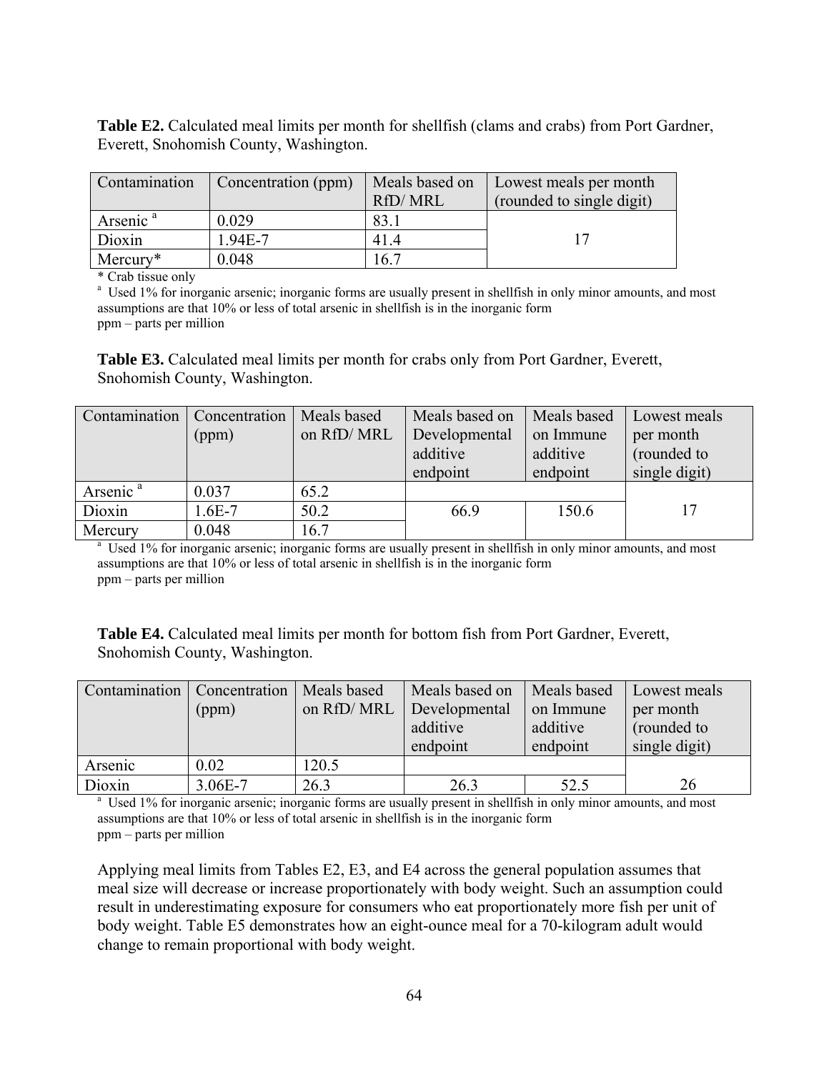**Table E2.** Calculated meal limits per month for shellfish (clams and crabs) from Port Gardner, Everett, Snohomish County, Washington.

| Contamination | Concentration (ppm) | Meals based on RfD/ MRL | Lowest meals per month (rounded to single digit) |
|---|---|---|---|
| Arsenic [a] | 0.029 | 83.1 | 17 |
| Dioxin | 1.94E-7 | 41.4 | |
| Mercury* | 0.048 | 16.7 | |

\* Crab tissue only

[a] Used 1% for inorganic arsenic; inorganic forms are usually present in shellfish in only minor amounts, and most assumptions are that 10% or less of total arsenic in shellfish is in the inorganic form

ppm – parts per million

**Table E3.** Calculated meal limits per month for crabs only from Port Gardner, Everett, Snohomish County, Washington.

| Contamination | Concentration (ppm) | Meals based on RfD/ MRL | Meals based on Developmental additive endpoint | Meals based on Immune additive endpoint | Lowest meals per month (rounded to single digit) |
|---|---|---|---|---|---|
| Arsenic [a] | 0.037 | 65.2 | | | 17 |
| Dioxin | 1.6E-7 | 50.2 | 66.9 | 150.6 | |
| Mercury | 0.048 | 16.7 | | | |

[a] Used 1% for inorganic arsenic; inorganic forms are usually present in shellfish in only minor amounts, and most assumptions are that 10% or less of total arsenic in shellfish is in the inorganic form

ppm – parts per million

**Table E4.** Calculated meal limits per month for bottom fish from Port Gardner, Everett, Snohomish County, Washington.

| Contamination | Concentration (ppm) | Meals based on RfD/ MRL | Meals based on Developmental additive endpoint | Meals based on Immune additive endpoint | Lowest meals per month (rounded to single digit) |
|---|---|---|---|---|---|
| Arsenic | 0.02 | 120.5 | | | |
| Dioxin | 3.06E-7 | 26.3 | 26.3 | 52.5 | 26 |

[a] Used 1% for inorganic arsenic; inorganic forms are usually present in shellfish in only minor amounts, and most assumptions are that 10% or less of total arsenic in shellfish is in the inorganic form

ppm – parts per million

Applying meal limits from Tables E2, E3, and E4 across the general population assumes that meal size will decrease or increase proportionately with body weight. Such an assumption could result in underestimating exposure for consumers who eat proportionately more fish per unit of body weight. Table E5 demonstrates how an eight-ounce meal for a 70-kilogram adult would change to remain proportional with body weight.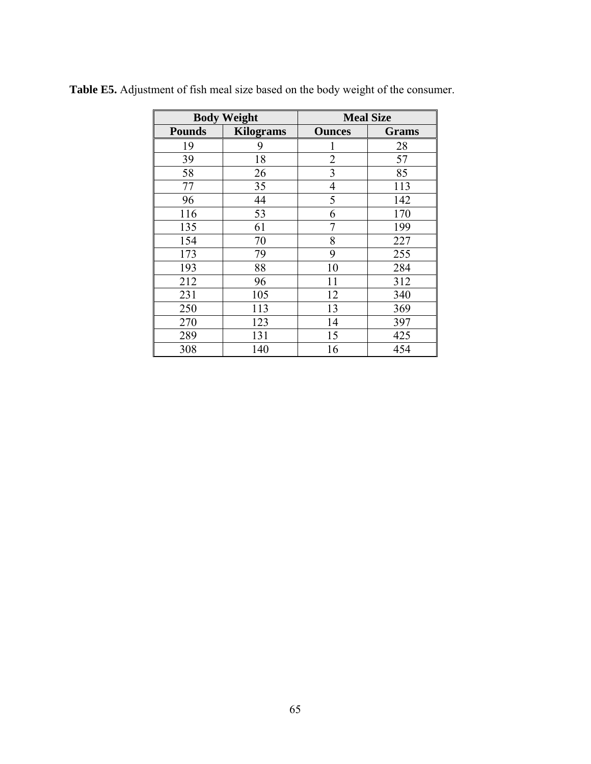**Table E5.** Adjustment of fish meal size based on the body weight of the consumer.

| Body Weight | | Meal Size | |
|---|---|---|---|
| **Pounds** | **Kilograms** | **Ounces** | **Grams** |
| 19 | 9 | 1 | 28 |
| 39 | 18 | 2 | 57 |
| 58 | 26 | 3 | 85 |
| 77 | 35 | 4 | 113 |
| 96 | 44 | 5 | 142 |
| 116 | 53 | 6 | 170 |
| 135 | 61 | 7 | 199 |
| 154 | 70 | 8 | 227 |
| 173 | 79 | 9 | 255 |
| 193 | 88 | 10 | 284 |
| 212 | 96 | 11 | 312 |
| 231 | 105 | 12 | 340 |
| 250 | 113 | 13 | 369 |
| 270 | 123 | 14 | 397 |
| 289 | 131 | 15 | 425 |
| 308 | 140 | 16 | 454 |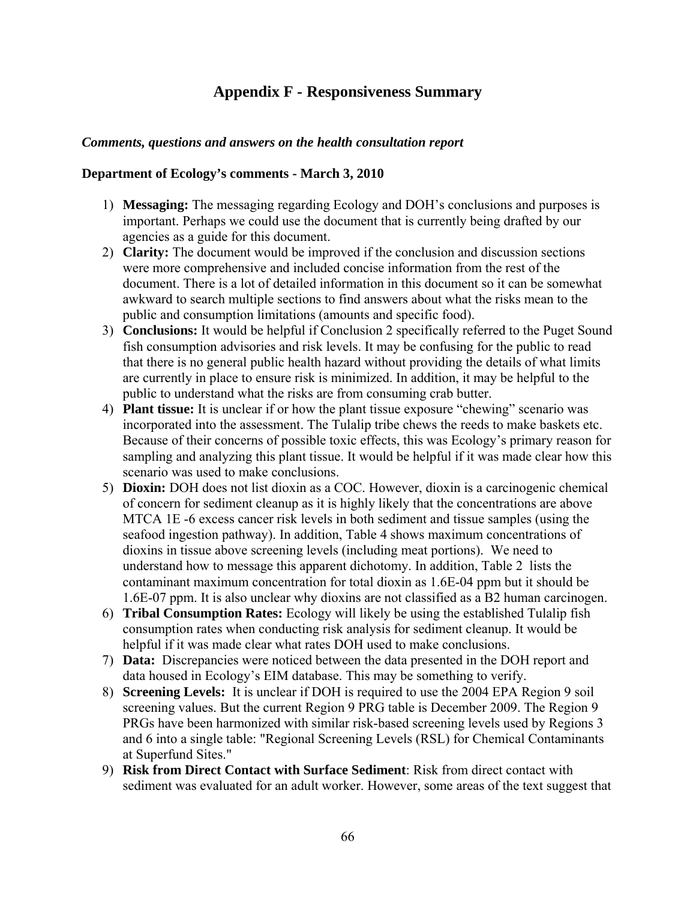# Appendix F - Responsiveness Summary

***Comments, questions and answers on the health consultation report***

**Department of Ecology's comments - March 3, 2010**

1) **Messaging:** The messaging regarding Ecology and DOH's conclusions and purposes is important. Perhaps we could use the document that is currently being drafted by our agencies as a guide for this document.
2) **Clarity:** The document would be improved if the conclusion and discussion sections were more comprehensive and included concise information from the rest of the document. There is a lot of detailed information in this document so it can be somewhat awkward to search multiple sections to find answers about what the risks mean to the public and consumption limitations (amounts and specific food).
3) **Conclusions:** It would be helpful if Conclusion 2 specifically referred to the Puget Sound fish consumption advisories and risk levels. It may be confusing for the public to read that there is no general public health hazard without providing the details of what limits are currently in place to ensure risk is minimized. In addition, it may be helpful to the public to understand what the risks are from consuming crab butter.
4) **Plant tissue:** It is unclear if or how the plant tissue exposure "chewing" scenario was incorporated into the assessment. The Tulalip tribe chews the reeds to make baskets etc. Because of their concerns of possible toxic effects, this was Ecology's primary reason for sampling and analyzing this plant tissue. It would be helpful if it was made clear how this scenario was used to make conclusions.
5) **Dioxin:** DOH does not list dioxin as a COC. However, dioxin is a carcinogenic chemical of concern for sediment cleanup as it is highly likely that the concentrations are above MTCA 1E -6 excess cancer risk levels in both sediment and tissue samples (using the seafood ingestion pathway). In addition, Table 4 shows maximum concentrations of dioxins in tissue above screening levels (including meat portions). We need to understand how to message this apparent dichotomy. In addition, Table 2 lists the contaminant maximum concentration for total dioxin as 1.6E-04 ppm but it should be 1.6E-07 ppm. It is also unclear why dioxins are not classified as a B2 human carcinogen.
6) **Tribal Consumption Rates:** Ecology will likely be using the established Tulalip fish consumption rates when conducting risk analysis for sediment cleanup. It would be helpful if it was made clear what rates DOH used to make conclusions.
7) **Data:** Discrepancies were noticed between the data presented in the DOH report and data housed in Ecology's EIM database. This may be something to verify.
8) **Screening Levels:** It is unclear if DOH is required to use the 2004 EPA Region 9 soil screening values. But the current Region 9 PRG table is December 2009. The Region 9 PRGs have been harmonized with similar risk-based screening levels used by Regions 3 and 6 into a single table: "Regional Screening Levels (RSL) for Chemical Contaminants at Superfund Sites."
9) **Risk from Direct Contact with Surface Sediment**: Risk from direct contact with sediment was evaluated for an adult worker. However, some areas of the text suggest that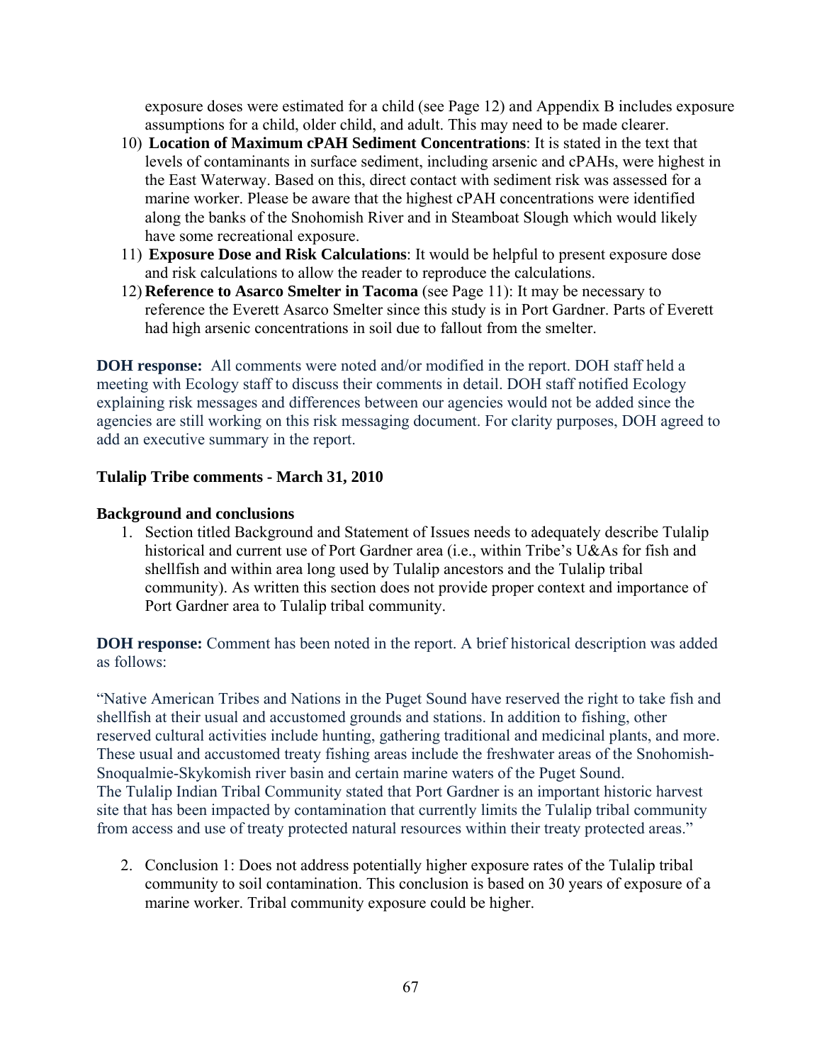exposure doses were estimated for a child (see Page 12) and Appendix B includes exposure assumptions for a child, older child, and adult. This may need to be made clearer.

10) **Location of Maximum cPAH Sediment Concentrations**: It is stated in the text that levels of contaminants in surface sediment, including arsenic and cPAHs, were highest in the East Waterway. Based on this, direct contact with sediment risk was assessed for a marine worker. Please be aware that the highest cPAH concentrations were identified along the banks of the Snohomish River and in Steamboat Slough which would likely have some recreational exposure.
11) **Exposure Dose and Risk Calculations**: It would be helpful to present exposure dose and risk calculations to allow the reader to reproduce the calculations.
12) **Reference to Asarco Smelter in Tacoma** (see Page 11): It may be necessary to reference the Everett Asarco Smelter since this study is in Port Gardner. Parts of Everett had high arsenic concentrations in soil due to fallout from the smelter.

**DOH response:** All comments were noted and/or modified in the report. DOH staff held a meeting with Ecology staff to discuss their comments in detail. DOH staff notified Ecology explaining risk messages and differences between our agencies would not be added since the agencies are still working on this risk messaging document. For clarity purposes, DOH agreed to add an executive summary in the report.

**Tulalip Tribe comments - March 31, 2010**

**Background and conclusions**

1. Section titled Background and Statement of Issues needs to adequately describe Tulalip historical and current use of Port Gardner area (i.e., within Tribe's U&As for fish and shellfish and within area long used by Tulalip ancestors and the Tulalip tribal community). As written this section does not provide proper context and importance of Port Gardner area to Tulalip tribal community.

**DOH response:** Comment has been noted in the report. A brief historical description was added as follows:

"Native American Tribes and Nations in the Puget Sound have reserved the right to take fish and shellfish at their usual and accustomed grounds and stations. In addition to fishing, other reserved cultural activities include hunting, gathering traditional and medicinal plants, and more. These usual and accustomed treaty fishing areas include the freshwater areas of the Snohomish-Snoqualmie-Skykomish river basin and certain marine waters of the Puget Sound.
The Tulalip Indian Tribal Community stated that Port Gardner is an important historic harvest site that has been impacted by contamination that currently limits the Tulalip tribal community from access and use of treaty protected natural resources within their treaty protected areas."

2. Conclusion 1: Does not address potentially higher exposure rates of the Tulalip tribal community to soil contamination. This conclusion is based on 30 years of exposure of a marine worker. Tribal community exposure could be higher.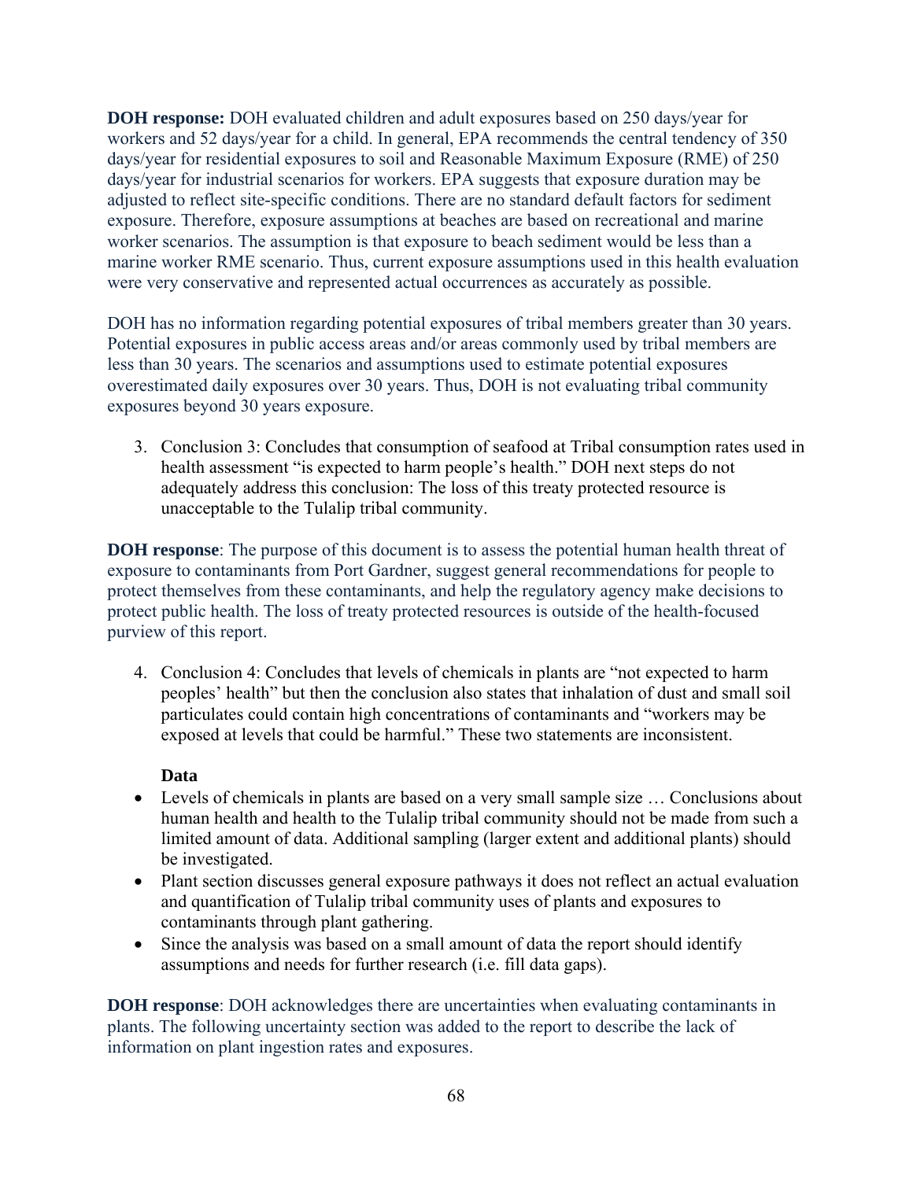**DOH response:** DOH evaluated children and adult exposures based on 250 days/year for workers and 52 days/year for a child. In general, EPA recommends the central tendency of 350 days/year for residential exposures to soil and Reasonable Maximum Exposure (RME) of 250 days/year for industrial scenarios for workers. EPA suggests that exposure duration may be adjusted to reflect site-specific conditions. There are no standard default factors for sediment exposure. Therefore, exposure assumptions at beaches are based on recreational and marine worker scenarios. The assumption is that exposure to beach sediment would be less than a marine worker RME scenario. Thus, current exposure assumptions used in this health evaluation were very conservative and represented actual occurrences as accurately as possible.

DOH has no information regarding potential exposures of tribal members greater than 30 years. Potential exposures in public access areas and/or areas commonly used by tribal members are less than 30 years. The scenarios and assumptions used to estimate potential exposures overestimated daily exposures over 30 years. Thus, DOH is not evaluating tribal community exposures beyond 30 years exposure.

3. Conclusion 3: Concludes that consumption of seafood at Tribal consumption rates used in health assessment "is expected to harm people's health." DOH next steps do not adequately address this conclusion: The loss of this treaty protected resource is unacceptable to the Tulalip tribal community.

**DOH response**: The purpose of this document is to assess the potential human health threat of exposure to contaminants from Port Gardner, suggest general recommendations for people to protect themselves from these contaminants, and help the regulatory agency make decisions to protect public health. The loss of treaty protected resources is outside of the health-focused purview of this report.

4. Conclusion 4: Concludes that levels of chemicals in plants are "not expected to harm peoples' health" but then the conclusion also states that inhalation of dust and small soil particulates could contain high concentrations of contaminants and "workers may be exposed at levels that could be harmful." These two statements are inconsistent.

   **Data**

- Levels of chemicals in plants are based on a very small sample size … Conclusions about human health and health to the Tulalip tribal community should not be made from such a limited amount of data. Additional sampling (larger extent and additional plants) should be investigated.
- Plant section discusses general exposure pathways it does not reflect an actual evaluation and quantification of Tulalip tribal community uses of plants and exposures to contaminants through plant gathering.
- Since the analysis was based on a small amount of data the report should identify assumptions and needs for further research (i.e. fill data gaps).

**DOH response**: DOH acknowledges there are uncertainties when evaluating contaminants in plants. The following uncertainty section was added to the report to describe the lack of information on plant ingestion rates and exposures.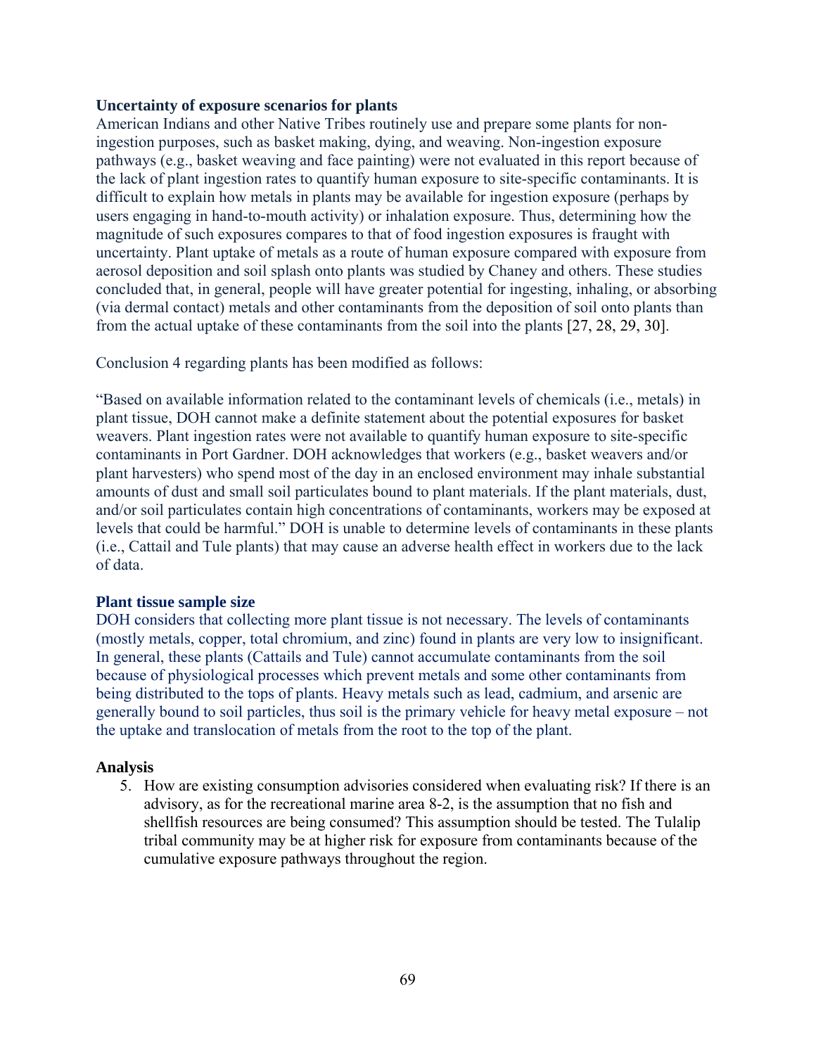**Uncertainty of exposure scenarios for plants**

American Indians and other Native Tribes routinely use and prepare some plants for non-ingestion purposes, such as basket making, dying, and weaving. Non-ingestion exposure pathways (e.g., basket weaving and face painting) were not evaluated in this report because of the lack of plant ingestion rates to quantify human exposure to site-specific contaminants. It is difficult to explain how metals in plants may be available for ingestion exposure (perhaps by users engaging in hand-to-mouth activity) or inhalation exposure. Thus, determining how the magnitude of such exposures compares to that of food ingestion exposures is fraught with uncertainty. Plant uptake of metals as a route of human exposure compared with exposure from aerosol deposition and soil splash onto plants was studied by Chaney and others. These studies concluded that, in general, people will have greater potential for ingesting, inhaling, or absorbing (via dermal contact) metals and other contaminants from the deposition of soil onto plants than from the actual uptake of these contaminants from the soil into the plants [27, 28, 29, 30].

Conclusion 4 regarding plants has been modified as follows:

"Based on available information related to the contaminant levels of chemicals (i.e., metals) in plant tissue, DOH cannot make a definite statement about the potential exposures for basket weavers. Plant ingestion rates were not available to quantify human exposure to site-specific contaminants in Port Gardner. DOH acknowledges that workers (e.g., basket weavers and/or plant harvesters) who spend most of the day in an enclosed environment may inhale substantial amounts of dust and small soil particulates bound to plant materials. If the plant materials, dust, and/or soil particulates contain high concentrations of contaminants, workers may be exposed at levels that could be harmful." DOH is unable to determine levels of contaminants in these plants (i.e., Cattail and Tule plants) that may cause an adverse health effect in workers due to the lack of data.

**Plant tissue sample size**

DOH considers that collecting more plant tissue is not necessary. The levels of contaminants (mostly metals, copper, total chromium, and zinc) found in plants are very low to insignificant. In general, these plants (Cattails and Tule) cannot accumulate contaminants from the soil because of physiological processes which prevent metals and some other contaminants from being distributed to the tops of plants. Heavy metals such as lead, cadmium, and arsenic are generally bound to soil particles, thus soil is the primary vehicle for heavy metal exposure – not the uptake and translocation of metals from the root to the top of the plant.

**Analysis**

5. How are existing consumption advisories considered when evaluating risk? If there is an advisory, as for the recreational marine area 8-2, is the assumption that no fish and shellfish resources are being consumed? This assumption should be tested. The Tulalip tribal community may be at higher risk for exposure from contaminants because of the cumulative exposure pathways throughout the region.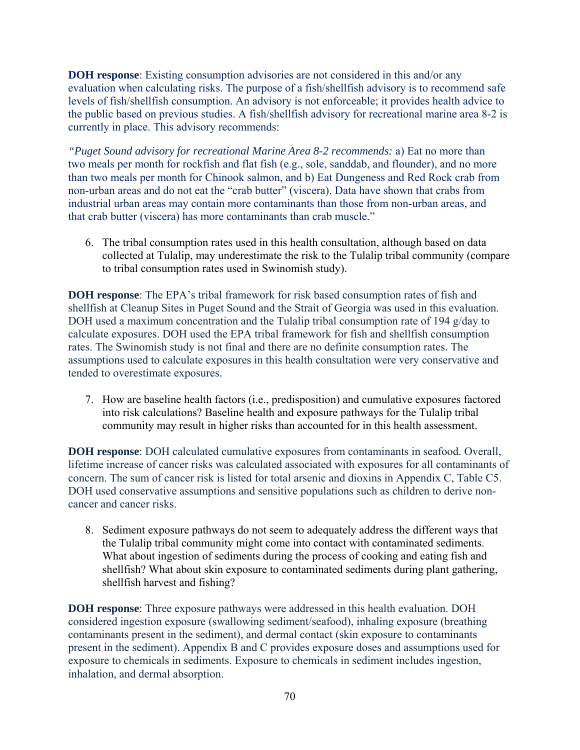**DOH response**: Existing consumption advisories are not considered in this and/or any evaluation when calculating risks. The purpose of a fish/shellfish advisory is to recommend safe levels of fish/shellfish consumption. An advisory is not enforceable; it provides health advice to the public based on previous studies. A fish/shellfish advisory for recreational marine area 8-2 is currently in place. This advisory recommends:

*"Puget Sound advisory for recreational Marine Area 8-2 recommends:* a) Eat no more than two meals per month for rockfish and flat fish (e.g., sole, sanddab, and flounder), and no more than two meals per month for Chinook salmon, and b) Eat Dungeness and Red Rock crab from non-urban areas and do not eat the "crab butter" (viscera). Data have shown that crabs from industrial urban areas may contain more contaminants than those from non-urban areas, and that crab butter (viscera) has more contaminants than crab muscle."

6. The tribal consumption rates used in this health consultation, although based on data collected at Tulalip, may underestimate the risk to the Tulalip tribal community (compare to tribal consumption rates used in Swinomish study).

**DOH response**: The EPA's tribal framework for risk based consumption rates of fish and shellfish at Cleanup Sites in Puget Sound and the Strait of Georgia was used in this evaluation. DOH used a maximum concentration and the Tulalip tribal consumption rate of 194 g/day to calculate exposures. DOH used the EPA tribal framework for fish and shellfish consumption rates. The Swinomish study is not final and there are no definite consumption rates. The assumptions used to calculate exposures in this health consultation were very conservative and tended to overestimate exposures.

7. How are baseline health factors (i.e., predisposition) and cumulative exposures factored into risk calculations? Baseline health and exposure pathways for the Tulalip tribal community may result in higher risks than accounted for in this health assessment.

**DOH response**: DOH calculated cumulative exposures from contaminants in seafood. Overall, lifetime increase of cancer risks was calculated associated with exposures for all contaminants of concern. The sum of cancer risk is listed for total arsenic and dioxins in Appendix C, Table C5. DOH used conservative assumptions and sensitive populations such as children to derive non-cancer and cancer risks.

8. Sediment exposure pathways do not seem to adequately address the different ways that the Tulalip tribal community might come into contact with contaminated sediments. What about ingestion of sediments during the process of cooking and eating fish and shellfish? What about skin exposure to contaminated sediments during plant gathering, shellfish harvest and fishing?

**DOH response**: Three exposure pathways were addressed in this health evaluation. DOH considered ingestion exposure (swallowing sediment/seafood), inhaling exposure (breathing contaminants present in the sediment), and dermal contact (skin exposure to contaminants present in the sediment). Appendix B and C provides exposure doses and assumptions used for exposure to chemicals in sediments. Exposure to chemicals in sediment includes ingestion, inhalation, and dermal absorption.